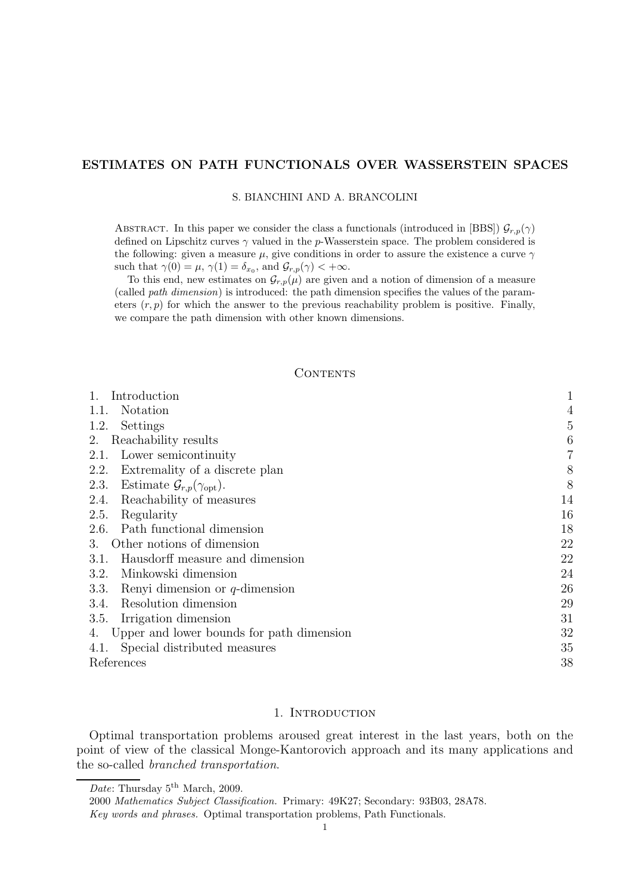# ESTIMATES ON PATH FUNCTIONALS OVER WASSERSTEIN SPACES

S. BIANCHINI AND A. BRANCOLINI

Abstract. In this paper we consider the class a functionals (introduced in [BBS]) $\mathcal{G}_{r,p}(\gamma)$ defined on Lipschitz curves $\gamma$ valued in the $p$-Wasserstein space. The problem considered is the following: given a measure $\mu$, give conditions in order to assure the existence a curve $\gamma$ such that $\gamma(0) = \mu$, $\gamma(1) = \delta_{x_0}$, and $\mathcal{G}_{r,p}(\gamma) < +\infty$.

To this end, new estimates on $\mathcal{G}_{r,p}(\mu)$ are given and a notion of dimension of a measure (called *path dimension*) is introduced: the path dimension specifies the values of the parameters $(r,p)$ for which the answer to the previous reachability problem is positive. Finally, we compare the path dimension with other known dimensions.

## Contents

| | |
|---|---|
| 1. Introduction | 1 |
| 1.1. Notation | 4 |
| 1.2. Settings | 5 |
| 2. Reachability results | 6 |
| 2.1. Lower semicontinuity | 7 |
| 2.2. Extremality of a discrete plan | 8 |
| 2.3. Estimate $\mathcal{G}_{r,p}(\gamma_{\text{opt}})$. | 8 |
| 2.4. Reachability of measures | 14 |
| 2.5. Regularity | 16 |
| 2.6. Path functional dimension | 18 |
| 3. Other notions of dimension | 22 |
| 3.1. Hausdorff measure and dimension | 22 |
| 3.2. Minkowski dimension | 24 |
| 3.3. Renyi dimension or $q$-dimension | 26 |
| 3.4. Resolution dimension | 29 |
| 3.5. Irrigation dimension | 31 |
| 4. Upper and lower bounds for path dimension | 32 |
| 4.1. Special distributed measures | 35 |
| References | 38 |

## 1. Introduction

Optimal transportation problems aroused great interest in the last years, both on the point of view of the classical Monge-Kantorovich approach and its many applications and the so-called *branched transportation*.

*Date*: Thursday 5[th] March, 2009.

2000 *Mathematics Subject Classification.* Primary: 49K27; Secondary: 93B03, 28A78.

*Key words and phrases.* Optimal transportation problems, Path Functionals.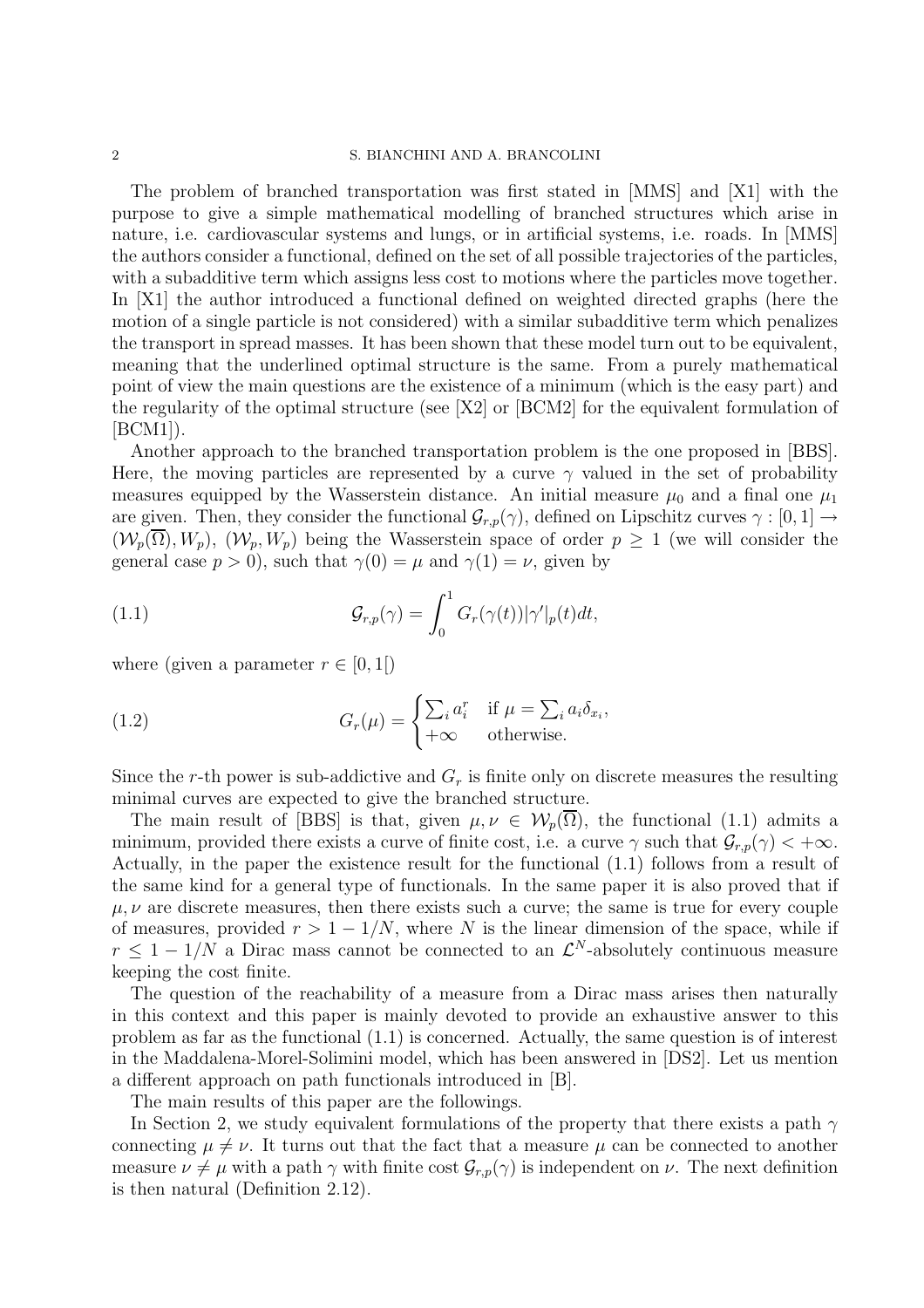The problem of branched transportation was first stated in [MMS] and [X1] with the purpose to give a simple mathematical modelling of branched structures which arise in nature, i.e. cardiovascular systems and lungs, or in artificial systems, i.e. roads. In [MMS] the authors consider a functional, defined on the set of all possible trajectories of the particles, with a subadditive term which assigns less cost to motions where the particles move together. In [X1] the author introduced a functional defined on weighted directed graphs (here the motion of a single particle is not considered) with a similar subadditive term which penalizes the transport in spread masses. It has been shown that these model turn out to be equivalent, meaning that the underlined optimal structure is the same. From a purely mathematical point of view the main questions are the existence of a minimum (which is the easy part) and the regularity of the optimal structure (see [X2] or [BCM2] for the equivalent formulation of [BCM1]).

Another approach to the branched transportation problem is the one proposed in [BBS]. Here, the moving particles are represented by a curve $\gamma$ valued in the set of probability measures equipped by the Wasserstein distance. An initial measure $\mu_0$ and a final one $\mu_1$ are given. Then, they consider the functional $\mathcal{G}_{r,p}(\gamma)$, defined on Lipschitz curves $\gamma : [0,1] \to (\mathcal{W}_p(\overline{\Omega}), W_p)$, $(\mathcal{W}_p, W_p)$ being the Wasserstein space of order $p \geq 1$ (we will consider the general case $p > 0$), such that $\gamma(0) = \mu$ and $\gamma(1) = \nu$, given by

$$
\mathcal{G}_{r,p}(\gamma) = \int_0^1 G_r(\gamma(t)) |\gamma'|_p(t) dt, \tag{1.1}
$$

where (given a parameter $r \in [0,1[$)

$$
G_r(\mu) = \begin{cases} \sum_i a_i^r & \text{if } \mu = \sum_i a_i \delta_{x_i}, \\ +\infty & \text{otherwise.} \end{cases} \tag{1.2}
$$

Since the $r$-th power is sub-addictive and $G_r$ is finite only on discrete measures the resulting minimal curves are expected to give the branched structure.

The main result of [BBS] is that, given $\mu, \nu \in \mathcal{W}_p(\overline{\Omega})$, the functional (1.1) admits a minimum, provided there exists a curve of finite cost, i.e. a curve $\gamma$ such that $\mathcal{G}_{r,p}(\gamma) < +\infty$. Actually, in the paper the existence result for the functional (1.1) follows from a result of the same kind for a general type of functionals. In the same paper it is also proved that if $\mu, \nu$ are discrete measures, then there exists such a curve; the same is true for every couple of measures, provided $r > 1 - 1/N$, where $N$ is the linear dimension of the space, while if $r \leq 1 - 1/N$ a Dirac mass cannot be connected to an $\mathcal{L}^N$-absolutely continuous measure keeping the cost finite.

The question of the reachability of a measure from a Dirac mass arises then naturally in this context and this paper is mainly devoted to provide an exhaustive answer to this problem as far as the functional (1.1) is concerned. Actually, the same question is of interest in the Maddalena-Morel-Solimini model, which has been answered in [DS2]. Let us mention a different approach on path functionals introduced in [B].

The main results of this paper are the followings.

In Section 2, we study equivalent formulations of the property that there exists a path $\gamma$ connecting $\mu \neq \nu$. It turns out that the fact that a measure $\mu$ can be connected to another measure $\nu \neq \mu$ with a path $\gamma$ with finite cost $\mathcal{G}_{r,p}(\gamma)$ is independent on $\nu$. The next definition is then natural (Definition 2.12).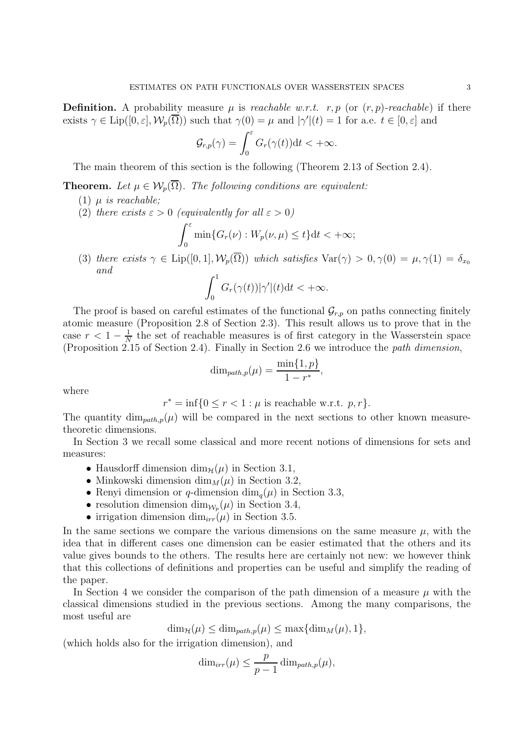**Definition.** A probability measure $\mu$ is *reachable w.r.t.* $r, p$ (or $(r,p)$*-reachable*) if there exists $\gamma \in \mathrm{Lip}([0,\varepsilon], \mathcal{W}_p(\overline{\Omega}))$ such that $\gamma(0) = \mu$ and $|\gamma'|(t) = 1$ for a.e. $t \in [0,\varepsilon]$ and

$$\mathcal{G}_{r,p}(\gamma) = \int_0^\varepsilon G_r(\gamma(t))\mathrm{d}t < +\infty.$$

The main theorem of this section is the following (Theorem 2.13 of Section 2.4).

**Theorem.** *Let $\mu \in \mathcal{W}_p(\overline{\Omega})$. The following conditions are equivalent:*

(1) *$\mu$ is reachable;*

(2) *there exists $\varepsilon > 0$ (equivalently for all $\varepsilon > 0$)*

$$\int_0^\varepsilon \min\{G_r(\nu) : W_p(\nu, \mu) \le t\}\mathrm{d}t < +\infty;$$

(3) *there exists $\gamma \in \mathrm{Lip}([0,1], \mathcal{W}_p(\overline{\Omega}))$ which satisfies $\mathrm{Var}(\gamma) > 0, \gamma(0) = \mu, \gamma(1) = \delta_{x_0}$ and*

$$\int_0^1 G_r(\gamma(t))|\gamma'|(t)\mathrm{d}t < +\infty.$$

The proof is based on careful estimates of the functional $\mathcal{G}_{r,p}$ on paths connecting finitely atomic measure (Proposition 2.8 of Section 2.3). This result allows us to prove that in the case $r < 1 - \frac{1}{N}$ the set of reachable measures is of first category in the Wasserstein space (Proposition 2.15 of Section 2.4). Finally in Section 2.6 we introduce the *path dimension*,

$$\dim_{path,p}(\mu) = \frac{\min\{1,p\}}{1 - r^*},$$

where

$$r^* = \inf\{0 \le r < 1 : \mu \text{ is reachable w.r.t. } p, r\}.$$

The quantity $\dim_{path,p}(\mu)$ will be compared in the next sections to other known measure-theoretic dimensions.

In Section 3 we recall some classical and more recent notions of dimensions for sets and measures:

- Hausdorff dimension $\dim_{\mathcal{H}}(\mu)$ in Section 3.1,
- Minkowski dimension $\dim_M(\mu)$ in Section 3.2,
- Renyi dimension or $q$-dimension $\dim_q(\mu)$ in Section 3.3,
- resolution dimension $\dim_{\mathcal{W}_p}(\mu)$ in Section 3.4,
- irrigation dimension $\dim_{irr}(\mu)$ in Section 3.5.

In the same sections we compare the various dimensions on the same measure $\mu$, with the idea that in different cases one dimension can be easier estimated that the others and its value gives bounds to the others. The results here are certainly not new: we however think that this collections of definitions and properties can be useful and simplify the reading of the paper.

In Section 4 we consider the comparison of the path dimension of a measure $\mu$ with the classical dimensions studied in the previous sections. Among the many comparisons, the most useful are

$$\dim_{\mathcal{H}}(\mu) \le \dim_{path,p}(\mu) \le \max\{\dim_M(\mu), 1\},$$

(which holds also for the irrigation dimension), and

$$\dim_{irr}(\mu) \le \frac{p}{p-1}\dim_{path,p}(\mu),$$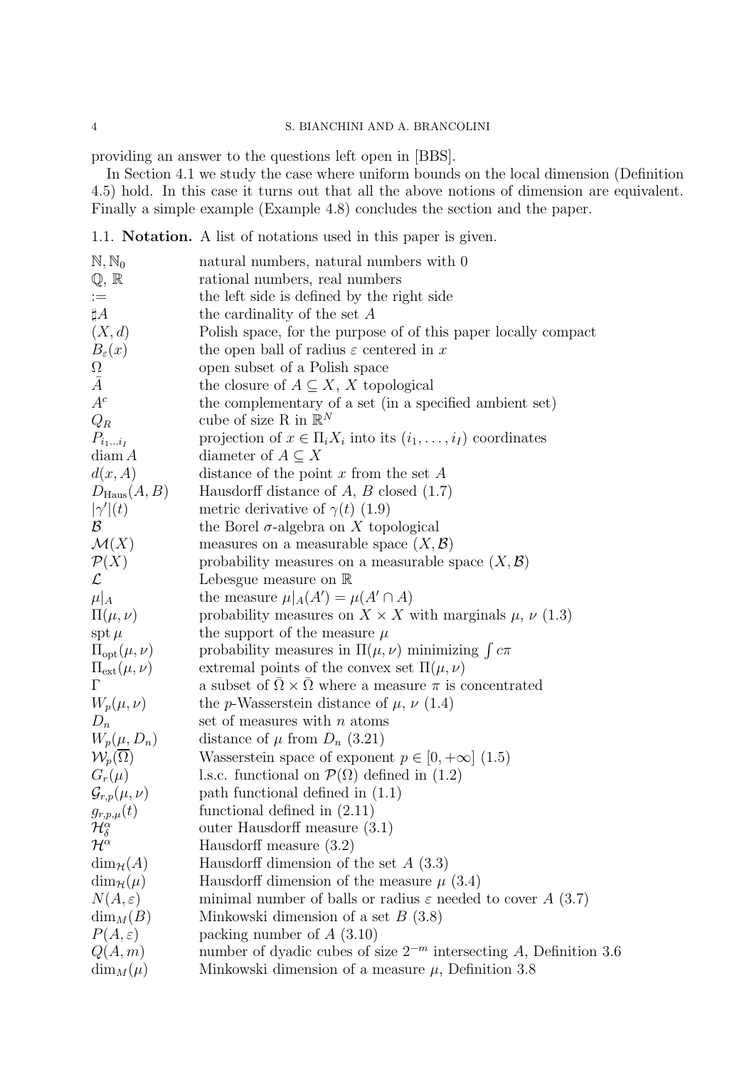providing an answer to the questions left open in [BBS].

In Section 4.1 we study the case where uniform bounds on the local dimension (Definition 4.5) hold. In this case it turns out that all the above notions of dimension are equivalent. Finally a simple example (Example 4.8) concludes the section and the paper.

### 1.1. Notation.

A list of notations used in this paper is given.

| | |
|---|---|
| $\mathbb{N}, \mathbb{N}_0$ | natural numbers, natural numbers with 0 |
| $\mathbb{Q}$, $\mathbb{R}$ | rational numbers, real numbers |
| $:=$ | the left side is defined by the right side |
| $\sharp A$ | the cardinality of the set $A$ |
| $(X, d)$ | Polish space, for the purpose of of this paper locally compact |
| $B_\varepsilon(x)$ | the open ball of radius $\varepsilon$ centered in $x$ |
| $\Omega$ | open subset of a Polish space |
| $\bar{A}$ | the closure of $A \subseteq X$, $X$ topological |
| $A^c$ | the complementary of a set (in a specified ambient set) |
| $Q_R$ | cube of size R in $\mathbb{R}^N$ |
| $P_{i_1 \dots i_I}$ | projection of $x \in \Pi_i X_i$ into its $(i_1, \dots, i_I)$ coordinates |
| $\operatorname{diam} A$ | diameter of $A \subseteq X$ |
| $d(x, A)$ | distance of the point $x$ from the set $A$ |
| $D_{\text{Haus}}(A, B)$ | Hausdorff distance of $A$, $B$ closed (1.7) |
| $\lvert\gamma'\rvert(t)$ | metric derivative of $\gamma(t)$ (1.9) |
| $\mathcal{B}$ | the Borel $\sigma$-algebra on $X$ topological |
| $\mathcal{M}(X)$ | measures on a measurable space $(X, \mathcal{B})$ |
| $\mathcal{P}(X)$ | probability measures on a measurable space $(X, \mathcal{B})$ |
| $\mathcal{L}$ | Lebesgue measure on $\mathbb{R}$ |
| $\mu\lvert_A$ | the measure $\mu\lvert_A(A') = \mu(A' \cap A)$ |
| $\Pi(\mu, \nu)$ | probability measures on $X \times X$ with marginals $\mu$, $\nu$ (1.3) |
| $\operatorname{spt} \mu$ | the support of the measure $\mu$ |
| $\Pi_{\text{opt}}(\mu, \nu)$ | probability measures in $\Pi(\mu, \nu)$ minimizing $\int c\pi$ |
| $\Pi_{\text{ext}}(\mu, \nu)$ | extremal points of the convex set $\Pi(\mu, \nu)$ |
| $\Gamma$ | a subset of $\bar{\Omega} \times \bar{\Omega}$ where a measure $\pi$ is concentrated |
| $W_p(\mu, \nu)$ | the $p$-Wasserstein distance of $\mu$, $\nu$ (1.4) |
| $D_n$ | set of measures with $n$ atoms |
| $W_p(\mu, D_n)$ | distance of $\mu$ from $D_n$ (3.21) |
| $\mathcal{W}_p(\overline{\Omega})$ | Wasserstein space of exponent $p \in [0, +\infty]$ (1.5) |
| $G_r(\mu)$ | l.s.c. functional on $\mathcal{P}(\Omega)$ defined in (1.2) |
| $\mathcal{G}_{r,p}(\mu, \nu)$ | path functional defined in (1.1) |
| $g_{r,p,\mu}(t)$ | functional defined in (2.11) |
| $\mathcal{H}^\alpha_\delta$ | outer Hausdorff measure (3.1) |
| $\mathcal{H}^\alpha$ | Hausdorff measure (3.2) |
| $\dim_{\mathcal{H}}(A)$ | Hausdorff dimension of the set $A$ (3.3) |
| $\dim_{\mathcal{H}}(\mu)$ | Hausdorff dimension of the measure $\mu$ (3.4) |
| $N(A, \varepsilon)$ | minimal number of balls or radius $\varepsilon$ needed to cover $A$ (3.7) |
| $\dim_M(B)$ | Minkowski dimension of a set $B$ (3.8) |
| $P(A, \varepsilon)$ | packing number of $A$ (3.10) |
| $Q(A, m)$ | number of dyadic cubes of size $2^{-m}$ intersecting $A$, Definition 3.6 |
| $\dim_M(\mu)$ | Minkowski dimension of a measure $\mu$, Definition 3.8 |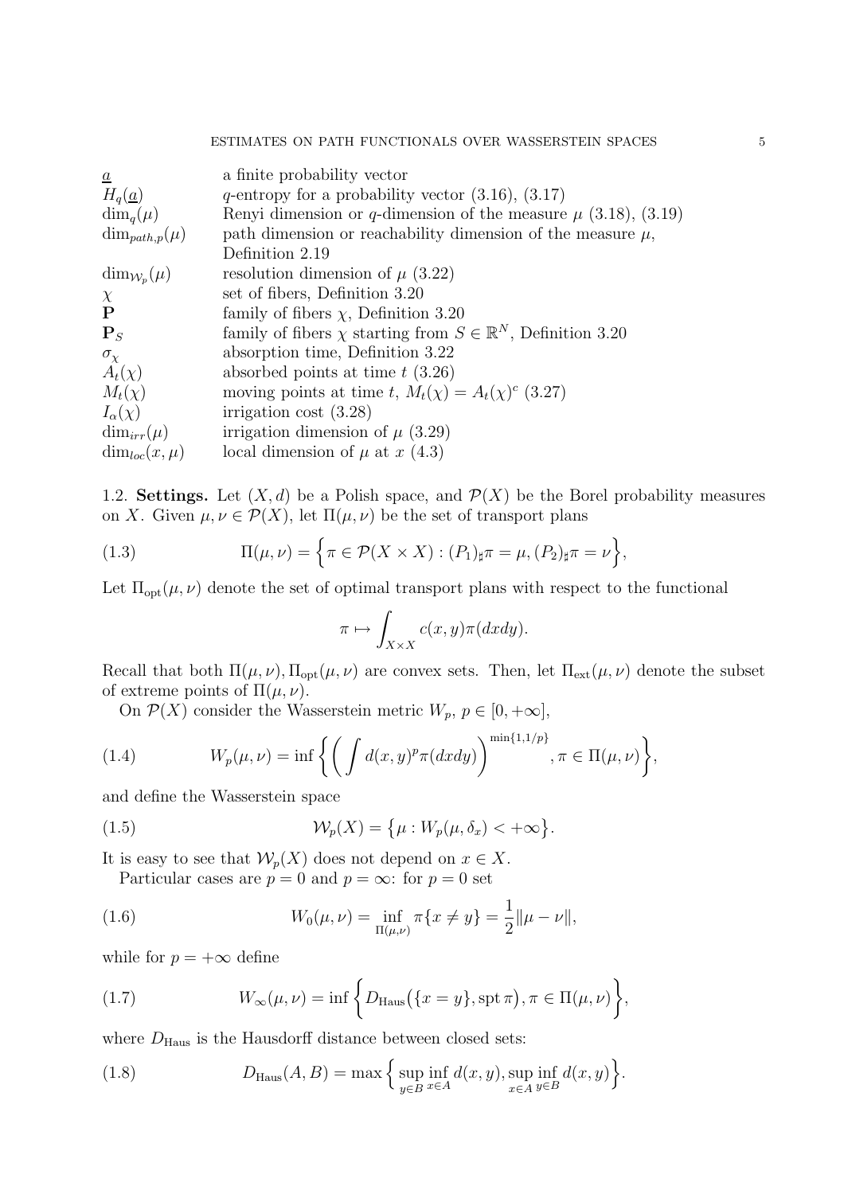| | |
|---|---|
| $\underline{a}$ | a finite probability vector |
| $H_q(\underline{a})$ | $q$-entropy for a probability vector (3.16), (3.17) |
| $\dim_q(\mu)$ | Renyi dimension or $q$-dimension of the measure $\mu$ (3.18), (3.19) |
| $\dim_{path,p}(\mu)$ | path dimension or reachability dimension of the measure $\mu$, Definition 2.19 |
| $\dim_{\mathcal{W}_p}(\mu)$ | resolution dimension of $\mu$ (3.22) |
| $\chi$ | set of fibers, Definition 3.20 |
| $\mathbf{P}$ | family of fibers $\chi$, Definition 3.20 |
| $\mathbf{P}_S$ | family of fibers $\chi$ starting from $S \in \mathbb{R}^N$, Definition 3.20 |
| $\sigma_\chi$ | absorption time, Definition 3.22 |
| $A_t(\chi)$ | absorbed points at time $t$ (3.26) |
| $M_t(\chi)$ | moving points at time $t$, $M_t(\chi) = A_t(\chi)^c$ (3.27) |
| $I_\alpha(\chi)$ | irrigation cost (3.28) |
| $\dim_{irr}(\mu)$ | irrigation dimension of $\mu$ (3.29) |
| $\dim_{loc}(x, \mu)$ | local dimension of $\mu$ at $x$ (4.3) |

1.2. **Settings.** Let $(X, d)$ be a Polish space, and $\mathcal{P}(X)$ be the Borel probability measures on $X$. Given $\mu, \nu \in \mathcal{P}(X)$, let $\Pi(\mu, \nu)$ be the set of transport plans

$$\Pi(\mu, \nu) = \Big\{ \pi \in \mathcal{P}(X \times X) : (P_1)_\sharp \pi = \mu, (P_2)_\sharp \pi = \nu \Big\}, \tag{1.3}$$

Let $\Pi_{\rm opt}(\mu, \nu)$ denote the set of optimal transport plans with respect to the functional

$$\pi \mapsto \int_{X \times X} c(x, y) \pi(dxdy).$$

Recall that both $\Pi(\mu, \nu), \Pi_{\rm opt}(\mu, \nu)$ are convex sets. Then, let $\Pi_{\rm ext}(\mu, \nu)$ denote the subset of extreme points of $\Pi(\mu, \nu)$.

On $\mathcal{P}(X)$ consider the Wasserstein metric $W_p$, $p \in [0, +\infty]$,

$$W_p(\mu, \nu) = \inf \bigg\{ \bigg( \int d(x, y)^p \pi(dxdy) \bigg)^{\min\{1, 1/p\}}, \pi \in \Pi(\mu, \nu) \bigg\}, \tag{1.4}$$

and define the Wasserstein space

$$\mathcal{W}_p(X) = \big\{ \mu : W_p(\mu, \delta_x) < +\infty \big\}. \tag{1.5}$$

It is easy to see that $\mathcal{W}_p(X)$ does not depend on $x \in X$.

Particular cases are $p = 0$ and $p = \infty$: for $p = 0$ set

$$W_0(\mu, \nu) = \inf_{\Pi(\mu, \nu)} \pi\{x \neq y\} = \frac{1}{2} \|\mu - \nu\|, \tag{1.6}$$

while for $p = +\infty$ define

$$W_\infty(\mu, \nu) = \inf \Big\{ D_{\rm Haus}\big( \{x = y\}, \operatorname{spt} \pi \big), \pi \in \Pi(\mu, \nu) \Big\}, \tag{1.7}$$

where $D_{\rm Haus}$ is the Hausdorff distance between closed sets:

$$D_{\rm Haus}(A, B) = \max \Big\{ \sup_{y \in B} \inf_{x \in A} d(x, y), \sup_{x \in A} \inf_{y \in B} d(x, y) \Big\}. \tag{1.8}$$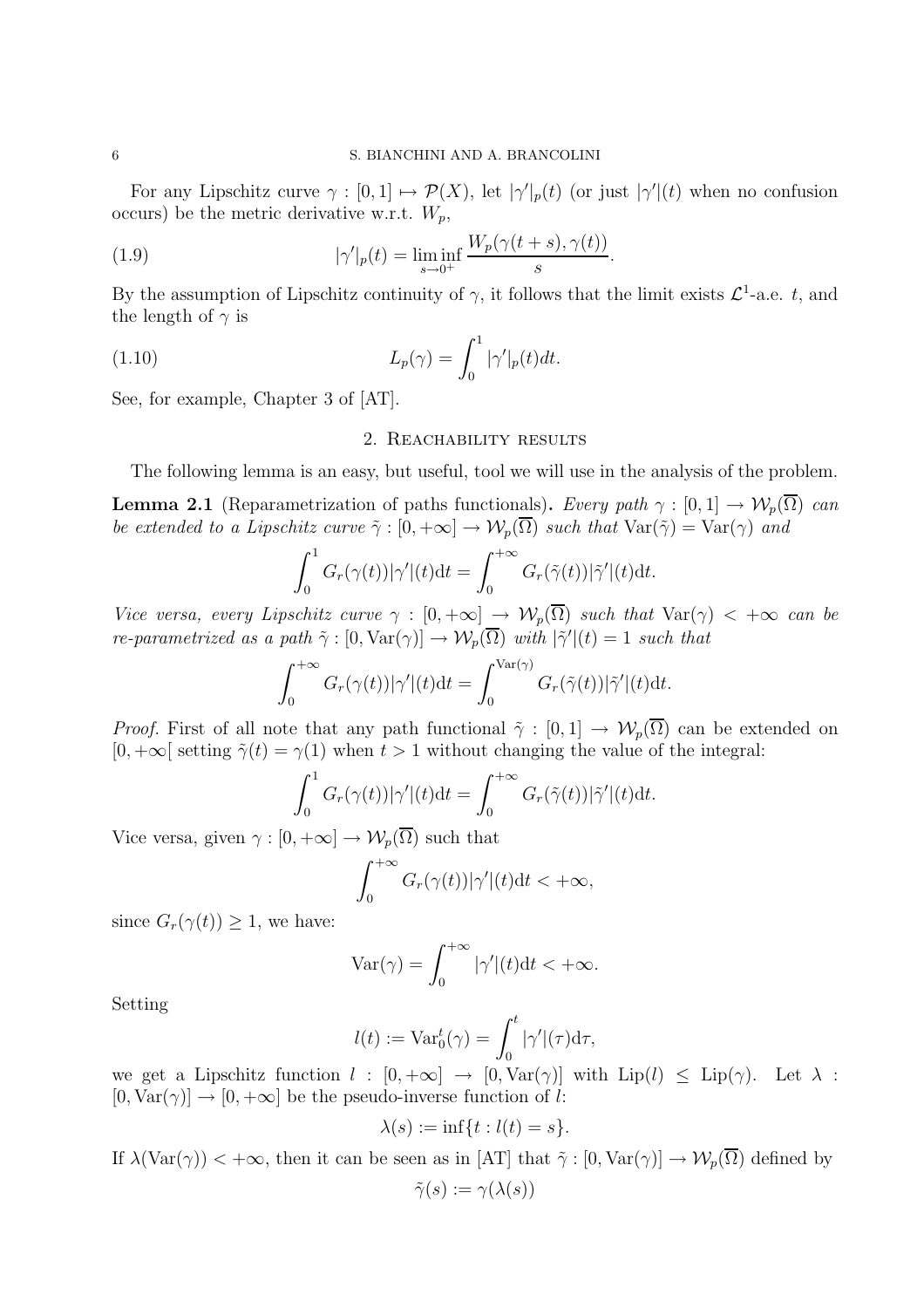For any Lipschitz curve $\gamma : [0,1] \mapsto \mathcal{P}(X)$, let $|\gamma'|_p(t)$ (or just $|\gamma'|(t)$ when no confusion occurs) be the metric derivative w.r.t. $W_p$,

$$
|\gamma'|_p(t) = \liminf_{s\to 0^+} \frac{W_p(\gamma(t+s), \gamma(t))}{s}. \tag{1.9}
$$

By the assumption of Lipschitz continuity of $\gamma$, it follows that the limit exists $\mathcal{L}^1$-a.e. $t$, and the length of $\gamma$ is

$$
L_p(\gamma) = \int_0^1 |\gamma'|_p(t)dt. \tag{1.10}
$$

See, for example, Chapter 3 of [AT].

## 2. Reachability results

The following lemma is an easy, but useful, tool we will use in the analysis of the problem.

**Lemma 2.1** (Reparametrization of paths functionals)**.** *Every path $\gamma : [0,1] \to \mathcal{W}_p(\overline{\Omega})$ can be extended to a Lipschitz curve $\tilde{\gamma} : [0,+\infty] \to \mathcal{W}_p(\overline{\Omega})$ such that $\mathrm{Var}(\tilde{\gamma}) = \mathrm{Var}(\gamma)$ and*

$$
\int_0^1 G_r(\gamma(t))|\gamma'|(t)\mathrm{d}t = \int_0^{+\infty} G_r(\tilde{\gamma}(t))|\tilde{\gamma}'|(t)\mathrm{d}t.
$$

*Vice versa, every Lipschitz curve $\gamma : [0,+\infty] \to \mathcal{W}_p(\overline{\Omega})$ such that $\mathrm{Var}(\gamma) < +\infty$ can be re-parametrized as a path $\tilde{\gamma} : [0, \mathrm{Var}(\gamma)] \to \mathcal{W}_p(\overline{\Omega})$ with $|\tilde{\gamma}'|(t) = 1$ such that*

$$
\int_0^{+\infty} G_r(\gamma(t))|\gamma'|(t)\mathrm{d}t = \int_0^{\mathrm{Var}(\gamma)} G_r(\tilde{\gamma}(t))|\tilde{\gamma}'|(t)\mathrm{d}t.
$$

*Proof.* First of all note that any path functional $\tilde{\gamma} : [0,1] \to \mathcal{W}_p(\overline{\Omega})$ can be extended on $[0,+\infty[$ setting $\tilde{\gamma}(t) = \gamma(1)$ when $t > 1$ without changing the value of the integral:

$$
\int_0^1 G_r(\gamma(t))|\gamma'|(t)\mathrm{d}t = \int_0^{+\infty} G_r(\tilde{\gamma}(t))|\tilde{\gamma}'|(t)\mathrm{d}t.
$$

Vice versa, given $\gamma : [0,+\infty] \to \mathcal{W}_p(\overline{\Omega})$ such that

$$
\int_0^{+\infty} G_r(\gamma(t))|\gamma'|(t)\mathrm{d}t < +\infty,
$$

since $G_r(\gamma(t)) \geq 1$, we have:

$$
\mathrm{Var}(\gamma) = \int_0^{+\infty} |\gamma'|(t)\mathrm{d}t < +\infty.
$$

Setting

$$
l(t) := \mathrm{Var}_0^t(\gamma) = \int_0^t |\gamma'|(\tau)\mathrm{d}\tau,
$$

we get a Lipschitz function $l : [0,+\infty] \to [0, \mathrm{Var}(\gamma)]$ with $\mathrm{Lip}(l) \leq \mathrm{Lip}(\gamma)$. Let $\lambda : [0, \mathrm{Var}(\gamma)] \to [0,+\infty]$ be the pseudo-inverse function of $l$:

$$
\lambda(s) := \inf\{t : l(t) = s\}.
$$

If $\lambda(\mathrm{Var}(\gamma)) < +\infty$, then it can be seen as in [AT] that $\tilde{\gamma} : [0, \mathrm{Var}(\gamma)] \to \mathcal{W}_p(\overline{\Omega})$ defined by

$$
\tilde{\gamma}(s) := \gamma(\lambda(s))
$$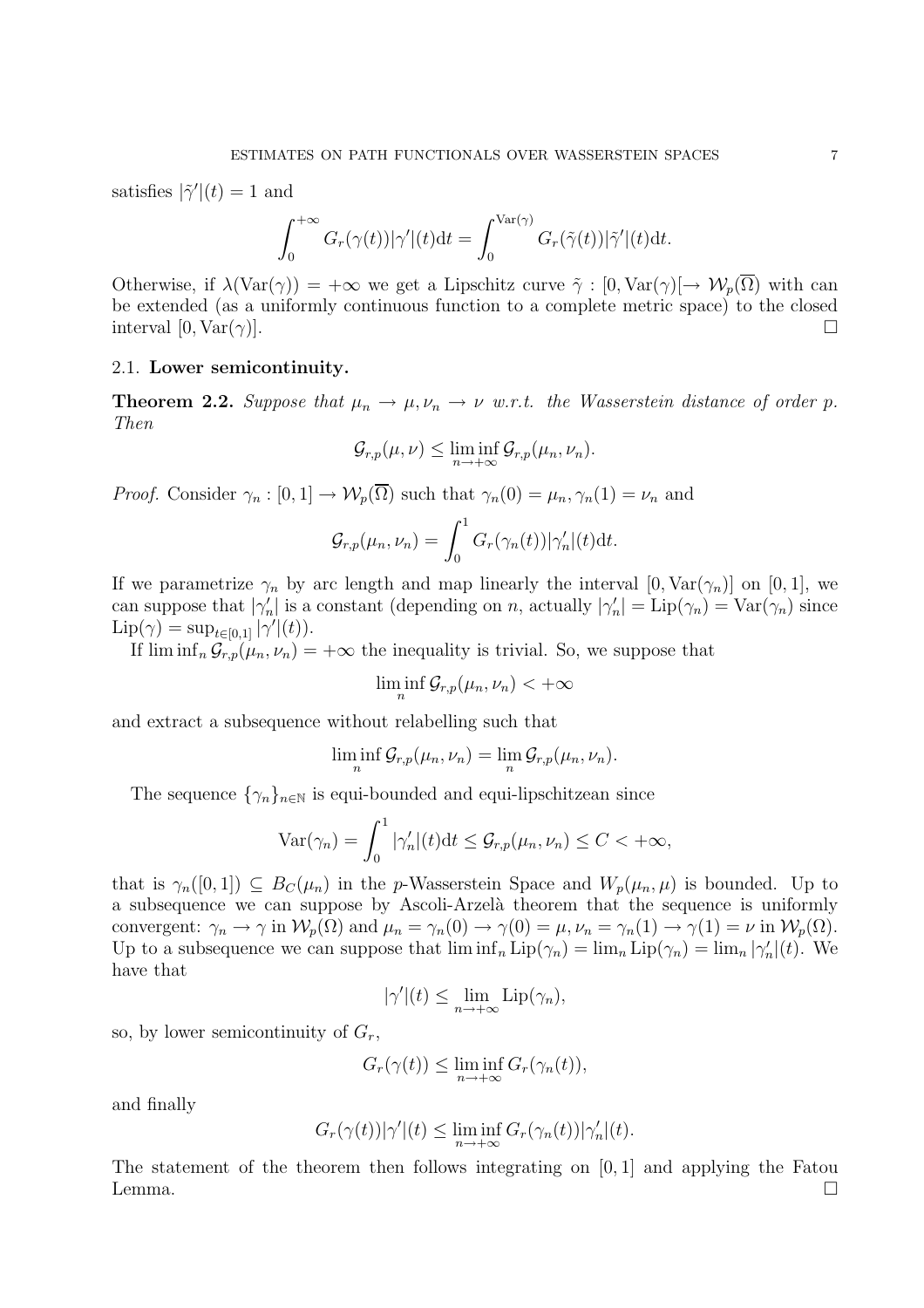satisfies $|\tilde{\gamma}'|(t) = 1$ and

$$\int_0^{+\infty} G_r(\gamma(t))|\gamma'|(t)\mathrm{d}t = \int_0^{\mathrm{Var}(\gamma)} G_r(\tilde{\gamma}(t))|\tilde{\gamma}'|(t)\mathrm{d}t.$$

Otherwise, if $\lambda(\mathrm{Var}(\gamma)) = +\infty$ we get a Lipschitz curve $\tilde{\gamma} : [0, \mathrm{Var}(\gamma)[ \to \mathcal{W}_p(\overline{\Omega})$ with can be extended (as a uniformly continuous function to a complete metric space) to the closed interval $[0, \mathrm{Var}(\gamma)]$. □

### 2.1. Lower semicontinuity.

**Theorem 2.2.** *Suppose that $\mu_n \to \mu, \nu_n \to \nu$ w.r.t. the Wasserstein distance of order $p$. Then*

$$\mathcal{G}_{r,p}(\mu, \nu) \leq \liminf_{n \to +\infty} \mathcal{G}_{r,p}(\mu_n, \nu_n).$$

*Proof.* Consider $\gamma_n : [0, 1] \to \mathcal{W}_p(\overline{\Omega})$ such that $\gamma_n(0) = \mu_n, \gamma_n(1) = \nu_n$ and

$$\mathcal{G}_{r,p}(\mu_n, \nu_n) = \int_0^1 G_r(\gamma_n(t))|\gamma_n'|(t)\mathrm{d}t.$$

If we parametrize $\gamma_n$ by arc length and map linearly the interval $[0, \mathrm{Var}(\gamma_n)]$ on $[0, 1]$, we can suppose that $|\gamma_n'|$ is a constant (depending on $n$, actually $|\gamma_n'| = \mathrm{Lip}(\gamma_n) = \mathrm{Var}(\gamma_n)$ since $\mathrm{Lip}(\gamma) = \sup_{t \in [0,1]} |\gamma'|(t)$).

If $\liminf_n \mathcal{G}_{r,p}(\mu_n, \nu_n) = +\infty$ the inequality is trivial. So, we suppose that

$$\liminf_n \mathcal{G}_{r,p}(\mu_n, \nu_n) < +\infty$$

and extract a subsequence without relabelling such that

$$\liminf_n \mathcal{G}_{r,p}(\mu_n, \nu_n) = \lim_n \mathcal{G}_{r,p}(\mu_n, \nu_n).$$

The sequence $\{\gamma_n\}_{n \in \mathbb{N}}$ is equi-bounded and equi-lipschitzean since

$$\mathrm{Var}(\gamma_n) = \int_0^1 |\gamma_n'|(t)\mathrm{d}t \leq \mathcal{G}_{r,p}(\mu_n, \nu_n) \leq C < +\infty,$$

that is $\gamma_n([0, 1]) \subseteq B_C(\mu_n)$ in the $p$-Wasserstein Space and $W_p(\mu_n, \mu)$ is bounded. Up to a subsequence we can suppose by Ascoli-Arzelà theorem that the sequence is uniformly convergent: $\gamma_n \to \gamma$ in $\mathcal{W}_p(\Omega)$ and $\mu_n = \gamma_n(0) \to \gamma(0) = \mu, \nu_n = \gamma_n(1) \to \gamma(1) = \nu$ in $\mathcal{W}_p(\Omega)$. Up to a subsequence we can suppose that $\liminf_n \mathrm{Lip}(\gamma_n) = \lim_n \mathrm{Lip}(\gamma_n) = \lim_n |\gamma_n'|(t)$. We have that

$$|\gamma'|(t) \leq \lim_{n \to +\infty} \mathrm{Lip}(\gamma_n),$$

so, by lower semicontinuity of $G_r$,

$$G_r(\gamma(t)) \leq \liminf_{n \to +\infty} G_r(\gamma_n(t)),$$

and finally

$$G_r(\gamma(t))|\gamma'|(t) \leq \liminf_{n \to +\infty} G_r(\gamma_n(t))|\gamma_n'|(t).$$

The statement of the theorem then follows integrating on $[0, 1]$ and applying the Fatou Lemma. □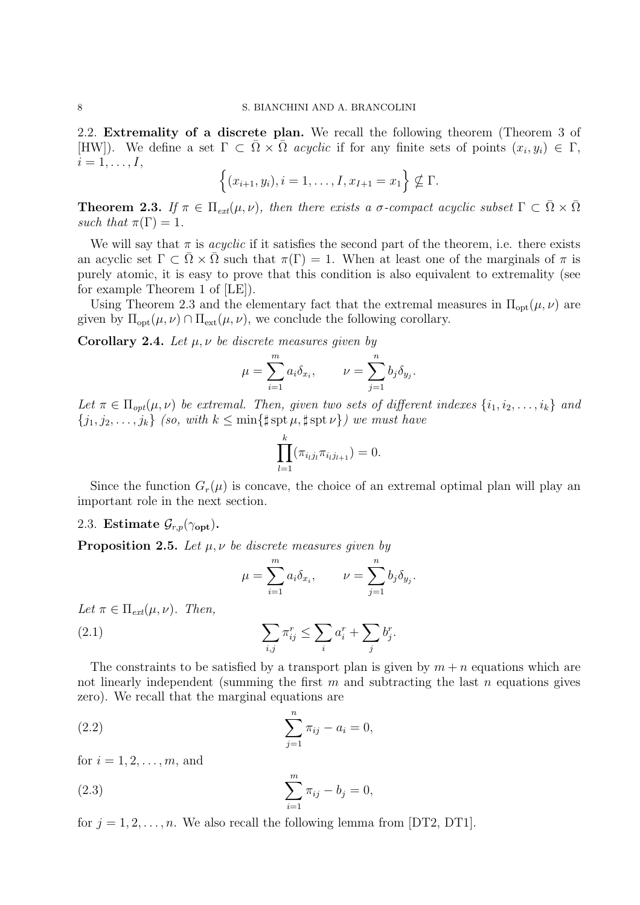2.2. **Extremality of a discrete plan.** We recall the following theorem (Theorem 3 of [HW]). We define a set $\Gamma \subset \bar{\Omega} \times \bar{\Omega}$ *acyclic* if for any finite sets of points $(x_i, y_i) \in \Gamma$, $i = 1, \ldots, I$,

$$\Big\{(x_{i+1}, y_i), i = 1, \ldots, I, x_{I+1} = x_1\Big\} \nsubseteq \Gamma.$$

**Theorem 2.3.** *If $\pi \in \Pi_{ext}(\mu, \nu)$, then there exists a $\sigma$-compact acyclic subset $\Gamma \subset \bar{\Omega} \times \bar{\Omega}$ such that $\pi(\Gamma) = 1$.*

We will say that $\pi$ is *acyclic* if it satisfies the second part of the theorem, i.e. there exists an acyclic set $\Gamma \subset \bar{\Omega} \times \bar{\Omega}$ such that $\pi(\Gamma) = 1$. When at least one of the marginals of $\pi$ is purely atomic, it is easy to prove that this condition is also equivalent to extremality (see for example Theorem 1 of [LE]).

Using Theorem 2.3 and the elementary fact that the extremal measures in $\Pi_{\rm opt}(\mu, \nu)$ are given by $\Pi_{\rm opt}(\mu, \nu) \cap \Pi_{\rm ext}(\mu, \nu)$, we conclude the following corollary.

**Corollary 2.4.** *Let $\mu, \nu$ be discrete measures given by*

$$\mu = \sum_{i=1}^{m} a_i \delta_{x_i}, \qquad \nu = \sum_{j=1}^{n} b_j \delta_{y_j}.$$

*Let $\pi \in \Pi_{opt}(\mu, \nu)$ be extremal. Then, given two sets of different indexes $\{i_1, i_2, \ldots, i_k\}$ and $\{j_1, j_2, \ldots, j_k\}$ (so, with $k \leq \min\{\sharp \operatorname{spt} \mu, \sharp \operatorname{spt} \nu\}$) we must have*

$$\prod_{l=1}^{k} (\pi_{i_l j_l} \pi_{i_l j_{l+1}}) = 0.$$

Since the function $G_r(\mu)$ is concave, the choice of an extremal optimal plan will play an important role in the next section.

2.3. **Estimate $\mathcal{G}_{r,p}(\gamma_{\rm opt})$.**

**Proposition 2.5.** *Let $\mu, \nu$ be discrete measures given by*

$$\mu = \sum_{i=1}^{m} a_i \delta_{x_i}, \qquad \nu = \sum_{j=1}^{n} b_j \delta_{y_j}.$$

*Let $\pi \in \Pi_{ext}(\mu, \nu)$. Then,*

$$\sum_{i,j} \pi_{ij}^r \leq \sum_i a_i^r + \sum_j b_j^r. \tag{2.1}$$

The constraints to be satisfied by a transport plan is given by $m + n$ equations which are not linearly independent (summing the first $m$ and subtracting the last $n$ equations gives zero). We recall that the marginal equations are

$$\sum_{j=1}^{n} \pi_{ij} - a_i = 0, \tag{2.2}$$

for $i = 1, 2, \ldots, m$, and

$$\sum_{i=1}^{m} \pi_{ij} - b_j = 0, \tag{2.3}$$

for $j = 1, 2, \ldots, n$. We also recall the following lemma from [DT2, DT1].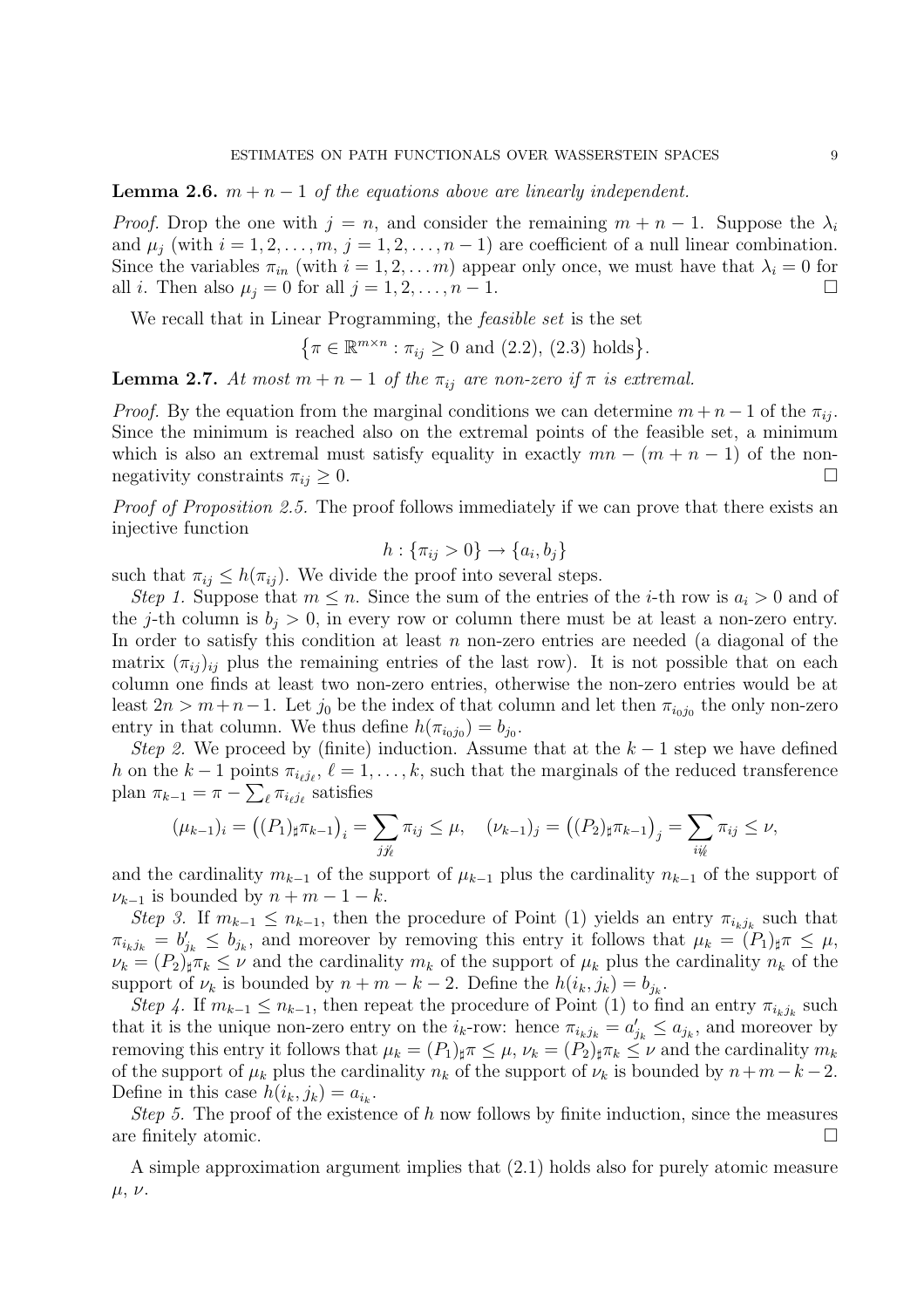**Lemma 2.6.** *$m + n - 1$ of the equations above are linearly independent.*

*Proof.* Drop the one with $j = n$, and consider the remaining $m + n - 1$. Suppose the $\lambda_i$ and $\mu_j$ (with $i = 1, 2, \dots, m$, $j = 1, 2, \dots, n - 1$) are coefficient of a null linear combination. Since the variables $\pi_{in}$ (with $i = 1, 2, \dots m$) appear only once, we must have that $\lambda_i = 0$ for all $i$. Then also $\mu_j = 0$ for all $j = 1, 2, \dots, n - 1$. □

We recall that in Linear Programming, the *feasible set* is the set

$$\left\{ \pi \in \mathbb{R}^{m \times n} : \pi_{ij} \geq 0 \text{ and (2.2), (2.3) holds} \right\}.$$

**Lemma 2.7.** *At most $m + n - 1$ of the $\pi_{ij}$ are non-zero if $\pi$ is extremal.*

*Proof.* By the equation from the marginal conditions we can determine $m + n - 1$ of the $\pi_{ij}$. Since the minimum is reached also on the extremal points of the feasible set, a minimum which is also an extremal must satisfy equality in exactly $mn - (m + n - 1)$ of the non-negativity constraints $\pi_{ij} \geq 0$. □

*Proof of Proposition 2.5.* The proof follows immediately if we can prove that there exists an injective function

$$h : \{\pi_{ij} > 0\} \to \{a_i, b_j\}$$

such that $\pi_{ij} \leq h(\pi_{ij})$. We divide the proof into several steps.

*Step 1.* Suppose that $m \leq n$. Since the sum of the entries of the $i$-th row is $a_i > 0$ and of the $j$-th column is $b_j > 0$, in every row or column there must be at least a non-zero entry. In order to satisfy this condition at least $n$ non-zero entries are needed (a diagonal of the matrix $(\pi_{ij})_{ij}$ plus the remaining entries of the last row). It is not possible that on each column one finds at least two non-zero entries, otherwise the non-zero entries would be at least $2n > m + n - 1$. Let $j_0$ be the index of that column and let then $\pi_{i_0 j_0}$ the only non-zero entry in that column. We thus define $h(\pi_{i_0 j_0}) = b_{j_0}$.

*Step 2.* We proceed by (finite) induction. Assume that at the $k - 1$ step we have defined $h$ on the $k - 1$ points $\pi_{i_\ell j_\ell}$, $\ell = 1, \dots, k$, such that the marginals of the reduced transference plan $\pi_{k-1} = \pi - \sum_\ell \pi_{i_\ell j_\ell}$ satisfies

$$(\mu_{k-1})_i = \left((P_1)_\sharp \pi_{k-1}\right)_i = \sum_{j \not{j}_\ell} \pi_{ij} \leq \mu, \quad (\nu_{k-1})_j = \left((P_2)_\sharp \pi_{k-1}\right)_j = \sum_{i \not{i}_\ell} \pi_{ij} \leq \nu,$$

and the cardinality $m_{k-1}$ of the support of $\mu_{k-1}$ plus the cardinality $n_{k-1}$ of the support of $\nu_{k-1}$ is bounded by $n + m - 1 - k$.

*Step 3.* If $m_{k-1} \leq n_{k-1}$, then the procedure of Point (1) yields an entry $\pi_{i_k j_k}$ such that $\pi_{i_k j_k} = b'_{j_k} \leq b_{j_k}$, and moreover by removing this entry it follows that $\mu_k = (P_1)_\sharp \pi \leq \mu$, $\nu_k = (P_2)_\sharp \pi_k \leq \nu$ and the cardinality $m_k$ of the support of $\mu_k$ plus the cardinality $n_k$ of the support of $\nu_k$ is bounded by $n + m - k - 2$. Define the $h(i_k, j_k) = b_{j_k}$.

*Step 4.* If $m_{k-1} \leq n_{k-1}$, then repeat the procedure of Point (1) to find an entry $\pi_{i_k j_k}$ such that it is the unique non-zero entry on the $i_k$-row: hence $\pi_{i_k j_k} = a'_{j_k} \leq a_{j_k}$, and moreover by removing this entry it follows that $\mu_k = (P_1)_\sharp \pi \leq \mu$, $\nu_k = (P_2)_\sharp \pi_k \leq \nu$ and the cardinality $m_k$ of the support of $\mu_k$ plus the cardinality $n_k$ of the support of $\nu_k$ is bounded by $n + m - k - 2$. Define in this case $h(i_k, j_k) = a_{i_k}$.

*Step 5.* The proof of the existence of $h$ now follows by finite induction, since the measures are finitely atomic. □

A simple approximation argument implies that (2.1) holds also for purely atomic measure $\mu$, $\nu$.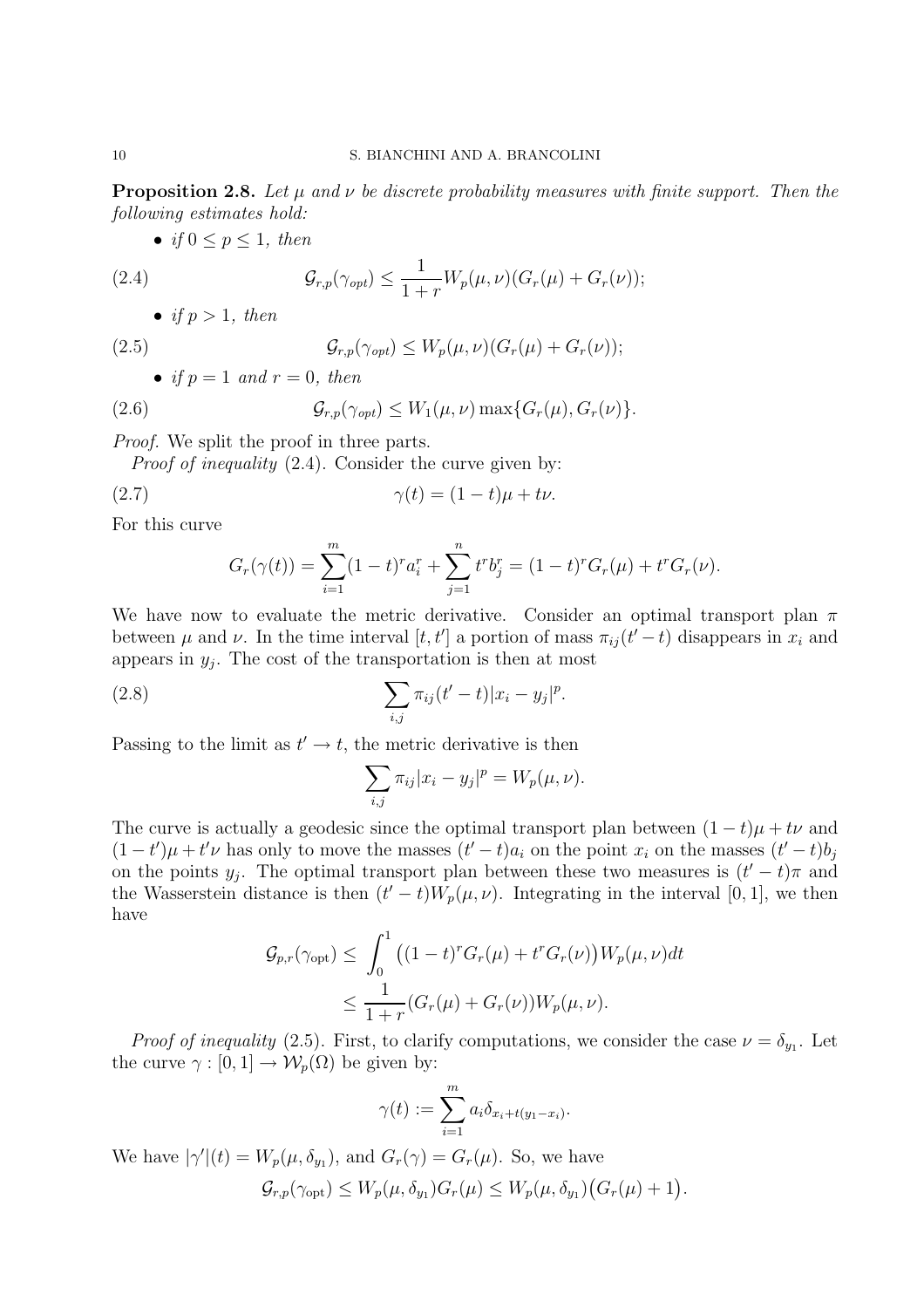**Proposition 2.8.** *Let $\mu$ and $\nu$ be discrete probability measures with finite support. Then the following estimates hold:*

- *if $0 \leq p \leq 1$, then*

$$\mathcal{G}_{r,p}(\gamma_{opt}) \leq \frac{1}{1+r} W_p(\mu,\nu)(G_r(\mu) + G_r(\nu)); \tag{2.4}$$

- *if $p > 1$, then*

$$\mathcal{G}_{r,p}(\gamma_{opt}) \leq W_p(\mu,\nu)(G_r(\mu) + G_r(\nu)); \tag{2.5}$$

- *if $p = 1$ and $r = 0$, then*

$$\mathcal{G}_{r,p}(\gamma_{opt}) \leq W_1(\mu,\nu) \max\{G_r(\mu), G_r(\nu)\}. \tag{2.6}$$

*Proof.* We split the proof in three parts.

*Proof of inequality* (2.4). Consider the curve given by:

$$\gamma(t) = (1-t)\mu + t\nu. \tag{2.7}$$

For this curve

$$G_r(\gamma(t)) = \sum_{i=1}^{m} (1-t)^r a_i^r + \sum_{j=1}^{n} t^r b_j^r = (1-t)^r G_r(\mu) + t^r G_r(\nu).$$

We have now to evaluate the metric derivative. Consider an optimal transport plan $\pi$ between $\mu$ and $\nu$. In the time interval $[t, t']$ a portion of mass $\pi_{ij}(t'-t)$ disappears in $x_i$ and appears in $y_j$. The cost of the transportation is then at most

$$\sum_{i,j} \pi_{ij}(t'-t)|x_i - y_j|^p. \tag{2.8}$$

Passing to the limit as $t' \to t$, the metric derivative is then

$$\sum_{i,j} \pi_{ij}|x_i - y_j|^p = W_p(\mu,\nu).$$

The curve is actually a geodesic since the optimal transport plan between $(1-t)\mu + t\nu$ and $(1-t')\mu + t'\nu$ has only to move the masses $(t'-t)a_i$ on the point $x_i$ on the masses $(t'-t)b_j$ on the points $y_j$. The optimal transport plan between these two measures is $(t'-t)\pi$ and the Wasserstein distance is then $(t'-t)W_p(\mu,\nu)$. Integrating in the interval $[0,1]$, we then have

$$\begin{aligned}
\mathcal{G}_{p,r}(\gamma_{\text{opt}}) \leq & \int_0^1 \big((1-t)^r G_r(\mu) + t^r G_r(\nu)\big) W_p(\mu,\nu) dt \\
\leq & \frac{1}{1+r}(G_r(\mu) + G_r(\nu)) W_p(\mu,\nu).
\end{aligned}$$

*Proof of inequality* (2.5). First, to clarify computations, we consider the case $\nu = \delta_{y_1}$. Let the curve $\gamma : [0,1] \to \mathcal{W}_p(\Omega)$ be given by:

$$\gamma(t) := \sum_{i=1}^{m} a_i \delta_{x_i + t(y_1 - x_i)}.$$

We have $|\gamma'|(t) = W_p(\mu, \delta_{y_1})$, and $G_r(\gamma) = G_r(\mu)$. So, we have

$$\mathcal{G}_{r,p}(\gamma_{\text{opt}}) \leq W_p(\mu, \delta_{y_1}) G_r(\mu) \leq W_p(\mu, \delta_{y_1})\big(G_r(\mu) + 1\big).$$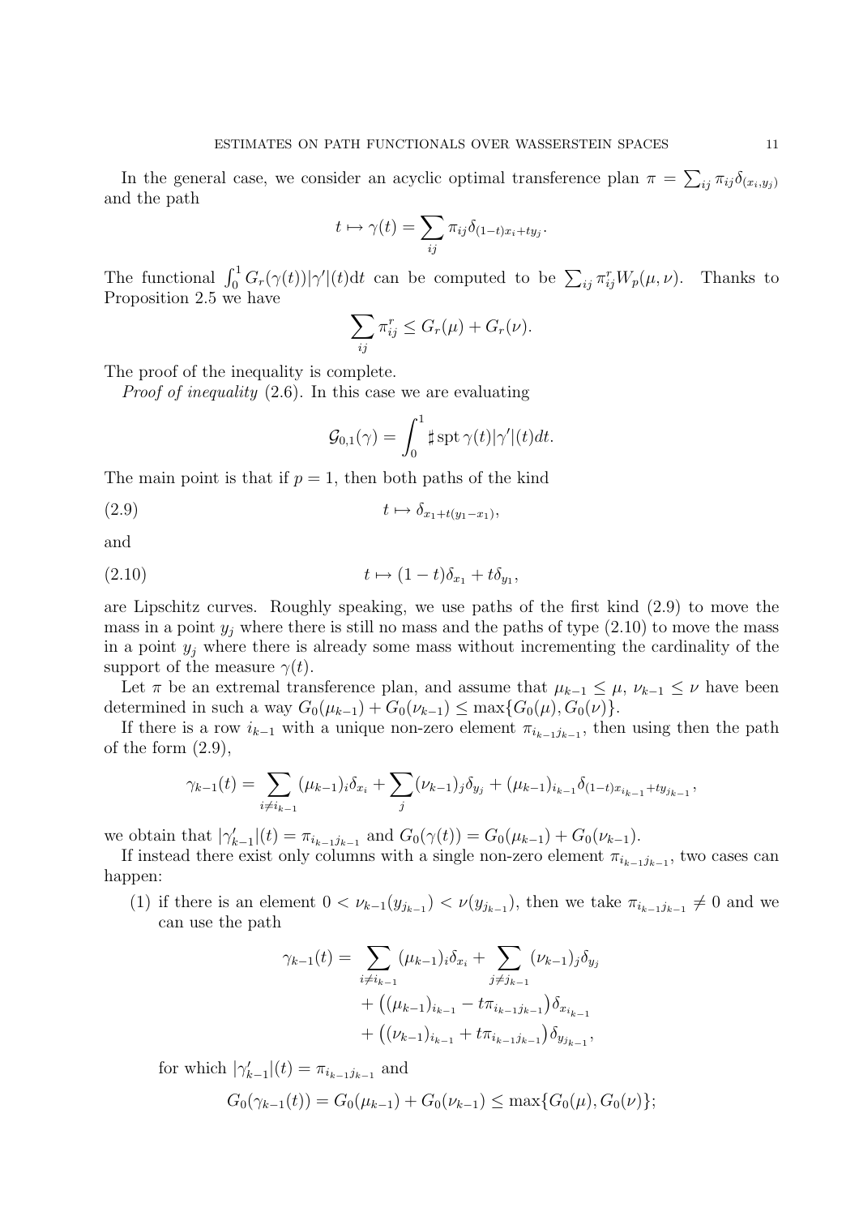In the general case, we consider an acyclic optimal transference plan $\pi = \sum_{ij} \pi_{ij} \delta_{(x_i, y_j)}$ and the path

$$t \mapsto \gamma(t) = \sum_{ij} \pi_{ij} \delta_{(1-t)x_i + ty_j}.$$

The functional $\int_0^1 G_r(\gamma(t))|\gamma'|(t)\mathrm{d}t$ can be computed to be $\sum_{ij} \pi_{ij}^r W_p(\mu, \nu)$. Thanks to Proposition 2.5 we have

$$\sum_{ij} \pi_{ij}^r \leq G_r(\mu) + G_r(\nu).$$

The proof of the inequality is complete.

*Proof of inequality* (2.6). In this case we are evaluating

$$\mathcal{G}_{0,1}(\gamma) = \int_0^1 \sharp \operatorname{spt} \gamma(t) |\gamma'|(t) dt.$$

The main point is that if $p = 1$, then both paths of the kind

$$t \mapsto \delta_{x_1 + t(y_1 - x_1)}, \tag{2.9}$$

and

$$t \mapsto (1-t)\delta_{x_1} + t\delta_{y_1}, \tag{2.10}$$

are Lipschitz curves. Roughly speaking, we use paths of the first kind (2.9) to move the mass in a point $y_j$ where there is still no mass and the paths of type (2.10) to move the mass in a point $y_j$ where there is already some mass without incrementing the cardinality of the support of the measure $\gamma(t)$.

Let $\pi$ be an extremal transference plan, and assume that $\mu_{k-1} \leq \mu$, $\nu_{k-1} \leq \nu$ have been determined in such a way $G_0(\mu_{k-1}) + G_0(\nu_{k-1}) \leq \max\{G_0(\mu), G_0(\nu)\}$.

If there is a row $i_{k-1}$ with a unique non-zero element $\pi_{i_{k-1} j_{k-1}}$, then using then the path of the form (2.9),

$$\gamma_{k-1}(t) = \sum_{i \neq i_{k-1}} (\mu_{k-1})_i \delta_{x_i} + \sum_j (\nu_{k-1})_j \delta_{y_j} + (\mu_{k-1})_{i_{k-1}} \delta_{(1-t)x_{i_{k-1}} + ty_{j_{k-1}}},$$

we obtain that $|\gamma'_{k-1}|(t) = \pi_{i_{k-1} j_{k-1}}$ and $G_0(\gamma(t)) = G_0(\mu_{k-1}) + G_0(\nu_{k-1})$.

If instead there exist only columns with a single non-zero element $\pi_{i_{k-1} j_{k-1}}$, two cases can happen:

1. if there is an element $0 < \nu_{k-1}(y_{j_{k-1}}) < \nu(y_{j_{k-1}})$, then we take $\pi_{i_{k-1} j_{k-1}} \neq 0$ and we can use the path

$$\begin{aligned}
\gamma_{k-1}(t) = & \sum_{i \neq i_{k-1}} (\mu_{k-1})_i \delta_{x_i} + \sum_{j \neq j_{k-1}} (\nu_{k-1})_j \delta_{y_j} \\
& + \big((\mu_{k-1})_{i_{k-1}} - t\pi_{i_{k-1} j_{k-1}}\big)\delta_{x_{i_{k-1}}} \\
& + \big((\nu_{k-1})_{i_{k-1}} + t\pi_{i_{k-1} j_{k-1}}\big)\delta_{y_{j_{k-1}}},
\end{aligned}$$

   for which $|\gamma'_{k-1}|(t) = \pi_{i_{k-1} j_{k-1}}$ and

$$G_0(\gamma_{k-1}(t)) = G_0(\mu_{k-1}) + G_0(\nu_{k-1}) \leq \max\{G_0(\mu), G_0(\nu)\};$$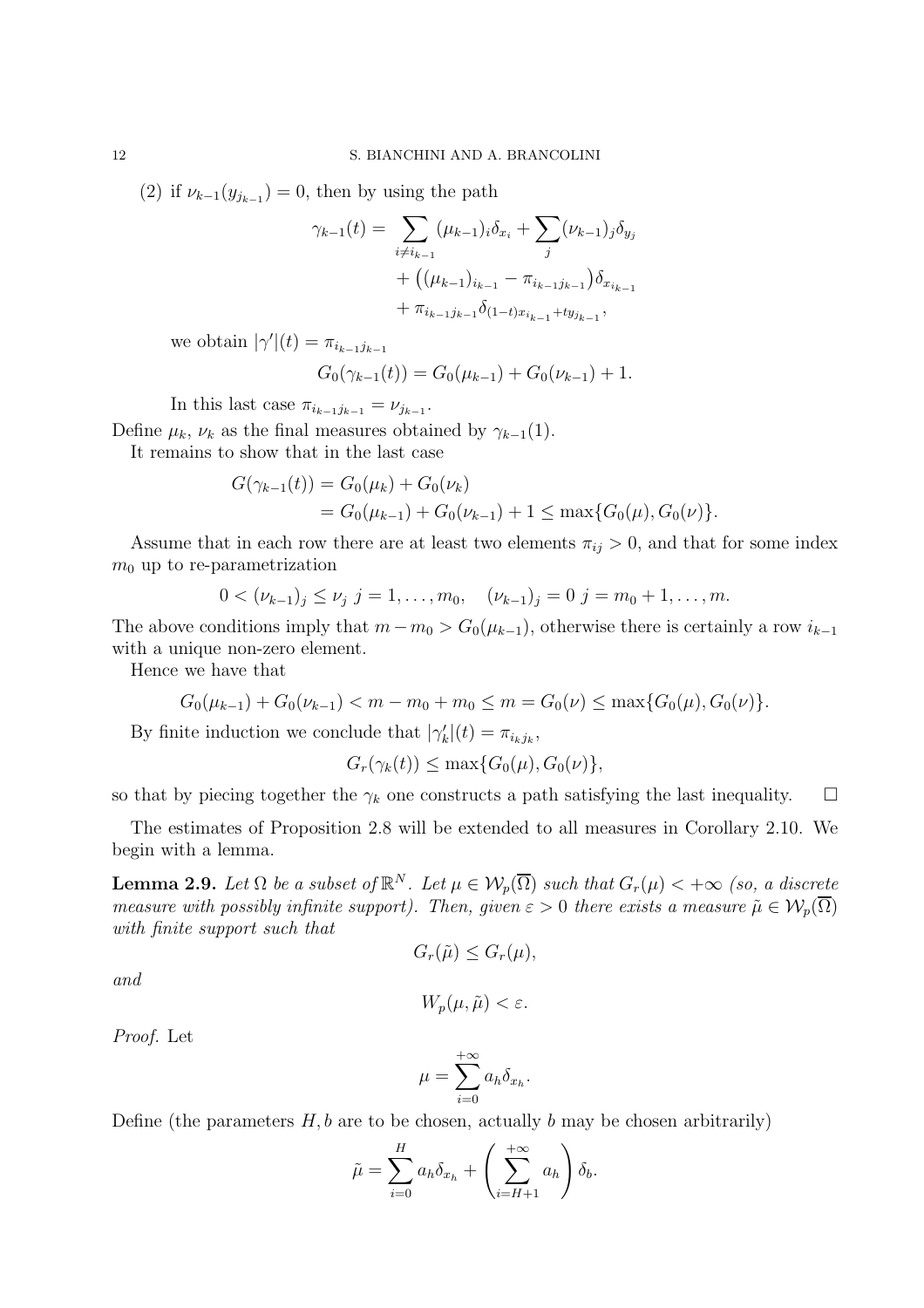(2) if $\nu_{k-1}(y_{j_{k-1}}) = 0$, then by using the path

$$
\begin{aligned}
\gamma_{k-1}(t) = & \sum_{i \neq i_{k-1}} (\mu_{k-1})_i \delta_{x_i} + \sum_j (\nu_{k-1})_j \delta_{y_j} \\
& + \big( (\mu_{k-1})_{i_{k-1}} - \pi_{i_{k-1} j_{k-1}} \big) \delta_{x_{i_{k-1}}} \\
& + \pi_{i_{k-1} j_{k-1}} \delta_{(1-t) x_{i_{k-1}} + t y_{j_{k-1}}},
\end{aligned}
$$

we obtain $|\gamma'|(t) = \pi_{i_{k-1} j_{k-1}}$

$$
G_0(\gamma_{k-1}(t)) = G_0(\mu_{k-1}) + G_0(\nu_{k-1}) + 1.
$$

In this last case $\pi_{i_{k-1} j_{k-1}} = \nu_{j_{k-1}}$.

Define $\mu_k$, $\nu_k$ as the final measures obtained by $\gamma_{k-1}(1)$.

It remains to show that in the last case

$$
\begin{aligned}
G(\gamma_{k-1}(t)) &= G_0(\mu_k) + G_0(\nu_k) \\
&= G_0(\mu_{k-1}) + G_0(\nu_{k-1}) + 1 \leq \max\{G_0(\mu), G_0(\nu)\}.
\end{aligned}
$$

Assume that in each row there are at least two elements $\pi_{ij} > 0$, and that for some index $m_0$ up to re-parametrization

$$
0 < (\nu_{k-1})_j \leq \nu_j \ j = 1, \dots, m_0, \quad (\nu_{k-1})_j = 0 \ j = m_0 + 1, \dots, m.
$$

The above conditions imply that $m - m_0 > G_0(\mu_{k-1})$, otherwise there is certainly a row $i_{k-1}$ with a unique non-zero element.

Hence we have that

$$
G_0(\mu_{k-1}) + G_0(\nu_{k-1}) < m - m_0 + m_0 \leq m = G_0(\nu) \leq \max\{G_0(\mu), G_0(\nu)\}.
$$

By finite induction we conclude that $|\gamma_k'|(t) = \pi_{i_k j_k}$,

$$
G_r(\gamma_k(t)) \leq \max\{G_0(\mu), G_0(\nu)\},
$$

so that by piecing together the $\gamma_k$ one constructs a path satisfying the last inequality. □

The estimates of Proposition 2.8 will be extended to all measures in Corollary 2.10. We begin with a lemma.

**Lemma 2.9.** *Let $\Omega$ be a subset of $\mathbb{R}^N$. Let $\mu \in \mathcal{W}_p(\overline{\Omega})$ such that $G_r(\mu) < +\infty$ (so, a discrete measure with possibly infinite support). Then, given $\varepsilon > 0$ there exists a measure $\tilde{\mu} \in \mathcal{W}_p(\overline{\Omega})$ with finite support such that*

$$
G_r(\tilde{\mu}) \leq G_r(\mu),
$$

*and*

$$
W_p(\mu, \tilde{\mu}) < \varepsilon.
$$

*Proof.* Let

$$
\mu = \sum_{i=0}^{+\infty} a_h \delta_{x_h}.
$$

Define (the parameters $H, b$ are to be chosen, actually $b$ may be chosen arbitrarily)

$$
\tilde{\mu} = \sum_{i=0}^{H} a_h \delta_{x_h} + \left( \sum_{i=H+1}^{+\infty} a_h \right) \delta_b.
$$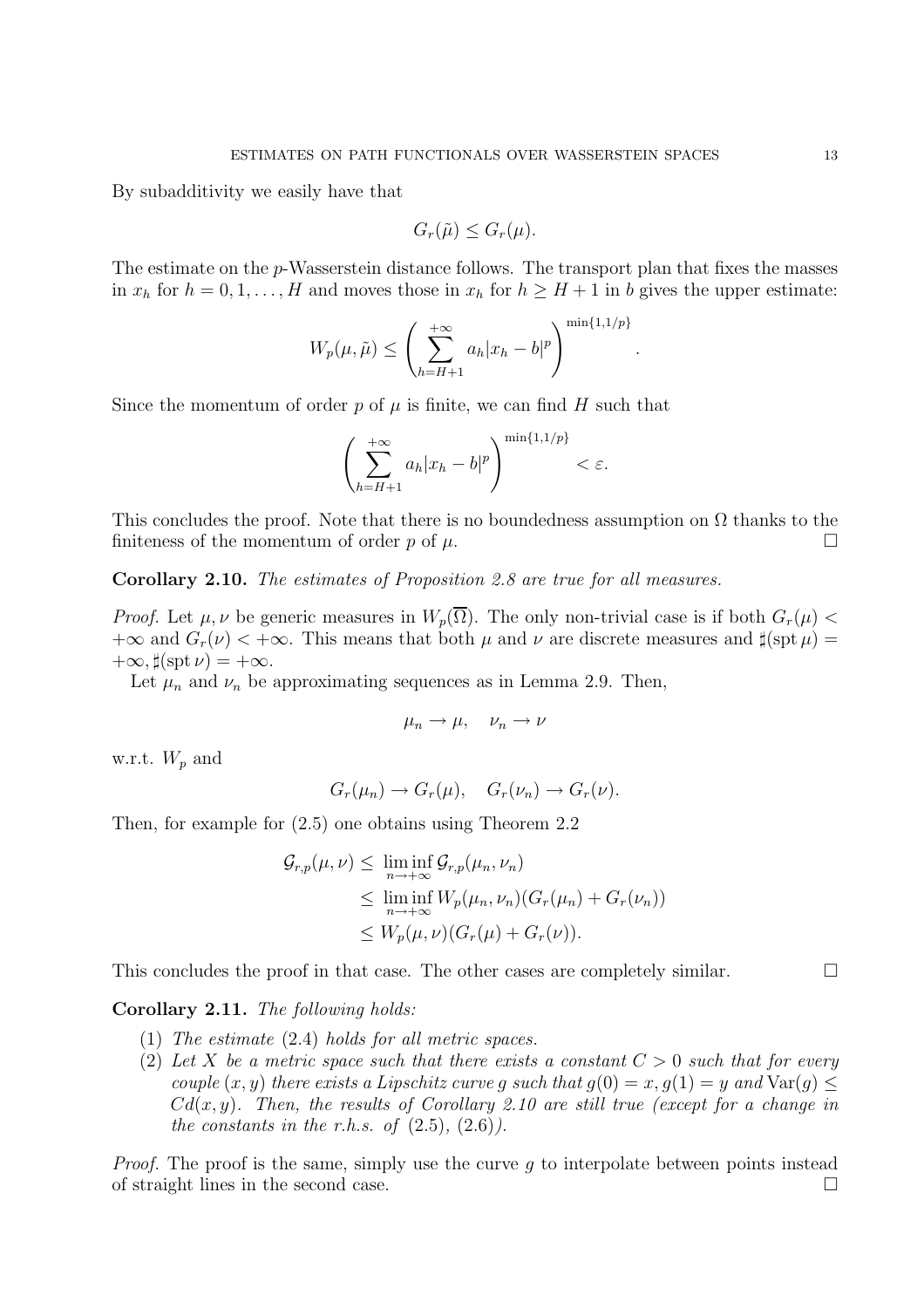By subadditivity we easily have that

$$G_r(\tilde{\mu}) \leq G_r(\mu).$$

The estimate on the $p$-Wasserstein distance follows. The transport plan that fixes the masses in $x_h$ for $h = 0, 1, \ldots, H$ and moves those in $x_h$ for $h \geq H+1$ in $b$ gives the upper estimate:

$$W_p(\mu, \tilde{\mu}) \leq \left( \sum_{h=H+1}^{+\infty} a_h |x_h - b|^p \right)^{\min\{1,1/p\}}.$$

Since the momentum of order $p$ of $\mu$ is finite, we can find $H$ such that

$$\left( \sum_{h=H+1}^{+\infty} a_h |x_h - b|^p \right)^{\min\{1,1/p\}} < \varepsilon.$$

This concludes the proof. Note that there is no boundedness assumption on $\Omega$ thanks to the finiteness of the momentum of order $p$ of $\mu$. $\square$

**Corollary 2.10.** *The estimates of Proposition 2.8 are true for all measures.*

*Proof.* Let $\mu, \nu$ be generic measures in $W_p(\overline{\Omega})$. The only non-trivial case is if both $G_r(\mu) < +\infty$ and $G_r(\nu) < +\infty$. This means that both $\mu$ and $\nu$ are discrete measures and $\sharp(\operatorname{spt} \mu) = +\infty, \sharp(\operatorname{spt} \nu) = +\infty$.

Let $\mu_n$ and $\nu_n$ be approximating sequences as in Lemma 2.9. Then,

$$\mu_n \to \mu, \quad \nu_n \to \nu$$

w.r.t. $W_p$ and

$$G_r(\mu_n) \to G_r(\mu), \quad G_r(\nu_n) \to G_r(\nu).$$

Then, for example for (2.5) one obtains using Theorem 2.2

$$\begin{aligned}
\mathcal{G}_{r,p}(\mu, \nu) &\leq \liminf_{n \to +\infty} \mathcal{G}_{r,p}(\mu_n, \nu_n) \\
&\leq \liminf_{n \to +\infty} W_p(\mu_n, \nu_n)(G_r(\mu_n) + G_r(\nu_n)) \\
&\leq W_p(\mu, \nu)(G_r(\mu) + G_r(\nu)).
\end{aligned}$$

This concludes the proof in that case. The other cases are completely similar. $\square$

**Corollary 2.11.** *The following holds:*

1. *The estimate* (2.4) *holds for all metric spaces.*
2. *Let $X$ be a metric space such that there exists a constant $C > 0$ such that for every couple $(x, y)$ there exists a Lipschitz curve $g$ such that $g(0) = x, g(1) = y$ and $\operatorname{Var}(g) \leq Cd(x, y)$. Then, the results of Corollary 2.10 are still true (except for a change in the constants in the r.h.s. of* (2.5), (2.6)*).*

*Proof.* The proof is the same, simply use the curve $g$ to interpolate between points instead of straight lines in the second case. $\square$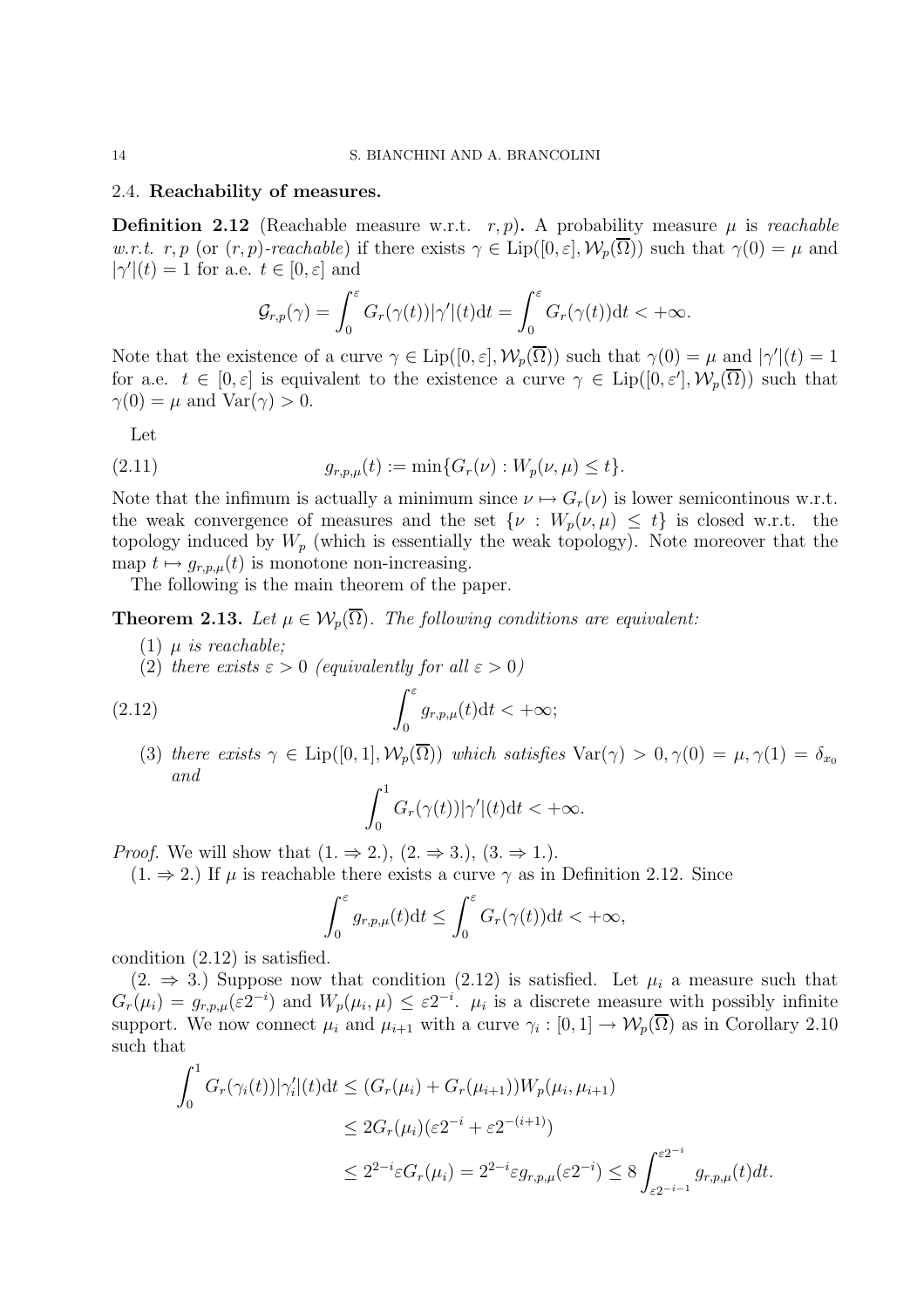### 2.4. Reachability of measures.

**Definition 2.12** (Reachable measure w.r.t. $r, p$)**.** A probability measure $\mu$ is *reachable w.r.t.* $r, p$ (or $(r, p)$*-reachable*) if there exists $\gamma \in \mathrm{Lip}([0, \varepsilon], \mathcal{W}_p(\overline{\Omega}))$ such that $\gamma(0) = \mu$ and $|\gamma'|(t) = 1$ for a.e. $t \in [0, \varepsilon]$ and

$$\mathcal{G}_{r,p}(\gamma) = \int_0^\varepsilon G_r(\gamma(t))|\gamma'|(t)\mathrm{d}t = \int_0^\varepsilon G_r(\gamma(t))\mathrm{d}t < +\infty.$$

Note that the existence of a curve $\gamma \in \mathrm{Lip}([0, \varepsilon], \mathcal{W}_p(\overline{\Omega}))$ such that $\gamma(0) = \mu$ and $|\gamma'|(t) = 1$ for a.e. $t \in [0, \varepsilon]$ is equivalent to the existence a curve $\gamma \in \mathrm{Lip}([0, \varepsilon'], \mathcal{W}_p(\overline{\Omega}))$ such that $\gamma(0) = \mu$ and $\mathrm{Var}(\gamma) > 0$.

Let

$$g_{r,p,\mu}(t) := \min\{G_r(\nu) : W_p(\nu, \mu) \leq t\}. \tag{2.11}$$

Note that the infimum is actually a minimum since $\nu \mapsto G_r(\nu)$ is lower semicontinous w.r.t. the weak convergence of measures and the set $\{\nu : W_p(\nu, \mu) \leq t\}$ is closed w.r.t. the topology induced by $W_p$ (which is essentially the weak topology). Note moreover that the map $t \mapsto g_{r,p,\mu}(t)$ is monotone non-increasing.

The following is the main theorem of the paper.

**Theorem 2.13.** *Let $\mu \in \mathcal{W}_p(\overline{\Omega})$. The following conditions are equivalent:*

1. *$\mu$ is reachable;*
2. *there exists $\varepsilon > 0$ (equivalently for all $\varepsilon > 0$)*
$$\int_0^\varepsilon g_{r,p,\mu}(t)\mathrm{d}t < +\infty; \tag{2.12}$$
3. *there exists $\gamma \in \mathrm{Lip}([0, 1], \mathcal{W}_p(\overline{\Omega}))$ which satisfies $\mathrm{Var}(\gamma) > 0, \gamma(0) = \mu, \gamma(1) = \delta_{x_0}$ and*
$$\int_0^1 G_r(\gamma(t))|\gamma'|(t)\mathrm{d}t < +\infty.$$

*Proof.* We will show that $(1. \Rightarrow 2.)$, $(2. \Rightarrow 3.)$, $(3. \Rightarrow 1.)$.

$(1. \Rightarrow 2.)$ If $\mu$ is reachable there exists a curve $\gamma$ as in Definition 2.12. Since

$$\int_0^\varepsilon g_{r,p,\mu}(t)\mathrm{d}t \leq \int_0^\varepsilon G_r(\gamma(t))\mathrm{d}t < +\infty,$$

condition (2.12) is satisfied.

$(2. \Rightarrow 3.)$ Suppose now that condition (2.12) is satisfied. Let $\mu_i$ a measure such that $G_r(\mu_i) = g_{r,p,\mu}(\varepsilon 2^{-i})$ and $W_p(\mu_i, \mu) \leq \varepsilon 2^{-i}$. $\mu_i$ is a discrete measure with possibly infinite support. We now connect $\mu_i$ and $\mu_{i+1}$ with a curve $\gamma_i : [0, 1] \to \mathcal{W}_p(\overline{\Omega})$ as in Corollary 2.10 such that

$$\begin{aligned}
\int_0^1 G_r(\gamma_i(t))|\gamma_i'|(t)\mathrm{d}t &\leq (G_r(\mu_i) + G_r(\mu_{i+1}))W_p(\mu_i, \mu_{i+1}) \\
&\leq 2G_r(\mu_i)(\varepsilon 2^{-i} + \varepsilon 2^{-(i+1)}) \\
&\leq 2^{2-i}\varepsilon G_r(\mu_i) = 2^{2-i}\varepsilon g_{r,p,\mu}(\varepsilon 2^{-i}) \leq 8\int_{\varepsilon 2^{-i-1}}^{\varepsilon 2^{-i}} g_{r,p,\mu}(t)dt.
\end{aligned}$$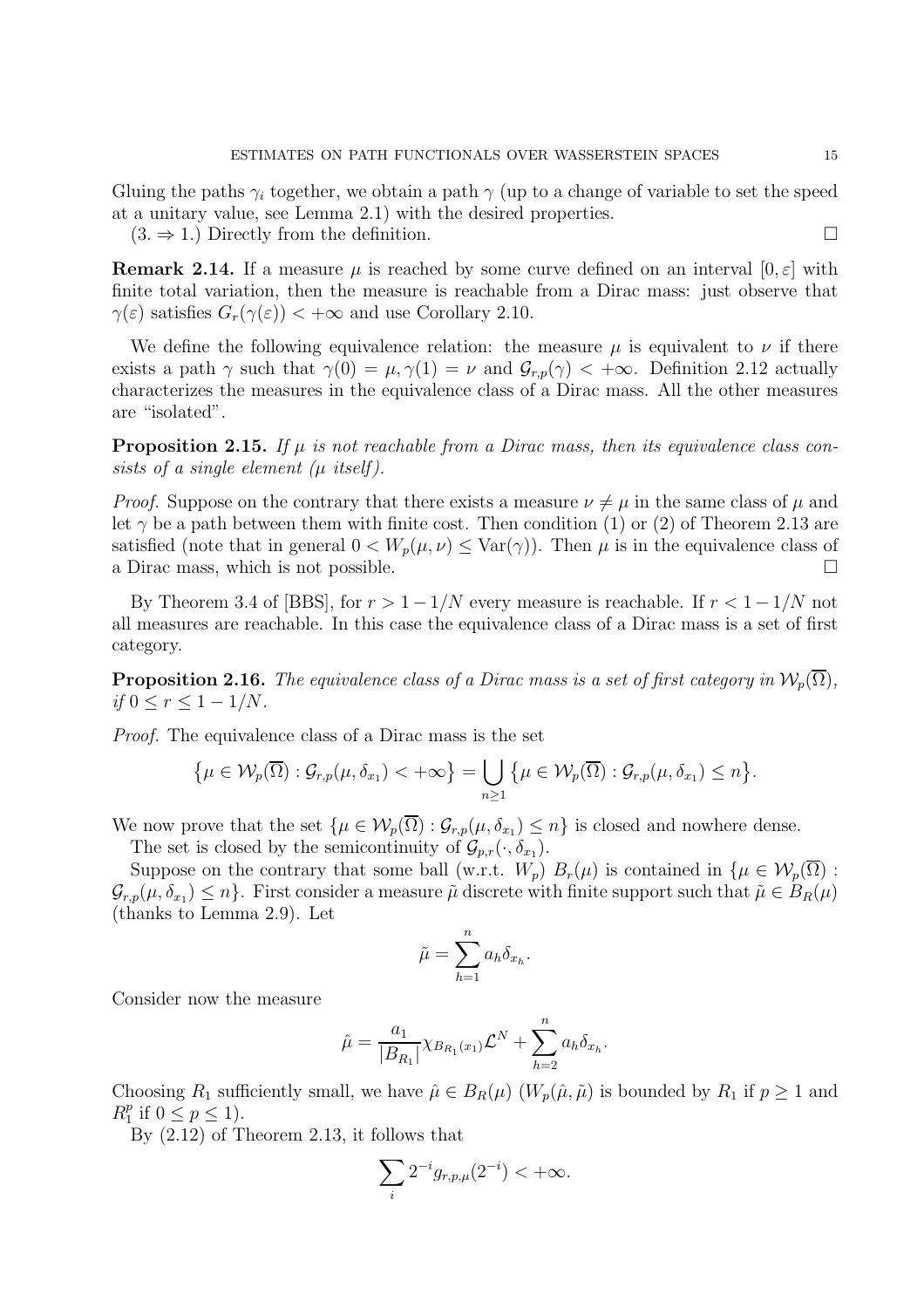Gluing the paths $\gamma_i$ together, we obtain a path $\gamma$ (up to a change of variable to set the speed at a unitary value, see Lemma 2.1) with the desired properties.

($3. \Rightarrow 1.$) Directly from the definition. □

**Remark 2.14.** If a measure $\mu$ is reached by some curve defined on an interval $[0, \varepsilon]$ with finite total variation, then the measure is reachable from a Dirac mass: just observe that $\gamma(\varepsilon)$ satisfies $G_r(\gamma(\varepsilon)) < +\infty$ and use Corollary 2.10.

We define the following equivalence relation: the measure $\mu$ is equivalent to $\nu$ if there exists a path $\gamma$ such that $\gamma(0) = \mu, \gamma(1) = \nu$ and $\mathcal{G}_{r,p}(\gamma) < +\infty$. Definition 2.12 actually characterizes the measures in the equivalence class of a Dirac mass. All the other measures are "isolated".

**Proposition 2.15.** *If $\mu$ is not reachable from a Dirac mass, then its equivalence class consists of a single element ($\mu$ itself).*

*Proof.* Suppose on the contrary that there exists a measure $\nu \neq \mu$ in the same class of $\mu$ and let $\gamma$ be a path between them with finite cost. Then condition (1) or (2) of Theorem 2.13 are satisfied (note that in general $0 < W_p(\mu, \nu) \leq \mathrm{Var}(\gamma)$). Then $\mu$ is in the equivalence class of a Dirac mass, which is not possible. □

By Theorem 3.4 of [BBS], for $r > 1 - 1/N$ every measure is reachable. If $r < 1 - 1/N$ not all measures are reachable. In this case the equivalence class of a Dirac mass is a set of first category.

**Proposition 2.16.** *The equivalence class of a Dirac mass is a set of first category in $\mathcal{W}_p(\overline{\Omega})$, if $0 \leq r \leq 1 - 1/N$.*

*Proof.* The equivalence class of a Dirac mass is the set

$$\big\{\mu \in \mathcal{W}_p(\overline{\Omega}) : \mathcal{G}_{r,p}(\mu, \delta_{x_1}) < +\infty\big\} = \bigcup_{n \geq 1} \big\{\mu \in \mathcal{W}_p(\overline{\Omega}) : \mathcal{G}_{r,p}(\mu, \delta_{x_1}) \leq n\big\}.$$

We now prove that the set $\{\mu \in \mathcal{W}_p(\overline{\Omega}) : \mathcal{G}_{r,p}(\mu, \delta_{x_1}) \leq n\}$ is closed and nowhere dense.

The set is closed by the semicontinuity of $\mathcal{G}_{p,r}(\cdot, \delta_{x_1})$.

Suppose on the contrary that some ball (w.r.t. $W_p$) $B_r(\mu)$ is contained in $\{\mu \in \mathcal{W}_p(\overline{\Omega}) : \mathcal{G}_{r,p}(\mu, \delta_{x_1}) \leq n\}$. First consider a measure $\tilde{\mu}$ discrete with finite support such that $\tilde{\mu} \in B_R(\mu)$ (thanks to Lemma 2.9). Let

$$\tilde{\mu} = \sum_{h=1}^{n} a_h \delta_{x_h}.$$

Consider now the measure

$$\hat{\mu} = \frac{a_1}{|B_{R_1}|} \chi_{B_{R_1}(x_1)} \mathcal{L}^N + \sum_{h=2}^{n} a_h \delta_{x_h}.$$

Choosing $R_1$ sufficiently small, we have $\hat{\mu} \in B_R(\mu)$ ($W_p(\hat{\mu}, \tilde{\mu})$ is bounded by $R_1$ if $p \geq 1$ and $R_1^p$ if $0 \leq p \leq 1$).

By (2.12) of Theorem 2.13, it follows that

$$\sum_i 2^{-i} g_{r,p,\mu}(2^{-i}) < +\infty.$$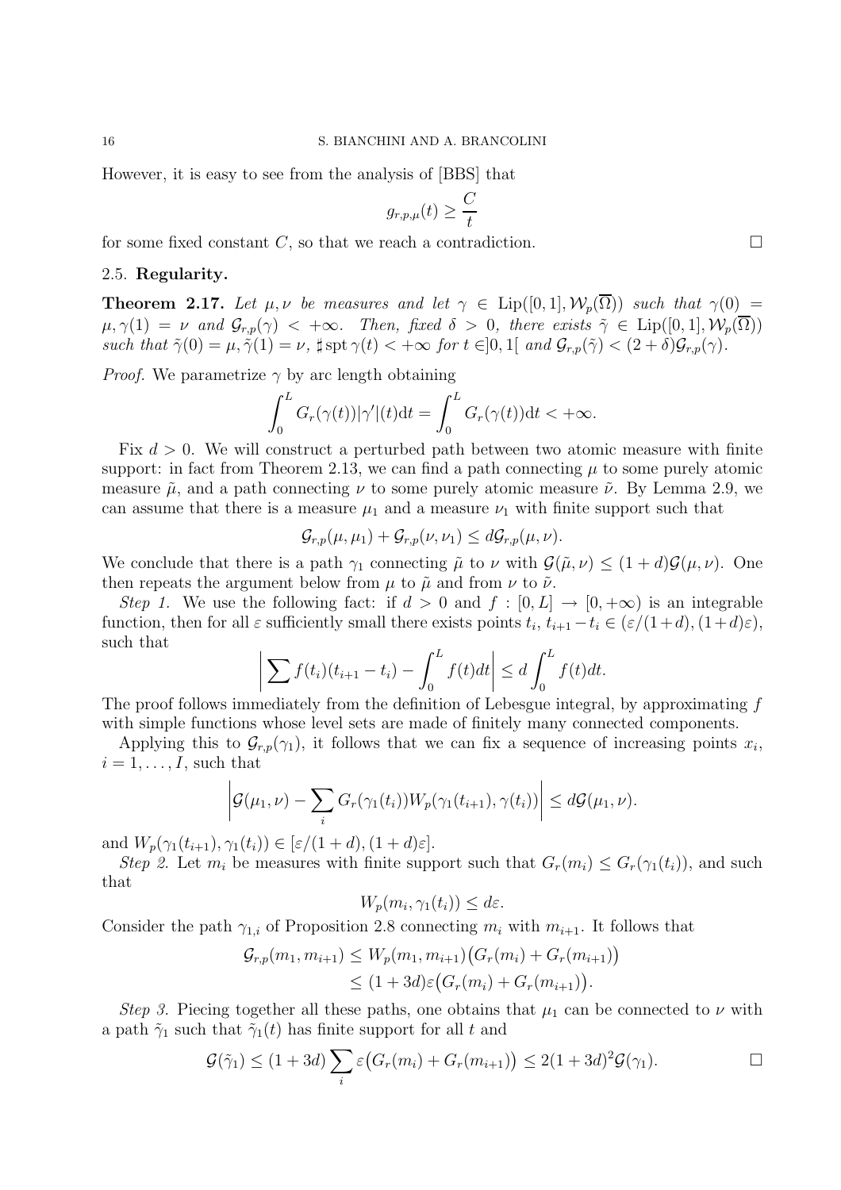However, it is easy to see from the analysis of [BBS] that

$$g_{r,p,\mu}(t) \geq \frac{C}{t}$$

for some fixed constant $C$, so that we reach a contradiction. $\square$

### 2.5. Regularity.

**Theorem 2.17.** *Let $\mu, \nu$ be measures and let $\gamma \in \mathrm{Lip}([0,1], \mathcal{W}_p(\overline{\Omega}))$ such that $\gamma(0) = \mu, \gamma(1) = \nu$ and $\mathcal{G}_{r,p}(\gamma) < +\infty$. Then, fixed $\delta > 0$, there exists $\tilde{\gamma} \in \mathrm{Lip}([0,1], \mathcal{W}_p(\overline{\Omega}))$ such that $\tilde{\gamma}(0) = \mu, \tilde{\gamma}(1) = \nu$, $\sharp \operatorname{spt} \gamma(t) < +\infty$ for $t \in ]0,1[$ and $\mathcal{G}_{r,p}(\tilde{\gamma}) < (2+\delta)\mathcal{G}_{r,p}(\gamma)$.*

*Proof.* We parametrize $\gamma$ by arc length obtaining

$$\int_0^L G_r(\gamma(t))|\gamma'|(t)\mathrm{d}t = \int_0^L G_r(\gamma(t))\mathrm{d}t < +\infty.$$

Fix $d > 0$. We will construct a perturbed path between two atomic measure with finite support: in fact from Theorem 2.13, we can find a path connecting $\mu$ to some purely atomic measure $\tilde{\mu}$, and a path connecting $\nu$ to some purely atomic measure $\tilde{\nu}$. By Lemma 2.9, we can assume that there is a measure $\mu_1$ and a measure $\nu_1$ with finite support such that

$$\mathcal{G}_{r,p}(\mu, \mu_1) + \mathcal{G}_{r,p}(\nu, \nu_1) \leq d\mathcal{G}_{r,p}(\mu, \nu).$$

We conclude that there is a path $\gamma_1$ connecting $\tilde{\mu}$ to $\nu$ with $\mathcal{G}(\tilde{\mu}, \nu) \leq (1+d)\mathcal{G}(\mu, \nu)$. One then repeats the argument below from $\mu$ to $\tilde{\mu}$ and from $\nu$ to $\tilde{\nu}$.

*Step 1.* We use the following fact: if $d > 0$ and $f : [0, L] \to [0, +\infty)$ is an integrable function, then for all $\varepsilon$ sufficiently small there exists points $t_i$, $t_{i+1} - t_i \in (\varepsilon/(1+d), (1+d)\varepsilon)$, such that

$$\left| \sum f(t_i)(t_{i+1} - t_i) - \int_0^L f(t)dt \right| \leq d \int_0^L f(t)dt.$$

The proof follows immediately from the definition of Lebesgue integral, by approximating $f$ with simple functions whose level sets are made of finitely many connected components.

Applying this to $\mathcal{G}_{r,p}(\gamma_1)$, it follows that we can fix a sequence of increasing points $x_i$, $i = 1, \ldots, I$, such that

$$\left| \mathcal{G}(\mu_1, \nu) - \sum_i G_r(\gamma_1(t_i)) W_p(\gamma_1(t_{i+1}), \gamma(t_i)) \right| \leq d\mathcal{G}(\mu_1, \nu).$$

and $W_p(\gamma_1(t_{i+1}), \gamma_1(t_i)) \in [\varepsilon/(1+d), (1+d)\varepsilon]$.

*Step 2.* Let $m_i$ be measures with finite support such that $G_r(m_i) \leq G_r(\gamma_1(t_i))$, and such that

$$W_p(m_i, \gamma_1(t_i)) \leq d\varepsilon.$$

Consider the path $\gamma_{1,i}$ of Proposition 2.8 connecting $m_i$ with $m_{i+1}$. It follows that

$$\begin{aligned}
\mathcal{G}_{r,p}(m_1, m_{i+1}) &\leq W_p(m_1, m_{i+1})\big(G_r(m_i) + G_r(m_{i+1})\big) \\
&\leq (1+3d)\varepsilon\big(G_r(m_i) + G_r(m_{i+1})\big).
\end{aligned}$$

*Step 3.* Piecing together all these paths, one obtains that $\mu_1$ can be connected to $\nu$ with a path $\tilde{\gamma}_1$ such that $\tilde{\gamma}_1(t)$ has finite support for all $t$ and

$$\mathcal{G}(\tilde{\gamma}_1) \leq (1+3d) \sum_i \varepsilon\big(G_r(m_i) + G_r(m_{i+1})\big) \leq 2(1+3d)^2 \mathcal{G}(\gamma_1). \qquad \square$$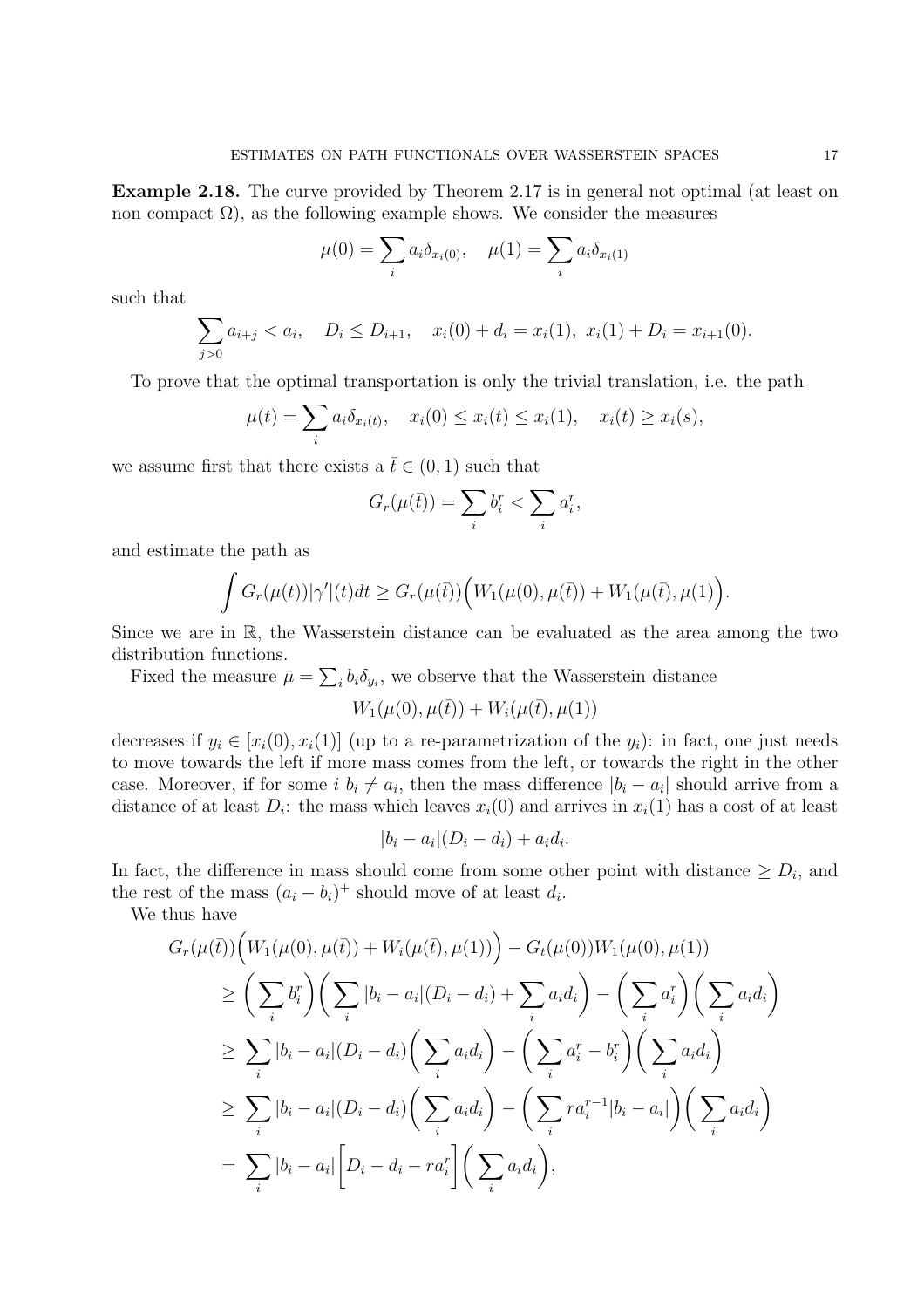**Example 2.18.** The curve provided by Theorem 2.17 is in general not optimal (at least on non compact $\Omega$), as the following example shows. We consider the measures

$$\mu(0) = \sum_i a_i \delta_{x_i(0)}, \quad \mu(1) = \sum_i a_i \delta_{x_i(1)}$$

such that

$$\sum_{j>0} a_{i+j} < a_i, \quad D_i \leq D_{i+1}, \quad x_i(0) + d_i = x_i(1),\ x_i(1) + D_i = x_{i+1}(0).$$

To prove that the optimal transportation is only the trivial translation, i.e. the path

$$\mu(t) = \sum_i a_i \delta_{x_i(t)}, \quad x_i(0) \leq x_i(t) \leq x_i(1), \quad x_i(t) \geq x_i(s),$$

we assume first that there exists a $\bar{t} \in (0,1)$ such that

$$G_r(\mu(\bar{t})) = \sum_i b_i^r < \sum_i a_i^r,$$

and estimate the path as

$$\int G_r(\mu(t))|\gamma'|(t)dt \geq G_r(\mu(\bar{t}))\Big(W_1(\mu(0),\mu(\bar{t})) + W_1(\mu(\bar{t}),\mu(1))\Big).$$

Since we are in $\mathbb{R}$, the Wasserstein distance can be evaluated as the area among the two distribution functions.

Fixed the measure $\bar{\mu} = \sum_i b_i \delta_{y_i}$, we observe that the Wasserstein distance

$$W_1(\mu(0),\mu(\bar{t})) + W_i(\mu(\bar{t}),\mu(1))$$

decreases if $y_i \in [x_i(0), x_i(1)]$ (up to a re-parametrization of the $y_i$): in fact, one just needs to move towards the left if more mass comes from the left, or towards the right in the other case. Moreover, if for some $i$ $b_i \neq a_i$, then the mass difference $|b_i - a_i|$ should arrive from a distance of at least $D_i$: the mass which leaves $x_i(0)$ and arrives in $x_i(1)$ has a cost of at least

$$|b_i - a_i|(D_i - d_i) + a_i d_i.$$

In fact, the difference in mass should come from some other point with distance $\geq D_i$, and the rest of the mass $(a_i - b_i)^+$ should move of at least $d_i$.

We thus have

$$\begin{aligned}
G_r(\mu(\bar{t}))&\Big(W_1(\mu(0),\mu(\bar{t})) + W_i(\mu(\bar{t}),\mu(1))\Big) - G_t(\mu(0))W_1(\mu(0),\mu(1)) \\
&\geq \bigg(\sum_i b_i^r\bigg)\bigg(\sum_i |b_i - a_i|(D_i - d_i) + \sum_i a_i d_i\bigg) - \bigg(\sum_i a_i^r\bigg)\bigg(\sum_i a_i d_i\bigg) \\
&\geq \sum_i |b_i - a_i|(D_i - d_i)\bigg(\sum_i a_i d_i\bigg) - \bigg(\sum_i a_i^r - b_i^r\bigg)\bigg(\sum_i a_i d_i\bigg) \\
&\geq \sum_i |b_i - a_i|(D_i - d_i)\bigg(\sum_i a_i d_i\bigg) - \bigg(\sum_i r a_i^{r-1}|b_i - a_i|\bigg)\bigg(\sum_i a_i d_i\bigg) \\
&= \sum_i |b_i - a_i|\Big[D_i - d_i - r a_i^r\Big]\bigg(\sum_i a_i d_i\bigg),
\end{aligned}$$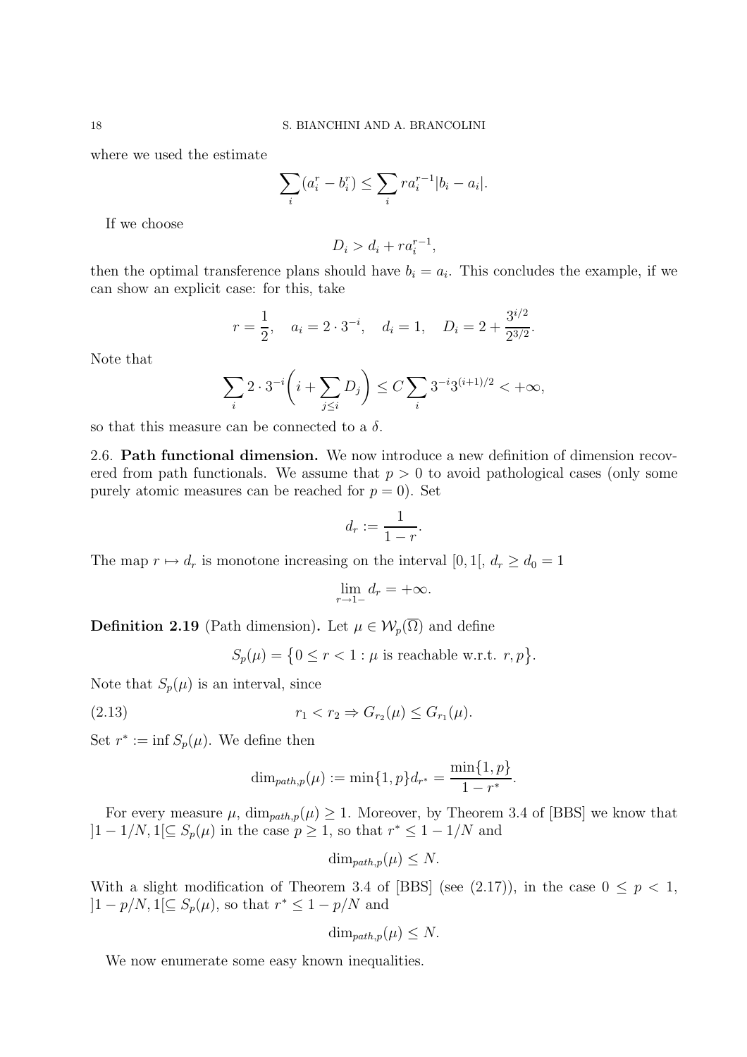where we used the estimate

$$\sum_i (a_i^r - b_i^r) \leq \sum_i r a_i^{r-1} |b_i - a_i|.$$

If we choose

$$D_i > d_i + r a_i^{r-1},$$

then the optimal transference plans should have $b_i = a_i$. This concludes the example, if we can show an explicit case: for this, take

$$r = \frac{1}{2}, \quad a_i = 2 \cdot 3^{-i}, \quad d_i = 1, \quad D_i = 2 + \frac{3^{i/2}}{2^{3/2}}.$$

Note that

$$\sum_i 2 \cdot 3^{-i} \bigg( i + \sum_{j \leq i} D_j \bigg) \leq C \sum_i 3^{-i} 3^{(i+1)/2} < +\infty,$$

so that this measure can be connected to a $\delta$.

2.6. **Path functional dimension.** We now introduce a new definition of dimension recovered from path functionals. We assume that $p > 0$ to avoid pathological cases (only some purely atomic measures can be reached for $p = 0$). Set

$$d_r := \frac{1}{1-r}.$$

The map $r \mapsto d_r$ is monotone increasing on the interval $[0, 1[$, $d_r \geq d_0 = 1$

$$\lim_{r \to 1-} d_r = +\infty.$$

**Definition 2.19** (Path dimension)**.** Let $\mu \in \mathcal{W}_p(\overline{\Omega})$ and define

$$S_p(\mu) = \big\{ 0 \leq r < 1 : \mu \text{ is reachable w.r.t. } r, p \big\}.$$

Note that $S_p(\mu)$ is an interval, since

$$r_1 < r_2 \Rightarrow G_{r_2}(\mu) \leq G_{r_1}(\mu). \tag{2.13}$$

Set $r^* := \inf S_p(\mu)$. We define then

$$\dim_{path,p}(\mu) := \min\{1, p\} d_{r^*} = \frac{\min\{1, p\}}{1 - r^*}.$$

For every measure $\mu$, $\dim_{path,p}(\mu) \geq 1$. Moreover, by Theorem 3.4 of [BBS] we know that $]1 - 1/N, 1[ \subseteq S_p(\mu)$ in the case $p \geq 1$, so that $r^* \leq 1 - 1/N$ and

$$\dim_{path,p}(\mu) \leq N.$$

With a slight modification of Theorem 3.4 of [BBS] (see (2.17)), in the case $0 \leq p < 1$, $]1 - p/N, 1[ \subseteq S_p(\mu)$, so that $r^* \leq 1 - p/N$ and

$$\dim_{path,p}(\mu) \leq N.$$

We now enumerate some easy known inequalities.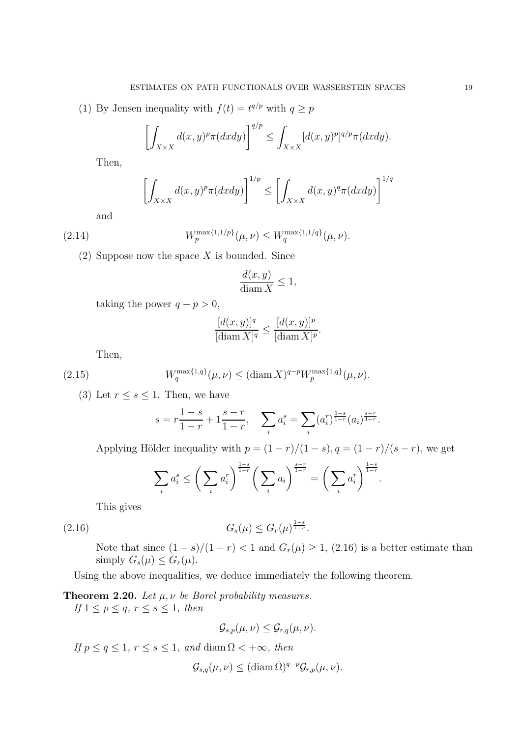(1) By Jensen inequality with $f(t) = t^{q/p}$ with $q \geq p$

$$\left[\int_{X\times X} d(x,y)^p \pi(dxdy)\right]^{q/p} \leq \int_{X\times X} [d(x,y)^p]^{q/p} \pi(dxdy).$$

Then,

$$\left[\int_{X\times X} d(x,y)^p \pi(dxdy)\right]^{1/p} \leq \left[\int_{X\times X} d(x,y)^q \pi(dxdy)\right]^{1/q}$$

and

$$W_p^{\max\{1,1/p\}}(\mu,\nu) \leq W_q^{\max\{1,1/q\}}(\mu,\nu). \tag{2.14}$$

(2) Suppose now the space $X$ is bounded. Since

$$\frac{d(x,y)}{\operatorname{diam} X} \leq 1,$$

taking the power $q - p > 0$,

$$\frac{[d(x,y)]^q}{[\operatorname{diam} X]^q} \leq \frac{[d(x,y)]^p}{[\operatorname{diam} X]^p}.$$

Then,

$$W_q^{\max\{1,q\}}(\mu,\nu) \leq (\operatorname{diam} X)^{q-p} W_p^{\max\{1,q\}}(\mu,\nu). \tag{2.15}$$

(3) Let $r \leq s \leq 1$. Then, we have

$$s = r\frac{1-s}{1-r} + 1\frac{s-r}{1-r}, \quad \sum_i a_i^s = \sum_i (a_i^r)^{\frac{1-s}{1-r}} (a_i)^{\frac{s-r}{1-r}}.$$

Applying Hölder inequality with $p = (1-r)/(1-s), q = (1-r)/(s-r)$, we get

$$\sum_i a_i^s \leq \left(\sum_i a_i^r\right)^{\frac{1-s}{1-r}} \left(\sum_i a_i\right)^{\frac{s-r}{1-r}} = \left(\sum_i a_i^r\right)^{\frac{1-s}{1-r}}.$$

This gives

$$G_s(\mu) \leq G_r(\mu)^{\frac{1-s}{1-r}}. \tag{2.16}$$

Note that since $(1-s)/(1-r) < 1$ and $G_r(\mu) \geq 1$, (2.16) is a better estimate than simply $G_s(\mu) \leq G_r(\mu)$.

Using the above inequalities, we deduce immediately the following theorem.

**Theorem 2.20.** *Let $\mu, \nu$ be Borel probability measures.*
*If $1 \leq p \leq q$, $r \leq s \leq 1$, then*

$$\mathcal{G}_{s,p}(\mu,\nu) \leq \mathcal{G}_{r,q}(\mu,\nu).$$

*If $p \leq q \leq 1$, $r \leq s \leq 1$, and $\operatorname{diam} \Omega < +\infty$, then*

$$\mathcal{G}_{s,q}(\mu,\nu) \leq (\operatorname{diam} \bar{\Omega})^{q-p} \mathcal{G}_{r,p}(\mu,\nu).$$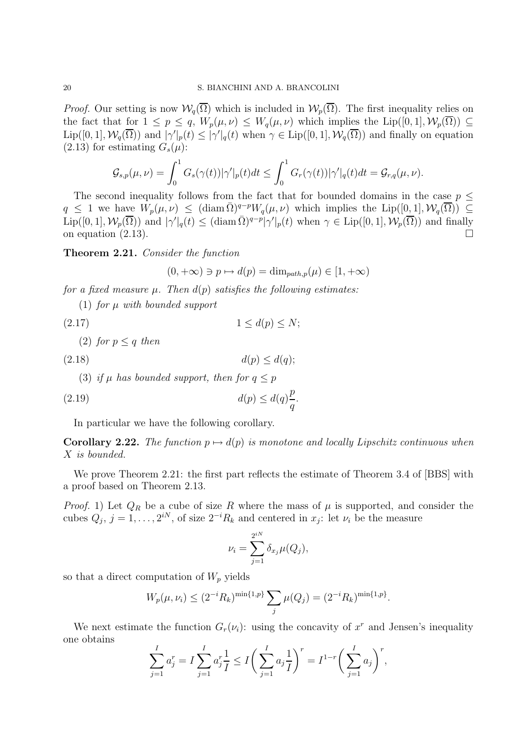*Proof.* Our setting is now $\mathcal{W}_q(\overline{\Omega})$ which is included in $\mathcal{W}_p(\overline{\Omega})$. The first inequality relies on the fact that for $1 \leq p \leq q$, $W_p(\mu,\nu) \leq W_q(\mu,\nu)$ which implies the $\mathrm{Lip}([0,1],\mathcal{W}_p(\overline{\Omega})) \subseteq \mathrm{Lip}([0,1],\mathcal{W}_q(\overline{\Omega}))$ and $|\gamma'|_p(t) \leq |\gamma'|_q(t)$ when $\gamma \in \mathrm{Lip}([0,1],\mathcal{W}_q(\overline{\Omega}))$ and finally on equation (2.13) for estimating $G_s(\mu)$:

$$\mathcal{G}_{s,p}(\mu,\nu) = \int_0^1 G_s(\gamma(t))|\gamma'|_p(t)dt \leq \int_0^1 G_r(\gamma(t))|\gamma'|_q(t)dt = \mathcal{G}_{r,q}(\mu,\nu).$$

The second inequality follows from the fact that for bounded domains in the case $p \leq q \leq 1$ we have $W_p(\mu,\nu) \leq (\operatorname{diam}\bar{\Omega})^{q-p} W_q(\mu,\nu)$ which implies the $\mathrm{Lip}([0,1],\mathcal{W}_q(\overline{\Omega})) \subseteq \mathrm{Lip}([0,1],\mathcal{W}_p(\overline{\Omega}))$ and $|\gamma'|_q(t) \leq (\operatorname{diam}\bar{\Omega})^{q-p}|\gamma'|_p(t)$ when $\gamma \in \mathrm{Lip}([0,1],\mathcal{W}_p(\overline{\Omega}))$ and finally on equation (2.13). □

**Theorem 2.21.** *Consider the function*

$$(0,+\infty) \ni p \mapsto d(p) = \dim_{path,p}(\mu) \in [1,+\infty)$$

*for a fixed measure $\mu$. Then $d(p)$ satisfies the following estimates:*

(1) *for $\mu$ with bounded support*

$$1 \leq d(p) \leq N; \tag{2.17}$$

(2) *for $p \leq q$ then*

$$d(p) \leq d(q); \tag{2.18}$$

(3) *if $\mu$ has bounded support, then for $q \leq p$*

$$d(p) \leq d(q)\frac{p}{q}. \tag{2.19}$$

In particular we have the following corollary.

**Corollary 2.22.** *The function $p \mapsto d(p)$ is monotone and locally Lipschitz continuous when $X$ is bounded.*

We prove Theorem 2.21: the first part reflects the estimate of Theorem 3.4 of [BBS] with a proof based on Theorem 2.13.

*Proof.* 1) Let $Q_R$ be a cube of size $R$ where the mass of $\mu$ is supported, and consider the cubes $Q_j$, $j = 1,\dots,2^{iN}$, of size $2^{-i}R_k$ and centered in $x_j$: let $\nu_i$ be the measure

$$\nu_i = \sum_{j=1}^{2^{iN}} \delta_{x_j}\mu(Q_j),$$

so that a direct computation of $W_p$ yields

$$W_p(\mu,\nu_i) \leq (2^{-i}R_k)^{\min\{1,p\}} \sum_j \mu(Q_j) = (2^{-i}R_k)^{\min\{1,p\}}.$$

We next estimate the function $G_r(\nu_i)$: using the concavity of $x^r$ and Jensen's inequality one obtains

$$\sum_{j=1}^I a_j^r = I\sum_{j=1}^I a_j^r \frac{1}{I} \leq I\bigg(\sum_{j=1}^I a_j \frac{1}{I}\bigg)^r = I^{1-r}\bigg(\sum_{j=1}^I a_j\bigg)^r,$$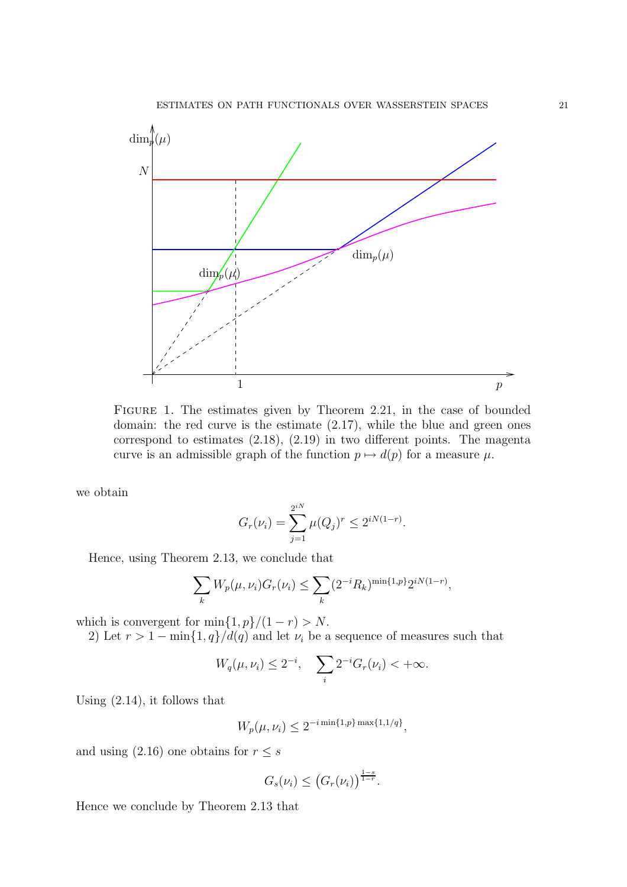FIGURE 1. The estimates given by Theorem 2.21, in the case of bounded domain: the red curve is the estimate (2.17), while the blue and green ones correspond to estimates (2.18), (2.19) in two different points. The magenta curve is an admissible graph of the function $p \mapsto d(p)$ for a measure $\mu$.

we obtain

$$G_r(\nu_i) = \sum_{j=1}^{2^{iN}} \mu(Q_j)^r \leq 2^{iN(1-r)}.$$

Hence, using Theorem 2.13, we conclude that

$$\sum_k W_p(\mu, \nu_i) G_r(\nu_i) \leq \sum_k (2^{-i} R_k)^{\min\{1,p\}} 2^{iN(1-r)},$$

which is convergent for $\min\{1, p\}/(1 - r) > N$.

2) Let $r > 1 - \min\{1, q\}/d(q)$ and let $\nu_i$ be a sequence of measures such that

$$W_q(\mu, \nu_i) \leq 2^{-i}, \quad \sum_i 2^{-i} G_r(\nu_i) < +\infty.$$

Using (2.14), it follows that

$$W_p(\mu, \nu_i) \leq 2^{-i \min\{1,p\} \max\{1,1/q\}},$$

and using (2.16) one obtains for $r \leq s$

$$G_s(\nu_i) \leq \big(G_r(\nu_i)\big)^{\frac{1-s}{1-r}}.$$

Hence we conclude by Theorem 2.13 that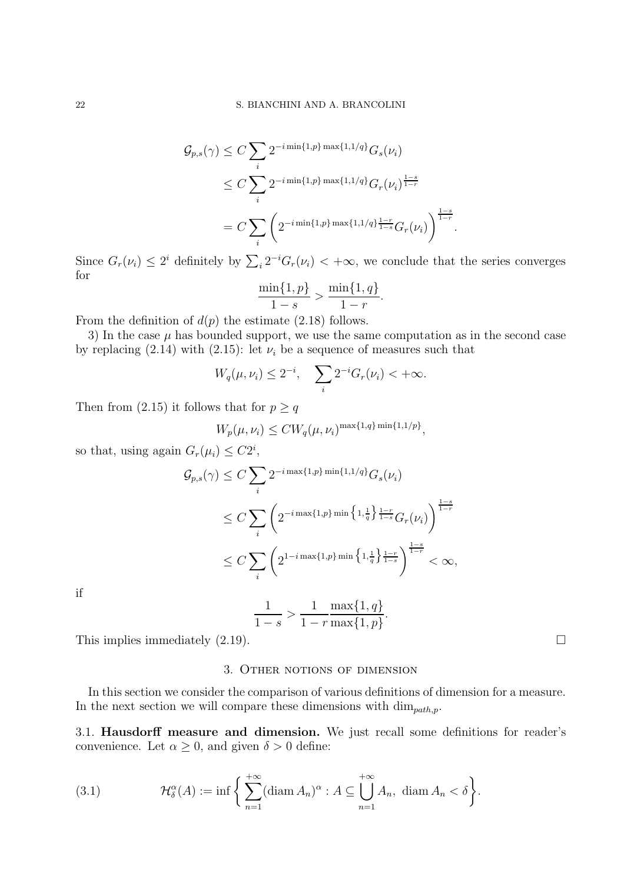$$
\begin{aligned}
\mathcal{G}_{p,s}(\gamma) &\leq C \sum_i 2^{-i \min\{1,p\} \max\{1,1/q\}} G_s(\nu_i) \\
&\leq C \sum_i 2^{-i \min\{1,p\} \max\{1,1/q\}} G_r(\nu_i)^{\frac{1-s}{1-r}} \\
&= C \sum_i \left( 2^{-i \min\{1,p\} \max\{1,1/q\} \frac{1-r}{1-s}} G_r(\nu_i) \right)^{\frac{1-s}{1-r}}.
\end{aligned}
$$

Since $G_r(\nu_i) \leq 2^i$ definitely by $\sum_i 2^{-i} G_r(\nu_i) < +\infty$, we conclude that the series converges for

$$
\frac{\min\{1,p\}}{1-s} > \frac{\min\{1,q\}}{1-r}.
$$

From the definition of $d(p)$ the estimate (2.18) follows.

3) In the case $\mu$ has bounded support, we use the same computation as in the second case by replacing (2.14) with (2.15): let $\nu_i$ be a sequence of measures such that

$$
W_q(\mu, \nu_i) \leq 2^{-i}, \quad \sum_i 2^{-i} G_r(\nu_i) < +\infty.
$$

Then from (2.15) it follows that for $p \geq q$

$$
W_p(\mu, \nu_i) \leq C W_q(\mu, \nu_i)^{\max\{1,q\} \min\{1,1/p\}},
$$

so that, using again $G_r(\mu_i) \leq C 2^i$,

$$
\begin{aligned}
\mathcal{G}_{p,s}(\gamma) &\leq C \sum_i 2^{-i \max\{1,p\} \min\{1,1/q\}} G_s(\nu_i) \\
&\leq C \sum_i \left( 2^{-i \max\{1,p\} \min\left\{1, \frac{1}{q}\right\} \frac{1-r}{1-s}} G_r(\nu_i) \right)^{\frac{1-s}{1-r}} \\
&\leq C \sum_i \left( 2^{1 - i \max\{1,p\} \min\left\{1, \frac{1}{q}\right\} \frac{1-r}{1-s}} \right)^{\frac{1-s}{1-r}} < \infty,
\end{aligned}
$$

if

$$
\frac{1}{1-s} > \frac{1}{1-r} \frac{\max\{1,q\}}{\max\{1,p\}}.
$$

This implies immediately (2.19). $\square$

## 3. Other notions of dimension

In this section we consider the comparison of various definitions of dimension for a measure. In the next section we will compare these dimensions with $\dim_{path,p}$.

3.1. **Hausdorff measure and dimension.** We just recall some definitions for reader's convenience. Let $\alpha \geq 0$, and given $\delta > 0$ define:

$$
\mathcal{H}^\alpha_\delta(A) := \inf \left\{ \sum_{n=1}^{+\infty} (\operatorname{diam} A_n)^\alpha : A \subseteq \bigcup_{n=1}^{+\infty} A_n, \ \operatorname{diam} A_n < \delta \right\}. \tag{3.1}
$$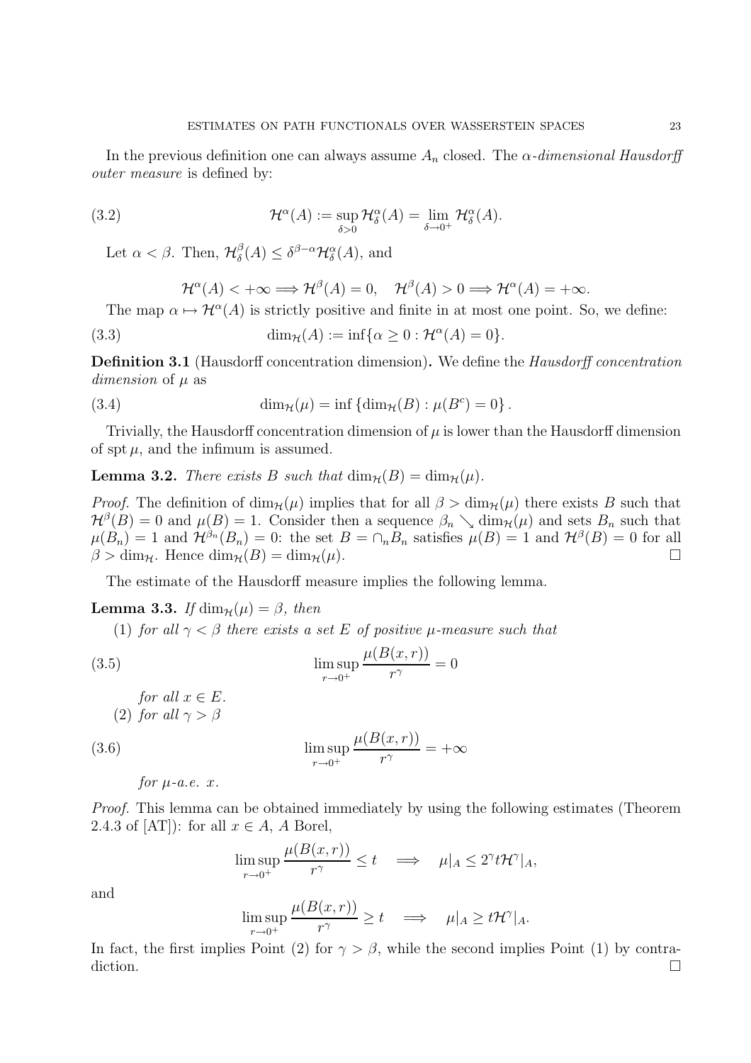In the previous definition one can always assume $A_n$ closed. The *$\alpha$-dimensional Hausdorff outer measure* is defined by:

$$\mathcal{H}^\alpha(A) := \sup_{\delta>0} \mathcal{H}^\alpha_\delta(A) = \lim_{\delta\to 0^+} \mathcal{H}^\alpha_\delta(A). \tag{3.2}$$

Let $\alpha < \beta$. Then, $\mathcal{H}^\beta_\delta(A) \le \delta^{\beta-\alpha}\mathcal{H}^\alpha_\delta(A)$, and

$$\mathcal{H}^\alpha(A) < +\infty \Longrightarrow \mathcal{H}^\beta(A) = 0, \quad \mathcal{H}^\beta(A) > 0 \Longrightarrow \mathcal{H}^\alpha(A) = +\infty.$$

The map $\alpha \mapsto \mathcal{H}^\alpha(A)$ is strictly positive and finite in at most one point. So, we define:

$$\dim_{\mathcal{H}}(A) := \inf\{\alpha \ge 0 : \mathcal{H}^\alpha(A) = 0\}. \tag{3.3}$$

**Definition 3.1** (Hausdorff concentration dimension)**.** We define the *Hausdorff concentration dimension* of $\mu$ as

$$\dim_{\mathcal{H}}(\mu) = \inf\left\{\dim_{\mathcal{H}}(B) : \mu(B^c) = 0\right\}. \tag{3.4}$$

Trivially, the Hausdorff concentration dimension of $\mu$ is lower than the Hausdorff dimension of $\operatorname{spt}\mu$, and the infimum is assumed.

**Lemma 3.2.** *There exists $B$ such that $\dim_{\mathcal{H}}(B) = \dim_{\mathcal{H}}(\mu)$.*

*Proof.* The definition of $\dim_{\mathcal{H}}(\mu)$ implies that for all $\beta > \dim_{\mathcal{H}}(\mu)$ there exists $B$ such that $\mathcal{H}^\beta(B) = 0$ and $\mu(B) = 1$. Consider then a sequence $\beta_n \searrow \dim_{\mathcal{H}}(\mu)$ and sets $B_n$ such that $\mu(B_n) = 1$ and $\mathcal{H}^{\beta_n}(B_n) = 0$: the set $B = \cap_n B_n$ satisfies $\mu(B) = 1$ and $\mathcal{H}^\beta(B) = 0$ for all $\beta > \dim_{\mathcal{H}}$. Hence $\dim_{\mathcal{H}}(B) = \dim_{\mathcal{H}}(\mu)$. $\square$

The estimate of the Hausdorff measure implies the following lemma.

**Lemma 3.3.** *If $\dim_{\mathcal{H}}(\mu) = \beta$, then*

(1) *for all $\gamma < \beta$ there exists a set $E$ of positive $\mu$-measure such that*

$$\limsup_{r\to 0^+} \frac{\mu(B(x,r))}{r^\gamma} = 0 \tag{3.5}$$

*for all $x \in E$.*

(2) *for all $\gamma > \beta$*

$$\limsup_{r\to 0^+} \frac{\mu(B(x,r))}{r^\gamma} = +\infty \tag{3.6}$$

*for $\mu$-a.e. $x$.*

*Proof.* This lemma can be obtained immediately by using the following estimates (Theorem 2.4.3 of [AT]): for all $x \in A$, $A$ Borel,

$$\limsup_{r\to 0^+} \frac{\mu(B(x,r))}{r^\gamma} \le t \quad \Longrightarrow \quad \mu|_A \le 2^\gamma t \mathcal{H}^\gamma|_A,$$

and

$$\limsup_{r\to 0^+} \frac{\mu(B(x,r))}{r^\gamma} \ge t \quad \Longrightarrow \quad \mu|_A \ge t \mathcal{H}^\gamma|_A.$$

In fact, the first implies Point (2) for $\gamma > \beta$, while the second implies Point (1) by contradiction. $\square$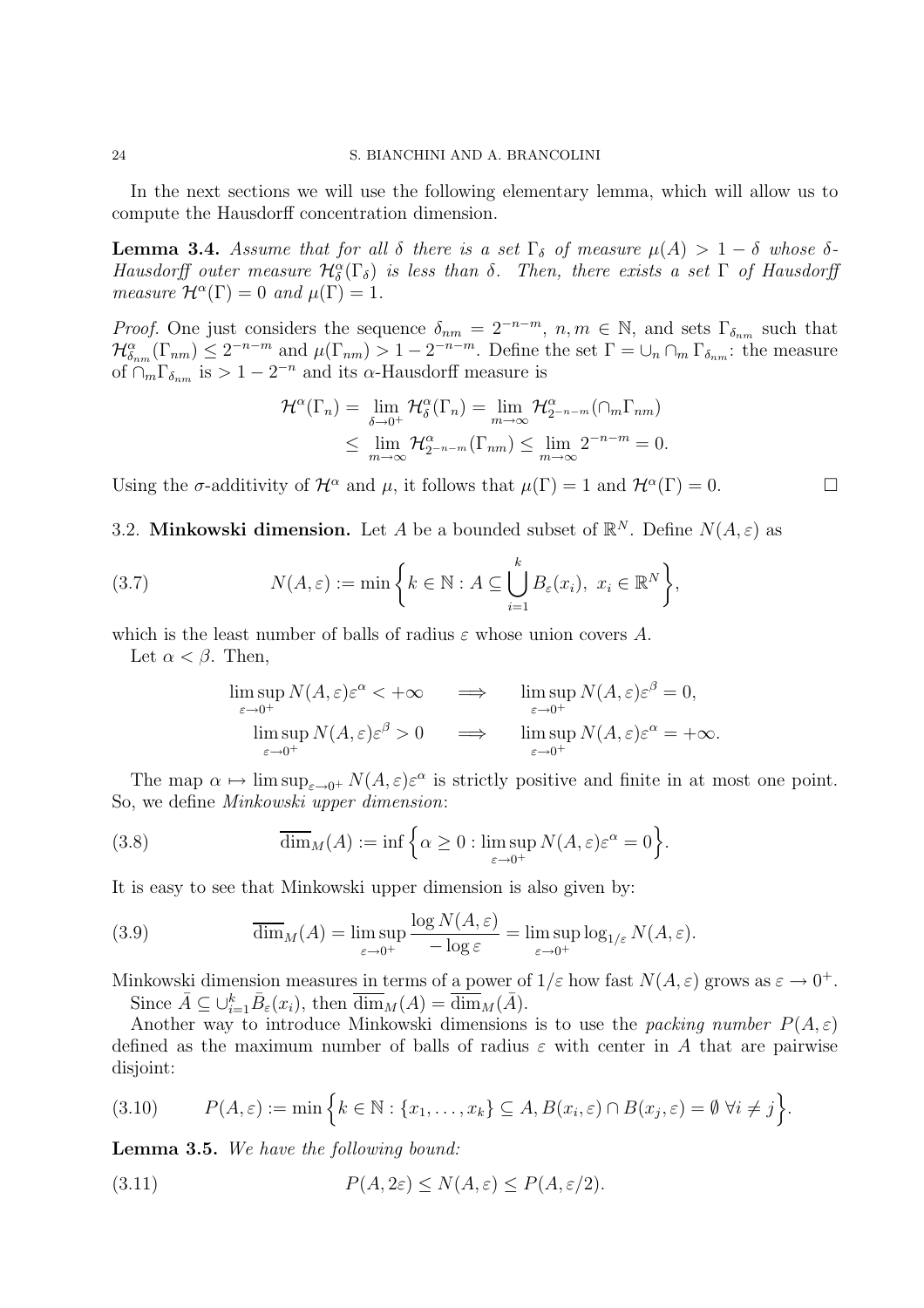In the next sections we will use the following elementary lemma, which will allow us to compute the Hausdorff concentration dimension.

**Lemma 3.4.** *Assume that for all $\delta$ there is a set $\Gamma_\delta$ of measure $\mu(A) > 1 - \delta$ whose $\delta$-Hausdorff outer measure $\mathcal{H}^\alpha_\delta(\Gamma_\delta)$ is less than $\delta$. Then, there exists a set $\Gamma$ of Hausdorff measure $\mathcal{H}^\alpha(\Gamma) = 0$ and $\mu(\Gamma) = 1$.*

*Proof.* One just considers the sequence $\delta_{nm} = 2^{-n-m}$, $n, m \in \mathbb{N}$, and sets $\Gamma_{\delta_{nm}}$ such that $\mathcal{H}^\alpha_{\delta_{nm}}(\Gamma_{nm}) \leq 2^{-n-m}$ and $\mu(\Gamma_{nm}) > 1 - 2^{-n-m}$. Define the set $\Gamma = \cup_n \cap_m \Gamma_{\delta_{nm}}$: the measure of $\cap_m \Gamma_{\delta_{nm}}$ is $> 1 - 2^{-n}$ and its $\alpha$-Hausdorff measure is

$$
\begin{aligned}
\mathcal{H}^\alpha(\Gamma_n) &= \lim_{\delta \to 0^+} \mathcal{H}^\alpha_\delta(\Gamma_n) = \lim_{m \to \infty} \mathcal{H}^\alpha_{2^{-n-m}}(\cap_m \Gamma_{nm}) \\
&\leq \lim_{m \to \infty} \mathcal{H}^\alpha_{2^{-n-m}}(\Gamma_{nm}) \leq \lim_{m \to \infty} 2^{-n-m} = 0.
\end{aligned}
$$

Using the $\sigma$-additivity of $\mathcal{H}^\alpha$ and $\mu$, it follows that $\mu(\Gamma) = 1$ and $\mathcal{H}^\alpha(\Gamma) = 0$. $\square$

### 3.2. Minkowski dimension.

Let $A$ be a bounded subset of $\mathbb{R}^N$. Define $N(A, \varepsilon)$ as

$$
N(A, \varepsilon) := \min \left\{ k \in \mathbb{N} : A \subseteq \bigcup_{i=1}^k B_\varepsilon(x_i),\ x_i \in \mathbb{R}^N \right\}, \tag{3.7}
$$

which is the least number of balls of radius $\varepsilon$ whose union covers $A$.

Let $\alpha < \beta$. Then,

$$
\begin{aligned}
\limsup_{\varepsilon \to 0^+} N(A, \varepsilon)\varepsilon^\alpha < +\infty \qquad &\Longrightarrow \qquad \limsup_{\varepsilon \to 0^+} N(A, \varepsilon)\varepsilon^\beta = 0, \\
\limsup_{\varepsilon \to 0^+} N(A, \varepsilon)\varepsilon^\beta > 0 \qquad &\Longrightarrow \qquad \limsup_{\varepsilon \to 0^+} N(A, \varepsilon)\varepsilon^\alpha = +\infty.
\end{aligned}
$$

The map $\alpha \mapsto \limsup_{\varepsilon \to 0^+} N(A, \varepsilon)\varepsilon^\alpha$ is strictly positive and finite in at most one point. So, we define *Minkowski upper dimension*:

$$
\overline{\dim}_M(A) := \inf \Big\{ \alpha \geq 0 : \limsup_{\varepsilon \to 0^+} N(A, \varepsilon)\varepsilon^\alpha = 0 \Big\}. \tag{3.8}
$$

It is easy to see that Minkowski upper dimension is also given by:

$$
\overline{\dim}_M(A) = \limsup_{\varepsilon \to 0^+} \frac{\log N(A, \varepsilon)}{-\log \varepsilon} = \limsup_{\varepsilon \to 0^+} \log_{1/\varepsilon} N(A, \varepsilon). \tag{3.9}
$$

Minkowski dimension measures in terms of a power of $1/\varepsilon$ how fast $N(A, \varepsilon)$ grows as $\varepsilon \to 0^+$.

Since $\bar{A} \subseteq \cup_{i=1}^k \bar{B}_\varepsilon(x_i)$, then $\overline{\dim}_M(A) = \overline{\dim}_M(\bar{A})$.

Another way to introduce Minkowski dimensions is to use the *packing number* $P(A, \varepsilon)$ defined as the maximum number of balls of radius $\varepsilon$ with center in $A$ that are pairwise disjoint:

$$
P(A, \varepsilon) := \min \Big\{ k \in \mathbb{N} : \{x_1, \dots, x_k\} \subseteq A, B(x_i, \varepsilon) \cap B(x_j, \varepsilon) = \emptyset\ \forall i \neq j \Big\}. \tag{3.10}
$$

**Lemma 3.5.** *We have the following bound:*

$$
P(A, 2\varepsilon) \leq N(A, \varepsilon) \leq P(A, \varepsilon/2). \tag{3.11}
$$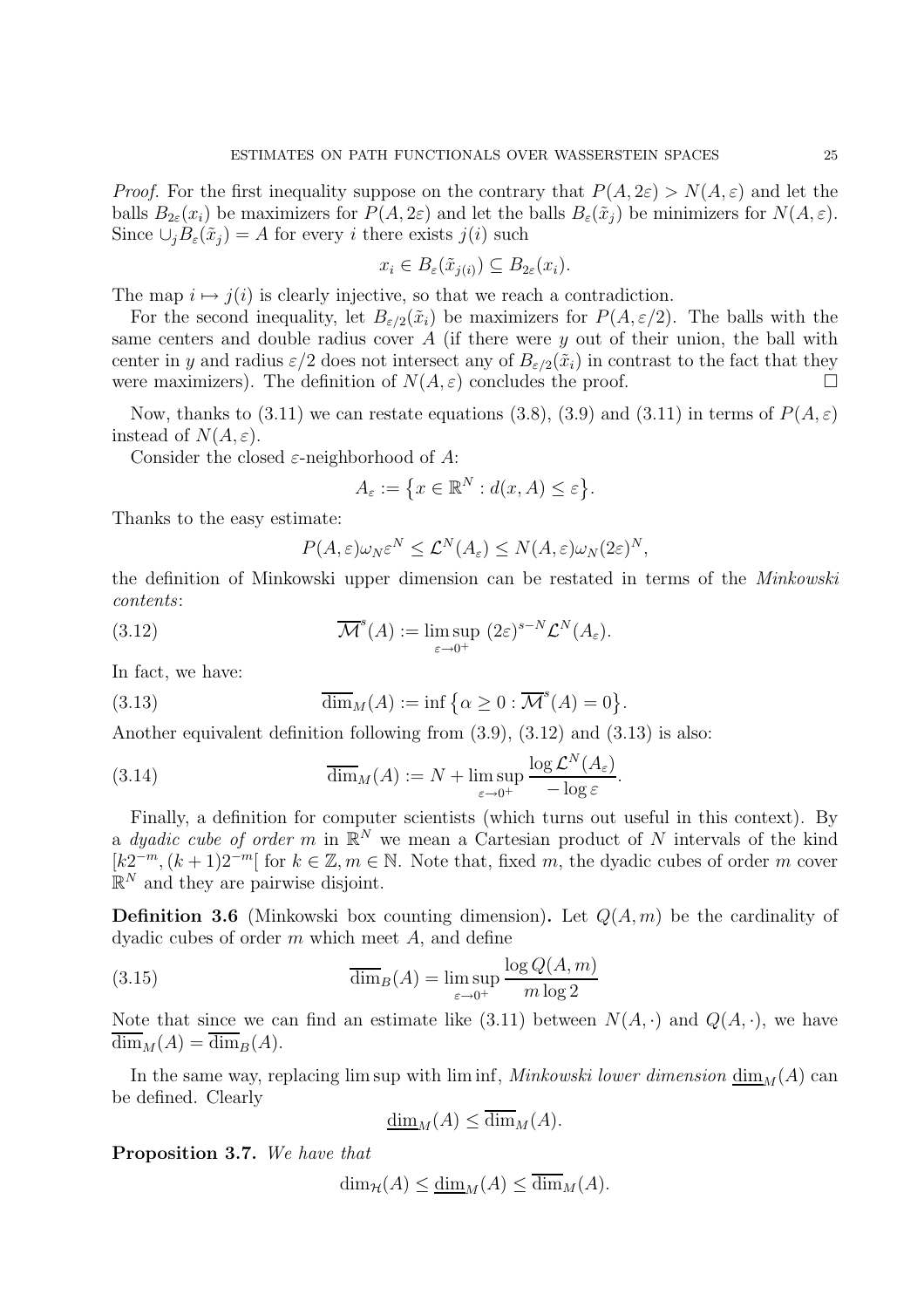*Proof.* For the first inequality suppose on the contrary that $P(A, 2\varepsilon) > N(A, \varepsilon)$ and let the balls $B_{2\varepsilon}(x_i)$ be maximizers for $P(A, 2\varepsilon)$ and let the balls $B_\varepsilon(\tilde{x}_j)$ be minimizers for $N(A, \varepsilon)$. Since $\cup_j B_\varepsilon(\tilde{x}_j) = A$ for every $i$ there exists $j(i)$ such

$$x_i \in B_\varepsilon(\tilde{x}_{j(i)}) \subseteq B_{2\varepsilon}(x_i).$$

The map $i \mapsto j(i)$ is clearly injective, so that we reach a contradiction.

For the second inequality, let $B_{\varepsilon/2}(\tilde{x}_i)$ be maximizers for $P(A, \varepsilon/2)$. The balls with the same centers and double radius cover $A$ (if there were $y$ out of their union, the ball with center in $y$ and radius $\varepsilon/2$ does not intersect any of $B_{\varepsilon/2}(\tilde{x}_i)$ in contrast to the fact that they were maximizers). The definition of $N(A, \varepsilon)$ concludes the proof. □

Now, thanks to (3.11) we can restate equations (3.8), (3.9) and (3.11) in terms of $P(A, \varepsilon)$ instead of $N(A, \varepsilon)$.

Consider the closed $\varepsilon$-neighborhood of $A$:

$$A_\varepsilon := \left\{ x \in \mathbb{R}^N : d(x, A) \leq \varepsilon \right\}.$$

Thanks to the easy estimate:

$$P(A, \varepsilon)\omega_N \varepsilon^N \leq \mathcal{L}^N(A_\varepsilon) \leq N(A, \varepsilon)\omega_N (2\varepsilon)^N,$$

the definition of Minkowski upper dimension can be restated in terms of the *Minkowski contents*:

$$\overline{\mathcal{M}}^s(A) := \limsup_{\varepsilon \to 0^+} \, (2\varepsilon)^{s-N} \mathcal{L}^N(A_\varepsilon). \tag{3.12}$$

In fact, we have:

$$\overline{\dim}_M(A) := \inf \left\{ \alpha \geq 0 : \overline{\mathcal{M}}^s(A) = 0 \right\}. \tag{3.13}$$

Another equivalent definition following from (3.9), (3.12) and (3.13) is also:

$$\overline{\dim}_M(A) := N + \limsup_{\varepsilon \to 0^+} \frac{\log \mathcal{L}^N(A_\varepsilon)}{-\log \varepsilon}. \tag{3.14}$$

Finally, a definition for computer scientists (which turns out useful in this context). By a *dyadic cube of order* $m$ in $\mathbb{R}^N$ we mean a Cartesian product of $N$ intervals of the kind $[k2^{-m}, (k+1)2^{-m}[$ for $k \in \mathbb{Z}, m \in \mathbb{N}$. Note that, fixed $m$, the dyadic cubes of order $m$ cover $\mathbb{R}^N$ and they are pairwise disjoint.

**Definition 3.6** (Minkowski box counting dimension)**.** Let $Q(A, m)$ be the cardinality of dyadic cubes of order $m$ which meet $A$, and define

$$\overline{\dim}_B(A) = \limsup_{\varepsilon \to 0^+} \frac{\log Q(A, m)}{m \log 2} \tag{3.15}$$

Note that since we can find an estimate like (3.11) between $N(A, \cdot)$ and $Q(A, \cdot)$, we have $\overline{\dim}_M(A) = \overline{\dim}_B(A)$.

In the same way, replacing lim sup with lim inf, *Minkowski lower dimension* $\underline{\dim}_M(A)$ can be defined. Clearly

$$\underline{\dim}_M(A) \leq \overline{\dim}_M(A).$$

**Proposition 3.7.** *We have that*

$$\dim_{\mathcal{H}}(A) \leq \underline{\dim}_M(A) \leq \overline{\dim}_M(A).$$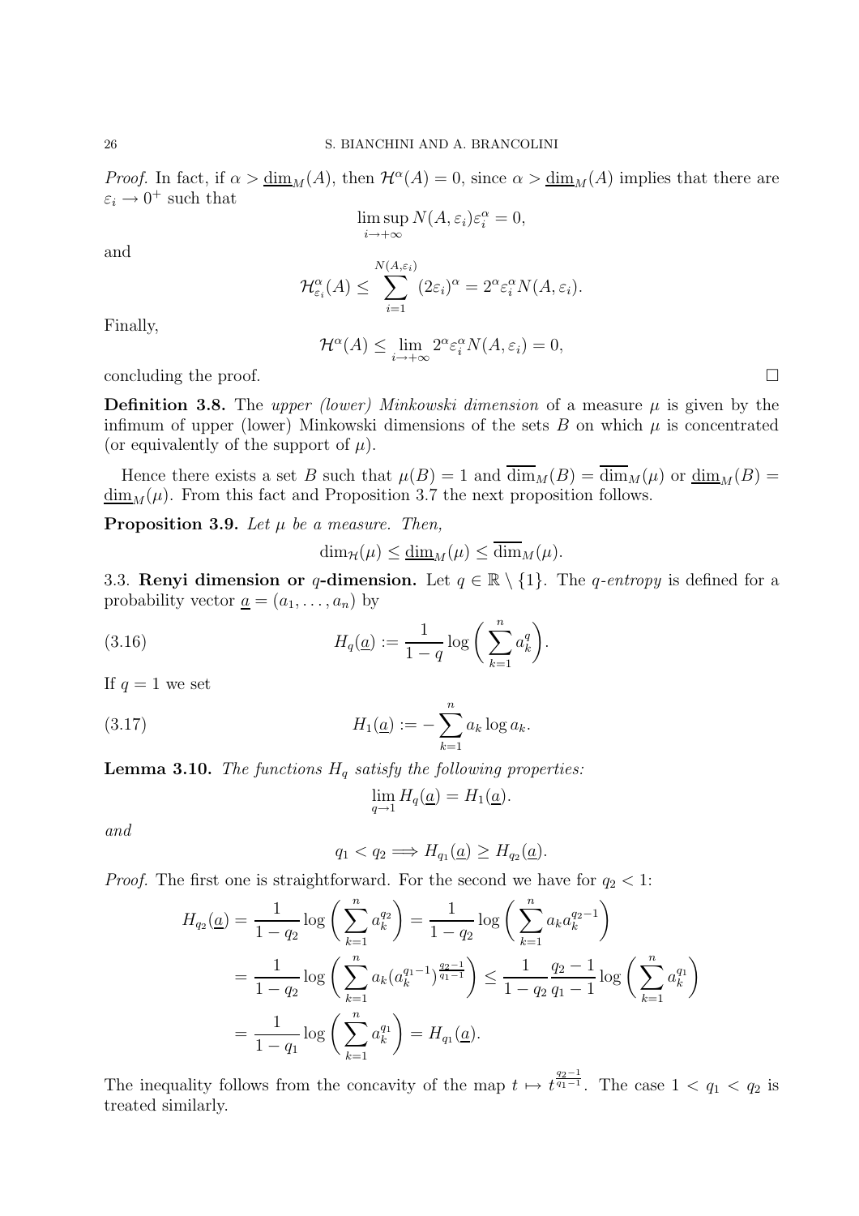*Proof.* In fact, if $\alpha > \underline{\dim}_M(A)$, then $\mathcal{H}^\alpha(A) = 0$, since $\alpha > \underline{\dim}_M(A)$ implies that there are $\varepsilon_i \to 0^+$ such that

$$\limsup_{i\to+\infty} N(A,\varepsilon_i)\varepsilon_i^\alpha = 0,$$

and

$$\mathcal{H}^\alpha_{\varepsilon_i}(A) \leq \sum_{i=1}^{N(A,\varepsilon_i)} (2\varepsilon_i)^\alpha = 2^\alpha \varepsilon_i^\alpha N(A,\varepsilon_i).$$

Finally,

$$\mathcal{H}^\alpha(A) \leq \lim_{i\to+\infty} 2^\alpha \varepsilon_i^\alpha N(A,\varepsilon_i) = 0,$$

concluding the proof. $\square$

**Definition 3.8.** The *upper (lower) Minkowski dimension* of a measure $\mu$ is given by the infimum of upper (lower) Minkowski dimensions of the sets $B$ on which $\mu$ is concentrated (or equivalently of the support of $\mu$).

Hence there exists a set $B$ such that $\mu(B) = 1$ and $\overline{\dim}_M(B) = \overline{\dim}_M(\mu)$ or $\underline{\dim}_M(B) = \underline{\dim}_M(\mu)$. From this fact and Proposition 3.7 the next proposition follows.

**Proposition 3.9.** *Let $\mu$ be a measure. Then,*

$$\dim_{\mathcal{H}}(\mu) \leq \underline{\dim}_M(\mu) \leq \overline{\dim}_M(\mu).$$

3.3. **Renyi dimension or $q$-dimension.** Let $q \in \mathbb{R}\setminus\{1\}$. The *$q$-entropy* is defined for a probability vector $\underline{a} = (a_1,\dots,a_n)$ by

$$H_q(\underline{a}) := \frac{1}{1-q}\log\bigg(\sum_{k=1}^n a_k^q\bigg). \tag{3.16}$$

If $q = 1$ we set

$$H_1(\underline{a}) := -\sum_{k=1}^n a_k \log a_k. \tag{3.17}$$

**Lemma 3.10.** *The functions $H_q$ satisfy the following properties:*

$$\lim_{q\to 1} H_q(\underline{a}) = H_1(\underline{a}).$$

*and*

$$q_1 < q_2 \Longrightarrow H_{q_1}(\underline{a}) \geq H_{q_2}(\underline{a}).$$

*Proof.* The first one is straightforward. For the second we have for $q_2 < 1$:

$$\begin{aligned}
H_{q_2}(\underline{a}) &= \frac{1}{1-q_2}\log\bigg(\sum_{k=1}^n a_k^{q_2}\bigg) = \frac{1}{1-q_2}\log\bigg(\sum_{k=1}^n a_k a_k^{q_2-1}\bigg) \\
&= \frac{1}{1-q_2}\log\bigg(\sum_{k=1}^n a_k (a_k^{q_1-1})^{\frac{q_2-1}{q_1-1}}\bigg) \leq \frac{1}{1-q_2}\frac{q_2-1}{q_1-1}\log\bigg(\sum_{k=1}^n a_k^{q_1}\bigg) \\
&= \frac{1}{1-q_1}\log\bigg(\sum_{k=1}^n a_k^{q_1}\bigg) = H_{q_1}(\underline{a}).
\end{aligned}$$

The inequality follows from the concavity of the map $t \mapsto t^{\frac{q_2-1}{q_1-1}}$. The case $1 < q_1 < q_2$ is treated similarly.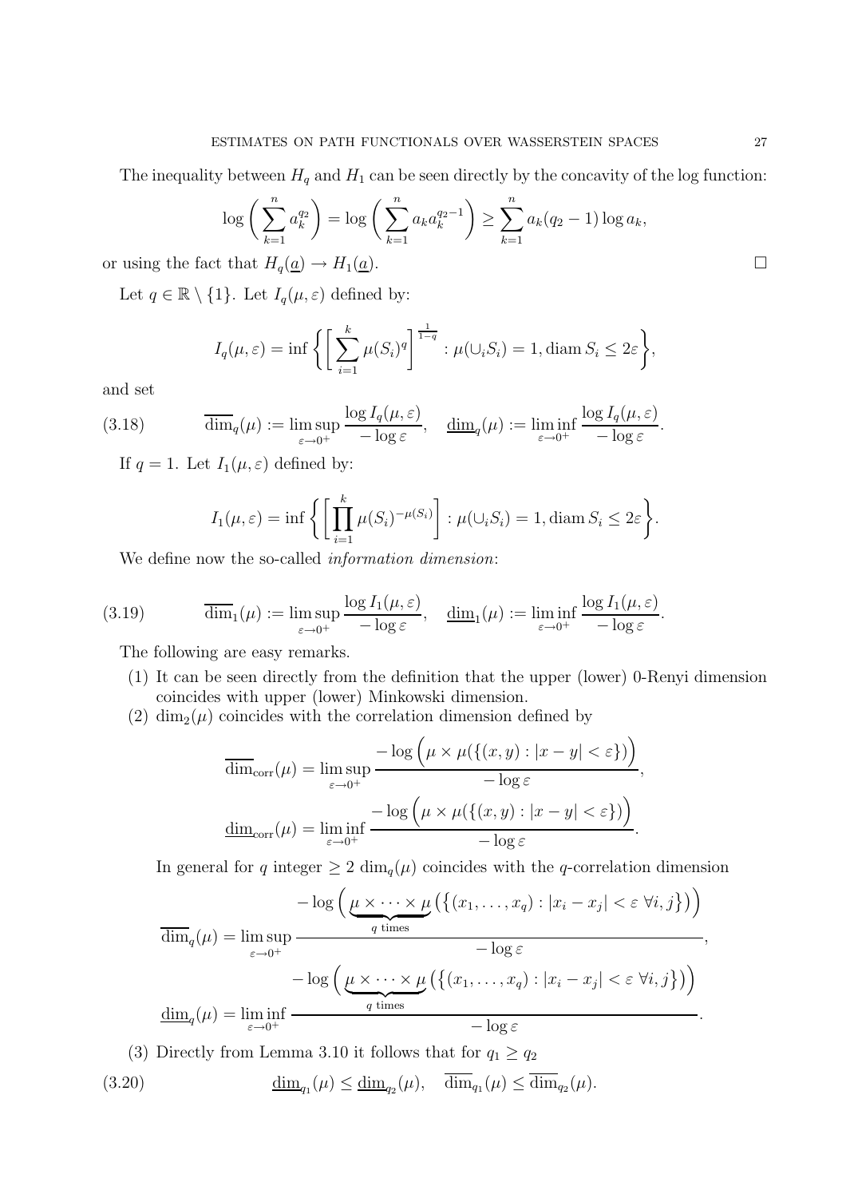The inequality between $H_q$ and $H_1$ can be seen directly by the concavity of the log function:

$$\log\bigg(\sum_{k=1}^n a_k^{q_2}\bigg) = \log\bigg(\sum_{k=1}^n a_k a_k^{q_2-1}\bigg) \geq \sum_{k=1}^n a_k(q_2-1)\log a_k,$$

or using the fact that $H_q(\underline{a}) \to H_1(\underline{a})$. $\square$

Let $q \in \mathbb{R}\setminus\{1\}$. Let $I_q(\mu,\varepsilon)$ defined by:

$$I_q(\mu,\varepsilon) = \inf\bigg\{\bigg[\sum_{i=1}^k \mu(S_i)^q\bigg]^{\frac{1}{1-q}} : \mu(\cup_i S_i) = 1, \operatorname{diam} S_i \leq 2\varepsilon\bigg\},$$

and set

$$\overline{\dim}_q(\mu) := \limsup_{\varepsilon\to 0^+}\frac{\log I_q(\mu,\varepsilon)}{-\log\varepsilon}, \quad \underline{\dim}_q(\mu) := \liminf_{\varepsilon\to 0^+}\frac{\log I_q(\mu,\varepsilon)}{-\log\varepsilon}. \tag{3.18}$$

If $q=1$. Let $I_1(\mu,\varepsilon)$ defined by:

$$I_1(\mu,\varepsilon) = \inf\bigg\{\bigg[\prod_{i=1}^k \mu(S_i)^{-\mu(S_i)}\bigg] : \mu(\cup_i S_i) = 1, \operatorname{diam} S_i \leq 2\varepsilon\bigg\}.$$

We define now the so-called *information dimension*:

$$\overline{\dim}_1(\mu) := \limsup_{\varepsilon\to 0^+}\frac{\log I_1(\mu,\varepsilon)}{-\log\varepsilon}, \quad \underline{\dim}_1(\mu) := \liminf_{\varepsilon\to 0^+}\frac{\log I_1(\mu,\varepsilon)}{-\log\varepsilon}. \tag{3.19}$$

The following are easy remarks.

1. It can be seen directly from the definition that the upper (lower) 0-Renyi dimension coincides with upper (lower) Minkowski dimension.
2. $\dim_2(\mu)$ coincides with the correlation dimension defined by

$$\overline{\dim}_{\mathrm{corr}}(\mu) = \limsup_{\varepsilon\to 0^+}\frac{-\log\Big(\mu\times\mu(\{(x,y) : |x-y|<\varepsilon\})\Big)}{-\log\varepsilon},$$

$$\underline{\dim}_{\mathrm{corr}}(\mu) = \liminf_{\varepsilon\to 0^+}\frac{-\log\Big(\mu\times\mu(\{(x,y) : |x-y|<\varepsilon\})\Big)}{-\log\varepsilon}.$$

   In general for $q$ integer $\geq 2$ $\dim_q(\mu)$ coincides with the $q$-correlation dimension

$$\overline{\dim}_q(\mu) = \limsup_{\varepsilon\to 0^+}\frac{-\log\Big(\underbrace{\mu\times\cdots\times\mu}_{q\text{ times}}\big(\{(x_1,\dots,x_q) : |x_i-x_j|<\varepsilon\ \forall i,j\}\big)\Big)}{-\log\varepsilon},$$

$$\underline{\dim}_q(\mu) = \liminf_{\varepsilon\to 0^+}\frac{-\log\Big(\underbrace{\mu\times\cdots\times\mu}_{q\text{ times}}\big(\{(x_1,\dots,x_q) : |x_i-x_j|<\varepsilon\ \forall i,j\}\big)\Big)}{-\log\varepsilon}.$$

3. Directly from Lemma 3.10 it follows that for $q_1 \geq q_2$

$$\underline{\dim}_{q_1}(\mu) \leq \underline{\dim}_{q_2}(\mu), \quad \overline{\dim}_{q_1}(\mu) \leq \overline{\dim}_{q_2}(\mu). \tag{3.20}$$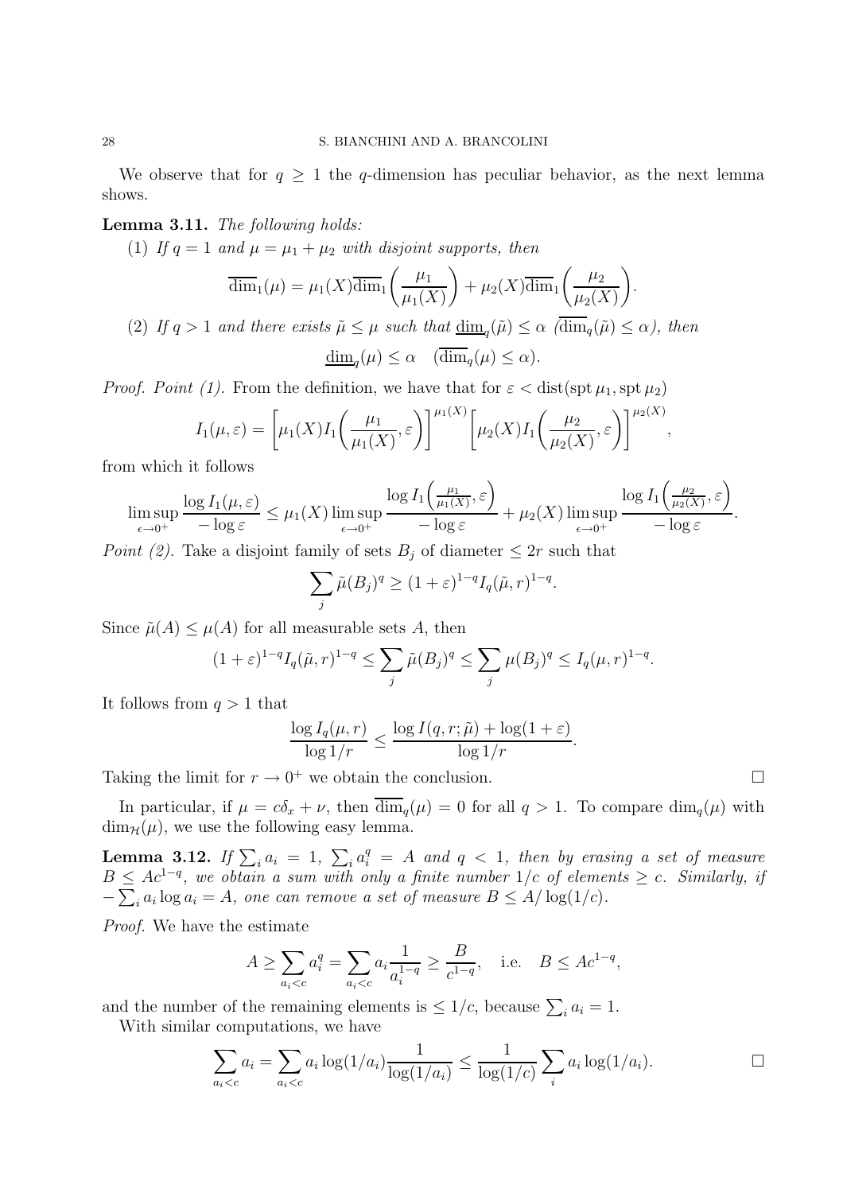We observe that for $q \geq 1$ the $q$-dimension has peculiar behavior, as the next lemma shows.

**Lemma 3.11.** *The following holds:*

(1) *If $q = 1$ and $\mu = \mu_1 + \mu_2$ with disjoint supports, then*

$$\overline{\dim}_1(\mu) = \mu_1(X)\overline{\dim}_1\bigg(\frac{\mu_1}{\mu_1(X)}\bigg) + \mu_2(X)\overline{\dim}_1\bigg(\frac{\mu_2}{\mu_2(X)}\bigg).$$

(2) *If $q > 1$ and there exists $\tilde{\mu} \leq \mu$ such that $\underline{\dim}_q(\tilde{\mu}) \leq \alpha$ ($\overline{\dim}_q(\tilde{\mu}) \leq \alpha$), then*

$$\underline{\dim}_q(\mu) \leq \alpha \quad (\overline{\dim}_q(\mu) \leq \alpha).$$

*Proof. Point (1).* From the definition, we have that for $\varepsilon < \operatorname{dist}(\operatorname{spt}\mu_1, \operatorname{spt}\mu_2)$

$$I_1(\mu,\varepsilon) = \bigg[\mu_1(X) I_1\bigg(\frac{\mu_1}{\mu_1(X)},\varepsilon\bigg)\bigg]^{\mu_1(X)} \bigg[\mu_2(X) I_1\bigg(\frac{\mu_2}{\mu_2(X)},\varepsilon\bigg)\bigg]^{\mu_2(X)},$$

from which it follows

$$\limsup_{\epsilon\to 0^+} \frac{\log I_1(\mu,\varepsilon)}{-\log\varepsilon} \leq \mu_1(X) \limsup_{\epsilon\to 0^+} \frac{\log I_1\Big(\frac{\mu_1}{\mu_1(X)},\varepsilon\Big)}{-\log\varepsilon} + \mu_2(X) \limsup_{\epsilon\to 0^+} \frac{\log I_1\Big(\frac{\mu_2}{\mu_2(X)},\varepsilon\Big)}{-\log\varepsilon}.$$

*Point (2).* Take a disjoint family of sets $B_j$ of diameter $\leq 2r$ such that

$$\sum_j \tilde{\mu}(B_j)^q \geq (1+\varepsilon)^{1-q} I_q(\tilde{\mu}, r)^{1-q}.$$

Since $\tilde{\mu}(A) \leq \mu(A)$ for all measurable sets $A$, then

$$(1+\varepsilon)^{1-q} I_q(\tilde{\mu}, r)^{1-q} \leq \sum_j \tilde{\mu}(B_j)^q \leq \sum_j \mu(B_j)^q \leq I_q(\mu, r)^{1-q}.$$

It follows from $q > 1$ that

$$\frac{\log I_q(\mu, r)}{\log 1/r} \leq \frac{\log I(q, r; \tilde{\mu}) + \log(1+\varepsilon)}{\log 1/r}.$$

Taking the limit for $r \to 0^+$ we obtain the conclusion. $\square$

In particular, if $\mu = c\delta_x + \nu$, then $\overline{\dim}_q(\mu) = 0$ for all $q > 1$. To compare $\dim_q(\mu)$ with $\dim_{\mathcal{H}}(\mu)$, we use the following easy lemma.

**Lemma 3.12.** *If $\sum_i a_i = 1$, $\sum_i a_i^q = A$ and $q < 1$, then by erasing a set of measure $B \leq Ac^{1-q}$, we obtain a sum with only a finite number $1/c$ of elements $\geq c$. Similarly, if $-\sum_i a_i \log a_i = A$, one can remove a set of measure $B \leq A/\log(1/c)$.*

*Proof.* We have the estimate

$$A \geq \sum_{a_i < c} a_i^q = \sum_{a_i < c} a_i \frac{1}{a_i^{1-q}} \geq \frac{B}{c^{1-q}}, \quad \text{i.e.} \quad B \leq Ac^{1-q},$$

and the number of the remaining elements is $\leq 1/c$, because $\sum_i a_i = 1$.

With similar computations, we have

$$\sum_{a_i < c} a_i = \sum_{a_i < c} a_i \log(1/a_i) \frac{1}{\log(1/a_i)} \leq \frac{1}{\log(1/c)} \sum_i a_i \log(1/a_i). \qquad \square$$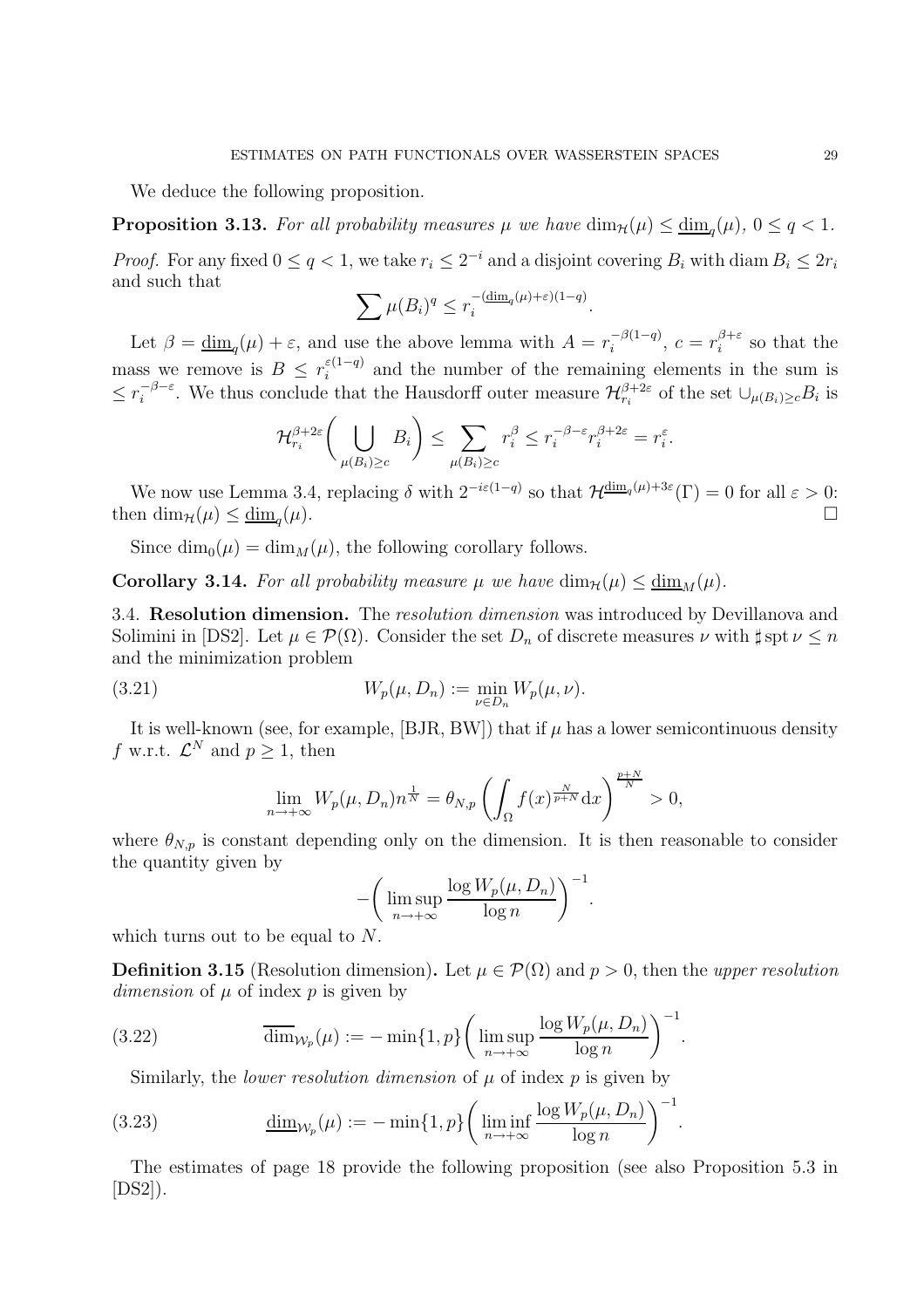We deduce the following proposition.

**Proposition 3.13.** *For all probability measures $\mu$ we have $\dim_{\mathcal{H}}(\mu) \leq \underline{\dim}_q(\mu)$, $0 \leq q < 1$.*

*Proof.* For any fixed $0 \leq q < 1$, we take $r_i \leq 2^{-i}$ and a disjoint covering $B_i$ with $\operatorname{diam} B_i \leq 2r_i$ and such that

$$\sum \mu(B_i)^q \leq r_i^{-(\underline{\dim}_q(\mu)+\varepsilon)(1-q)}.$$

Let $\beta = \underline{\dim}_q(\mu) + \varepsilon$, and use the above lemma with $A = r_i^{-\beta(1-q)}$, $c = r_i^{\beta+\varepsilon}$ so that the mass we remove is $B \leq r_i^{\varepsilon(1-q)}$ and the number of the remaining elements in the sum is $\leq r_i^{-\beta-\varepsilon}$. We thus conclude that the Hausdorff outer measure $\mathcal{H}_{r_i}^{\beta+2\varepsilon}$ of the set $\cup_{\mu(B_i)\geq c} B_i$ is

$$\mathcal{H}_{r_i}^{\beta+2\varepsilon}\bigg(\bigcup_{\mu(B_i)\geq c} B_i\bigg) \leq \sum_{\mu(B_i)\geq c} r_i^{\beta} \leq r_i^{-\beta-\varepsilon} r_i^{\beta+2\varepsilon} = r_i^{\varepsilon}.$$

We now use Lemma 3.4, replacing $\delta$ with $2^{-i\varepsilon(1-q)}$ so that $\mathcal{H}^{\underline{\dim}_q(\mu)+3\varepsilon}(\Gamma) = 0$ for all $\varepsilon > 0$: then $\dim_{\mathcal{H}}(\mu) \leq \underline{\dim}_q(\mu)$. $\square$

Since $\dim_0(\mu) = \dim_M(\mu)$, the following corollary follows.

**Corollary 3.14.** *For all probability measure $\mu$ we have $\dim_{\mathcal{H}}(\mu) \leq \underline{\dim}_M(\mu)$.*

3.4. **Resolution dimension.** The *resolution dimension* was introduced by Devillanova and Solimini in [DS2]. Let $\mu \in \mathcal{P}(\Omega)$. Consider the set $D_n$ of discrete measures $\nu$ with $\sharp \operatorname{spt} \nu \leq n$ and the minimization problem

$$W_p(\mu, D_n) := \min_{\nu \in D_n} W_p(\mu, \nu). \tag{3.21}$$

It is well-known (see, for example, [BJR, BW]) that if $\mu$ has a lower semicontinuous density $f$ w.r.t. $\mathcal{L}^N$ and $p \geq 1$, then

$$\lim_{n\to+\infty} W_p(\mu, D_n) n^{\frac{1}{N}} = \theta_{N,p} \left( \int_\Omega f(x)^{\frac{N}{p+N}} \mathrm{d}x \right)^{\frac{p+N}{N}} > 0,$$

where $\theta_{N,p}$ is constant depending only on the dimension. It is then reasonable to consider the quantity given by

$$-\bigg( \limsup_{n\to+\infty} \frac{\log W_p(\mu, D_n)}{\log n} \bigg)^{-1}.$$

which turns out to be equal to $N$.

**Definition 3.15** (Resolution dimension)**.** Let $\mu \in \mathcal{P}(\Omega)$ and $p > 0$, then the *upper resolution dimension* of $\mu$ of index $p$ is given by

$$\overline{\dim}_{\mathcal{W}_p}(\mu) := -\min\{1, p\} \bigg( \limsup_{n\to+\infty} \frac{\log W_p(\mu, D_n)}{\log n} \bigg)^{-1}. \tag{3.22}$$

Similarly, the *lower resolution dimension* of $\mu$ of index $p$ is given by

$$\underline{\dim}_{\mathcal{W}_p}(\mu) := -\min\{1, p\} \bigg( \liminf_{n\to+\infty} \frac{\log W_p(\mu, D_n)}{\log n} \bigg)^{-1}. \tag{3.23}$$

The estimates of page 18 provide the following proposition (see also Proposition 5.3 in [DS2]).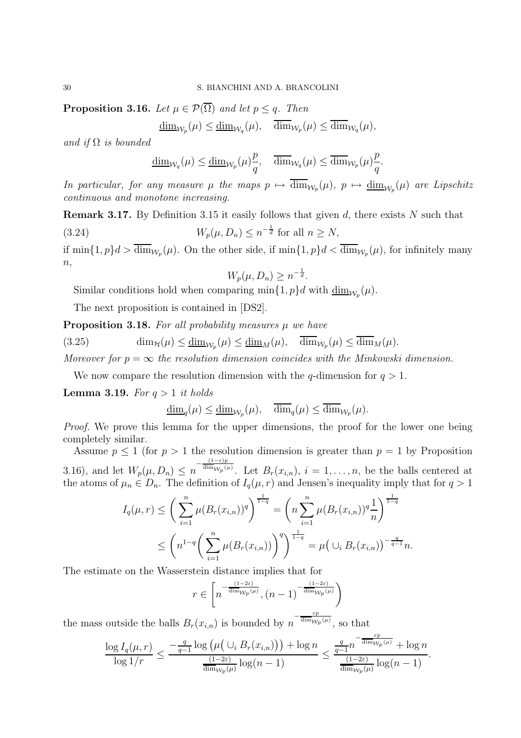**Proposition 3.16.** *Let $\mu \in \mathcal{P}(\overline{\Omega})$ and let $p \leq q$. Then*

$$\underline{\dim}_{\mathcal{W}_p}(\mu) \leq \underline{\dim}_{\mathcal{W}_q}(\mu), \quad \overline{\dim}_{\mathcal{W}_p}(\mu) \leq \overline{\dim}_{\mathcal{W}_q}(\mu),$$

*and if $\Omega$ is bounded*

$$\underline{\dim}_{\mathcal{W}_q}(\mu) \leq \underline{\dim}_{\mathcal{W}_p}(\mu)\frac{p}{q}, \quad \overline{\dim}_{\mathcal{W}_q}(\mu) \leq \overline{\dim}_{\mathcal{W}_p}(\mu)\frac{p}{q}.$$

*In particular, for any measure $\mu$ the maps $p \mapsto \overline{\dim}_{\mathcal{W}_p}(\mu)$, $p \mapsto \underline{\dim}_{\mathcal{W}_p}(\mu)$ are Lipschitz continuous and monotone increasing.*

**Remark 3.17.** By Definition 3.15 it easily follows that given $d$, there exists $N$ such that

$$W_p(\mu, D_n) \leq n^{-\frac{1}{d}} \text{ for all } n \geq N, \tag{3.24}$$

if $\min\{1,p\}d > \overline{\dim}_{\mathcal{W}_p}(\mu)$. On the other side, if $\min\{1,p\}d < \overline{\dim}_{\mathcal{W}_p}(\mu)$, for infinitely many $n$,

$$W_p(\mu, D_n) \geq n^{-\frac{1}{d}}.$$

Similar conditions hold when comparing $\min\{1,p\}d$ with $\underline{\dim}_{\mathcal{W}_p}(\mu)$.

The next proposition is contained in [DS2].

**Proposition 3.18.** *For all probability measures $\mu$ we have*

$$\dim_{\mathcal{H}}(\mu) \leq \underline{\dim}_{\mathcal{W}_p}(\mu) \leq \underline{\dim}_M(\mu), \quad \overline{\dim}_{\mathcal{W}_p}(\mu) \leq \overline{\dim}_M(\mu). \tag{3.25}$$

*Moreover for $p = \infty$ the resolution dimension coincides with the Minkowski dimension.*

We now compare the resolution dimension with the $q$-dimension for $q > 1$.

**Lemma 3.19.** *For $q > 1$ it holds*

$$\underline{\dim}_q(\mu) \leq \underline{\dim}_{\mathcal{W}_p}(\mu), \quad \overline{\dim}_q(\mu) \leq \overline{\dim}_{\mathcal{W}_p}(\mu).$$

*Proof.* We prove this lemma for the upper dimensions, the proof for the lower one being completely similar.

Assume $p \leq 1$ (for $p > 1$ the resolution dimension is greater than $p = 1$ by Proposition 3.16), and let $W_p(\mu, D_n) \leq n^{-\frac{(1-\varepsilon)p}{\overline{\dim}_{\mathcal{W}_p}(\mu)}}$. Let $B_r(x_{i,n})$, $i = 1, \dots, n$, be the balls centered at the atoms of $\mu_n \in D_n$. The definition of $I_q(\mu, r)$ and Jensen's inequality imply that for $q > 1$

$$\begin{aligned}
I_q(\mu, r) &\leq \left( \sum_{i=1}^n \mu(B_r(x_{i,n}))^q \right)^{\frac{1}{1-q}} = \left( n \sum_{i=1}^n \mu(B_r(x_{i,n}))^q \frac{1}{n} \right)^{\frac{1}{1-q}} \\
&\leq \left( n^{1-q} \left( \sum_{i=1}^n \mu(B_r(x_{i,n})) \right)^q \right)^{\frac{1}{1-q}} = \mu\big(\cup_i B_r(x_{i,n})\big)^{-\frac{q}{q-1}} n.
\end{aligned}$$

The estimate on the Wasserstein distance implies that for

$$r \in \left[ n^{-\frac{(1-2\varepsilon)}{\overline{\dim}_{\mathcal{W}_p}(\mu)}}, (n-1)^{-\frac{(1-2\varepsilon)}{\overline{\dim}_{\mathcal{W}_p}(\mu)}} \right)$$

the mass outside the balls $B_r(x_{i,n})$ is bounded by $n^{-\frac{\varepsilon p}{\overline{\dim}_{\mathcal{W}_p}(\mu)}}$, so that

$$\frac{\log I_q(\mu, r)}{\log 1/r} \leq \frac{-\frac{q}{q-1} \log\big(\mu\big(\cup_i B_r(x_{i,n})\big)\big) + \log n}{\frac{(1-2\varepsilon)}{\overline{\dim}_{\mathcal{W}_p}(\mu)} \log(n-1)} \leq \frac{\frac{q}{q-1} n^{-\frac{\varepsilon p}{\overline{\dim}_{\mathcal{W}_p}(\mu)}} + \log n}{\frac{(1-2\varepsilon)}{\overline{\dim}_{\mathcal{W}_p}(\mu)} \log(n-1)}.$$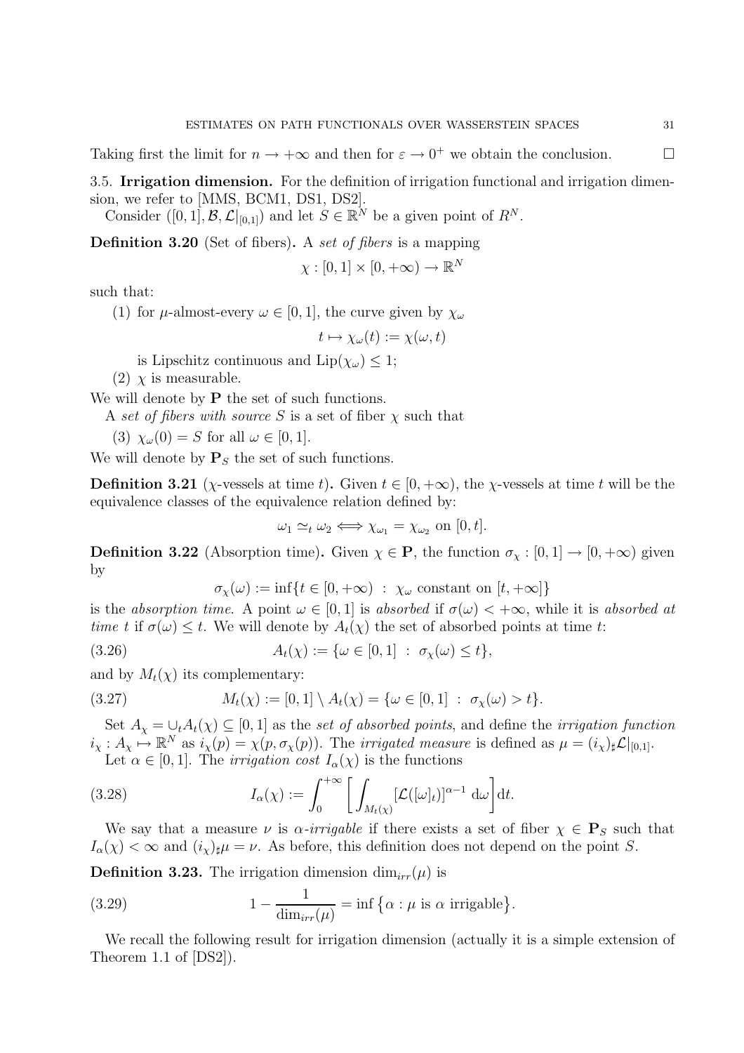Taking first the limit for $n \to +\infty$ and then for $\varepsilon \to 0^+$ we obtain the conclusion. $\square$

3.5. **Irrigation dimension.** For the definition of irrigation functional and irrigation dimension, we refer to [MMS, BCM1, DS1, DS2].

Consider $([0,1], \mathcal{B}, \mathcal{L}|_{[0,1]})$ and let $S \in \mathbb{R}^N$ be a given point of $R^N$.

**Definition 3.20** (Set of fibers)**.** A *set of fibers* is a mapping

$$\chi : [0,1] \times [0,+\infty) \to \mathbb{R}^N$$

such that:

(1) for $\mu$-almost-every $\omega \in [0,1]$, the curve given by $\chi_\omega$

$$t \mapsto \chi_\omega(t) := \chi(\omega, t)$$

is Lipschitz continuous and $\mathrm{Lip}(\chi_\omega) \leq 1$;

(2) $\chi$ is measurable.

We will denote by $\mathbf{P}$ the set of such functions.

A *set of fibers with source* $S$ is a set of fiber $\chi$ such that

(3) $\chi_\omega(0) = S$ for all $\omega \in [0,1]$.

We will denote by $\mathbf{P}_S$ the set of such functions.

**Definition 3.21** ($\chi$-vessels at time $t$)**.** Given $t \in [0,+\infty)$, the $\chi$-vessels at time $t$ will be the equivalence classes of the equivalence relation defined by:

$$\omega_1 \simeq_t \omega_2 \iff \chi_{\omega_1} = \chi_{\omega_2} \text{ on } [0,t].$$

**Definition 3.22** (Absorption time)**.** Given $\chi \in \mathbf{P}$, the function $\sigma_\chi : [0,1] \to [0,+\infty)$ given by

$$\sigma_\chi(\omega) := \inf\{t \in [0,+\infty) \ : \ \chi_\omega \text{ constant on } [t,+\infty]\}$$

is the *absorption time*. A point $\omega \in [0,1]$ is *absorbed* if $\sigma(\omega) < +\infty$, while it is *absorbed at time* $t$ if $\sigma(\omega) \leq t$. We will denote by $A_t(\chi)$ the set of absorbed points at time $t$:

$$A_t(\chi) := \{\omega \in [0,1] \ : \ \sigma_\chi(\omega) \leq t\}, \tag{3.26}$$

and by $M_t(\chi)$ its complementary:

$$M_t(\chi) := [0,1] \setminus A_t(\chi) = \{\omega \in [0,1] \ : \ \sigma_\chi(\omega) > t\}. \tag{3.27}$$

Set $A_\chi = \cup_t A_t(\chi) \subseteq [0,1]$ as the *set of absorbed points*, and define the *irrigation function* $i_\chi : A_\chi \mapsto \mathbb{R}^N$ as $i_\chi(p) = \chi(p, \sigma_\chi(p))$. The *irrigated measure* is defined as $\mu = (i_\chi)_\sharp \mathcal{L}|_{[0,1]}$.

Let $\alpha \in [0,1]$. The *irrigation cost* $I_\alpha(\chi)$ is the functions

$$I_\alpha(\chi) := \int_0^{+\infty} \left[ \int_{M_t(\chi)} [\mathcal{L}([\omega]_t)]^{\alpha-1} \, \mathrm{d}\omega \right] \mathrm{d}t. \tag{3.28}$$

We say that a measure $\nu$ is $\alpha$*-irrigable* if there exists a set of fiber $\chi \in \mathbf{P}_S$ such that $I_\alpha(\chi) < \infty$ and $(i_\chi)_\sharp \mu = \nu$. As before, this definition does not depend on the point $S$.

**Definition 3.23.** The irrigation dimension $\dim_{irr}(\mu)$ is

$$1 - \frac{1}{\dim_{irr}(\mu)} = \inf \big\{ \alpha : \mu \text{ is } \alpha \text{ irrigable} \big\}. \tag{3.29}$$

We recall the following result for irrigation dimension (actually it is a simple extension of Theorem 1.1 of [DS2]).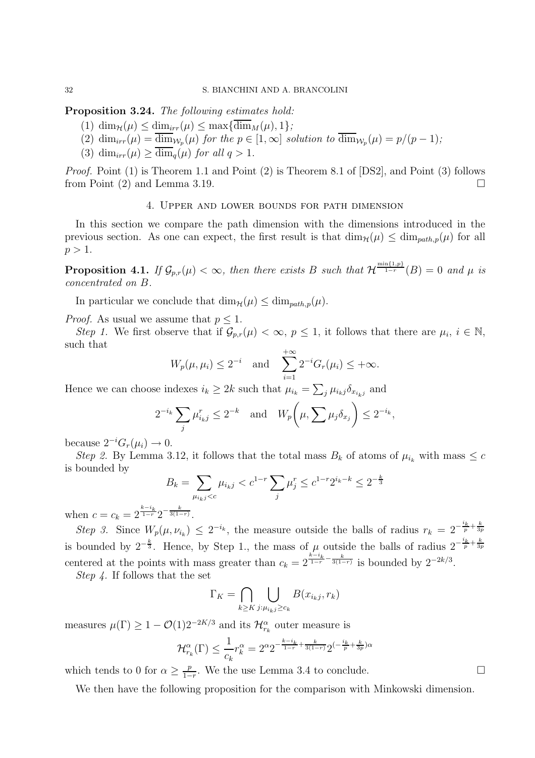**Proposition 3.24.** *The following estimates hold:*

(1) $\dim_{\mathcal{H}}(\mu) \leq \dim_{irr}(\mu) \leq \max\{\overline{\dim}_M(\mu), 1\}$;

(2) $\dim_{irr}(\mu) = \overline{\dim}_{\mathcal{W}_p}(\mu)$ *for the* $p \in [1, \infty]$ *solution to* $\overline{\dim}_{\mathcal{W}_p}(\mu) = p/(p-1)$;

(3) $\dim_{irr}(\mu) \geq \overline{\dim}_q(\mu)$ *for all* $q > 1$.

*Proof.* Point (1) is Theorem 1.1 and Point (2) is Theorem 8.1 of [DS2], and Point (3) follows from Point (2) and Lemma 3.19. □

## 4. Upper and lower bounds for path dimension

In this section we compare the path dimension with the dimensions introduced in the previous section. As one can expect, the first result is that $\dim_{\mathcal{H}}(\mu) \leq \dim_{path,p}(\mu)$ for all $p > 1$.

**Proposition 4.1.** *If* $\mathcal{G}_{p,r}(\mu) < \infty$, *then there exists* $B$ *such that* $\mathcal{H}^{\frac{\min\{1,p\}}{1-r}}(B) = 0$ *and* $\mu$ *is concentrated on* $B$.

In particular we conclude that $\dim_{\mathcal{H}}(\mu) \leq \dim_{path,p}(\mu)$.

*Proof.* As usual we assume that $p \leq 1$.

*Step 1.* We first observe that if $\mathcal{G}_{p,r}(\mu) < \infty$, $p \leq 1$, it follows that there are $\mu_i$, $i \in \mathbb{N}$, such that

$$W_p(\mu, \mu_i) \leq 2^{-i} \quad \text{and} \quad \sum_{i=1}^{+\infty} 2^{-i} G_r(\mu_i) \leq +\infty.$$

Hence we can choose indexes $i_k \geq 2k$ such that $\mu_{i_k} = \sum_j \mu_{i_k j} \delta_{x_{i_k j}}$ and

$$2^{-i_k} \sum_j \mu_{i_k j}^r \leq 2^{-k} \quad \text{and} \quad W_p\biggl(\mu, \sum \mu_j \delta_{x_j}\biggr) \leq 2^{-i_k},$$

because $2^{-i} G_r(\mu_i) \to 0$.

*Step 2.* By Lemma 3.12, it follows that the total mass $B_k$ of atoms of $\mu_{i_k}$ with mass $\leq c$ is bounded by

$$B_k = \sum_{\mu_{i_k j} < c} \mu_{i_k j} < c^{1-r} \sum_j \mu_j^r \leq c^{1-r} 2^{i_k - k} \leq 2^{-\frac{k}{3}}$$

when $c = c_k = 2^{\frac{k-i_k}{1-r}} 2^{-\frac{k}{3(1-r)}}$.

*Step 3.* Since $W_p(\mu, \nu_{i_k}) \leq 2^{-i_k}$, the measure outside the balls of radius $r_k = 2^{-\frac{i_k}{p} + \frac{k}{3p}}$ is bounded by $2^{-\frac{k}{3}}$. Hence, by Step 1., the mass of $\mu$ outside the balls of radius $2^{-\frac{i_k}{p} + \frac{k}{3p}}$ centered at the points with mass greater than $c_k = 2^{\frac{k-i_k}{1-r} - \frac{k}{3(1-r)}}$ is bounded by $2^{-2k/3}$.

*Step 4.* If follows that the set

$$\Gamma_K = \bigcap_{k \geq K} \bigcup_{j : \mu_{i_k j} \geq c_k} B(x_{i_k j}, r_k)$$

measures $\mu(\Gamma) \geq 1 - \mathcal{O}(1) 2^{-2K/3}$ and its $\mathcal{H}^\alpha_{r_k}$ outer measure is

$$\mathcal{H}^\alpha_{r_k}(\Gamma) \leq \frac{1}{c_k} r_k^\alpha = 2^\alpha 2^{-\frac{k-i_k}{1-r} + \frac{k}{3(1-r)}} 2^{(-\frac{i_k}{p} + \frac{k}{3p})\alpha}$$

which tends to 0 for $\alpha \geq \frac{p}{1-r}$. We the use Lemma 3.4 to conclude. □

We then have the following proposition for the comparison with Minkowski dimension.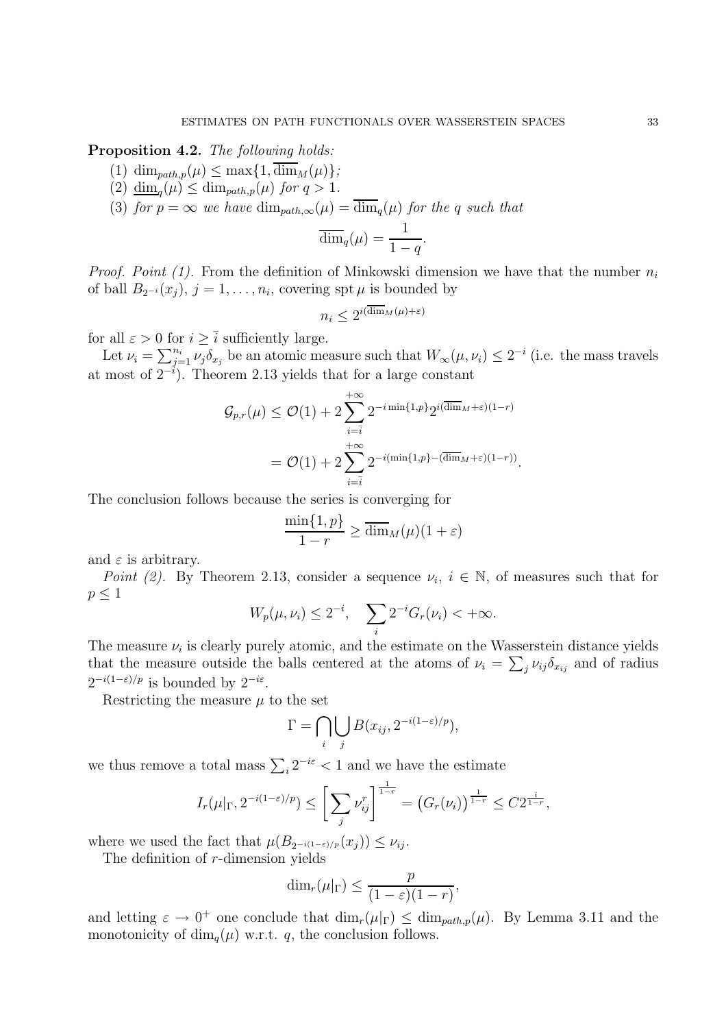**Proposition 4.2.** *The following holds:*

1. $\dim_{path,p}(\mu) \leq \max\{1, \overline{\dim}_M(\mu)\}$;
2. $\underline{\dim}_q(\mu) \leq \dim_{path,p}(\mu)$ *for* $q > 1$.
3. *for* $p = \infty$ *we have* $\dim_{path,\infty}(\mu) = \overline{\dim}_q(\mu)$ *for the* $q$ *such that*
$$\overline{\dim}_q(\mu) = \frac{1}{1-q}.$$

*Proof. Point (1).* From the definition of Minkowski dimension we have that the number $n_i$ of ball $B_{2^{-i}}(x_j)$, $j = 1, \ldots, n_i$, covering $\operatorname{spt} \mu$ is bounded by

$$n_i \leq 2^{i(\overline{\dim}_M(\mu)+\varepsilon)}$$

for all $\varepsilon > 0$ for $i \geq \bar{i}$ sufficiently large.

Let $\nu_i = \sum_{j=1}^{n_i} \nu_j \delta_{x_j}$ be an atomic measure such that $W_\infty(\mu, \nu_i) \leq 2^{-i}$ (i.e. the mass travels at most of $2^{-i}$). Theorem 2.13 yields that for a large constant

$$\begin{aligned}
\mathcal{G}_{p,r}(\mu) &\leq \mathcal{O}(1) + 2\sum_{i=\bar{i}}^{+\infty} 2^{-i\min\{1,p\}} 2^{i(\overline{\dim}_M+\varepsilon)(1-r)} \\
&= \mathcal{O}(1) + 2\sum_{i=\bar{i}}^{+\infty} 2^{-i(\min\{1,p\}-(\overline{\dim}_M+\varepsilon)(1-r))}.
\end{aligned}$$

The conclusion follows because the series is converging for

$$\frac{\min\{1,p\}}{1-r} \geq \overline{\dim}_M(\mu)(1+\varepsilon)$$

and $\varepsilon$ is arbitrary.

*Point (2).* By Theorem 2.13, consider a sequence $\nu_i$, $i \in \mathbb{N}$, of measures such that for $p \leq 1$

$$W_p(\mu, \nu_i) \leq 2^{-i}, \quad \sum_i 2^{-i} G_r(\nu_i) < +\infty.$$

The measure $\nu_i$ is clearly purely atomic, and the estimate on the Wasserstein distance yields that the measure outside the balls centered at the atoms of $\nu_i = \sum_j \nu_{ij}\delta_{x_{ij}}$ and of radius $2^{-i(1-\varepsilon)/p}$ is bounded by $2^{-i\varepsilon}$.

Restricting the measure $\mu$ to the set

$$\Gamma = \bigcap_i \bigcup_j B(x_{ij}, 2^{-i(1-\varepsilon)/p}),$$

we thus remove a total mass $\sum_i 2^{-i\varepsilon} < 1$ and we have the estimate

$$I_r(\mu|_\Gamma, 2^{-i(1-\varepsilon)/p}) \leq \left[\sum_j \nu_{ij}^r\right]^{\frac{1}{1-r}} = \big(G_r(\nu_i)\big)^{\frac{1}{1-r}} \leq C 2^{\frac{i}{1-r}},$$

where we used the fact that $\mu(B_{2^{-i(1-\varepsilon)/p}}(x_j)) \leq \nu_{ij}$.

The definition of $r$-dimension yields

$$\dim_r(\mu|_\Gamma) \leq \frac{p}{(1-\varepsilon)(1-r)},$$

and letting $\varepsilon \to 0^+$ one conclude that $\dim_r(\mu|_\Gamma) \leq \dim_{path,p}(\mu)$. By Lemma 3.11 and the monotonicity of $\dim_q(\mu)$ w.r.t. $q$, the conclusion follows.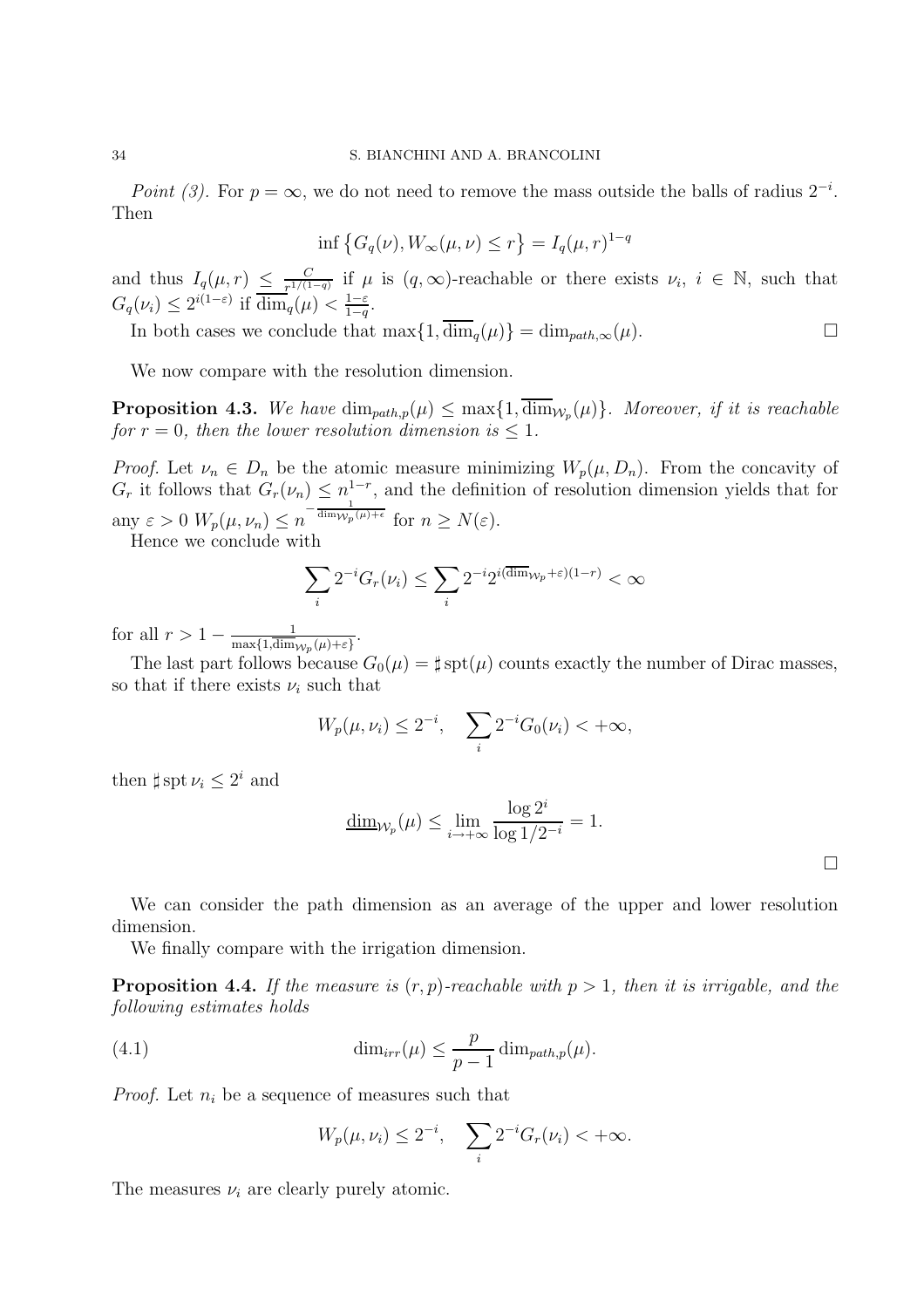*Point (3).* For $p = \infty$, we do not need to remove the mass outside the balls of radius $2^{-i}$. Then

$$\inf \left\{ G_q(\nu), W_\infty(\mu, \nu) \le r \right\} = I_q(\mu, r)^{1-q}$$

and thus $I_q(\mu, r) \le \frac{C}{r^{1/(1-q)}}$ if $\mu$ is $(q, \infty)$-reachable or there exists $\nu_i$, $i \in \mathbb{N}$, such that $G_q(\nu_i) \le 2^{i(1-\varepsilon)}$ if $\overline{\dim}_q(\mu) < \frac{1-\varepsilon}{1-q}$.

In both cases we conclude that $\max\{1, \overline{\dim}_q(\mu)\} = \dim_{path,\infty}(\mu)$. $\square$

We now compare with the resolution dimension.

**Proposition 4.3.** *We have $\dim_{path,p}(\mu) \le \max\{1, \overline{\dim}_{\mathcal{W}_p}(\mu)\}$. Moreover, if it is reachable for $r = 0$, then the lower resolution dimension is $\le 1$.*

*Proof.* Let $\nu_n \in D_n$ be the atomic measure minimizing $W_p(\mu, D_n)$. From the concavity of $G_r$ it follows that $G_r(\nu_n) \le n^{1-r}$, and the definition of resolution dimension yields that for any $\varepsilon > 0$ $W_p(\mu, \nu_n) \le n^{-\frac{1}{\dim_{\mathcal{W}_p}(\mu)+\epsilon}}$ for $n \ge N(\varepsilon)$.

Hence we conclude with

$$\sum_i 2^{-i} G_r(\nu_i) \le \sum_i 2^{-i} 2^{i(\overline{\dim}_{\mathcal{W}_p}+\varepsilon)(1-r)} < \infty$$

for all $r > 1 - \frac{1}{\max\{1, \overline{\dim}_{\mathcal{W}_p}(\mu)+\varepsilon\}}$.

The last part follows because $G_0(\mu) = \sharp \operatorname{spt}(\mu)$ counts exactly the number of Dirac masses, so that if there exists $\nu_i$ such that

$$W_p(\mu, \nu_i) \le 2^{-i}, \quad \sum_i 2^{-i} G_0(\nu_i) < +\infty,$$

then $\sharp \operatorname{spt} \nu_i \le 2^i$ and

$$\underline{\dim}_{\mathcal{W}_p}(\mu) \le \lim_{i \to +\infty} \frac{\log 2^i}{\log 1/2^{-i}} = 1.$$

$\square$

We can consider the path dimension as an average of the upper and lower resolution dimension.

We finally compare with the irrigation dimension.

**Proposition 4.4.** *If the measure is $(r, p)$-reachable with $p > 1$, then it is irrigable, and the following estimates holds*

$$\dim_{irr}(\mu) \le \frac{p}{p-1} \dim_{path,p}(\mu). \tag{4.1}$$

*Proof.* Let $n_i$ be a sequence of measures such that

$$W_p(\mu, \nu_i) \le 2^{-i}, \quad \sum_i 2^{-i} G_r(\nu_i) < +\infty.$$

The measures $\nu_i$ are clearly purely atomic.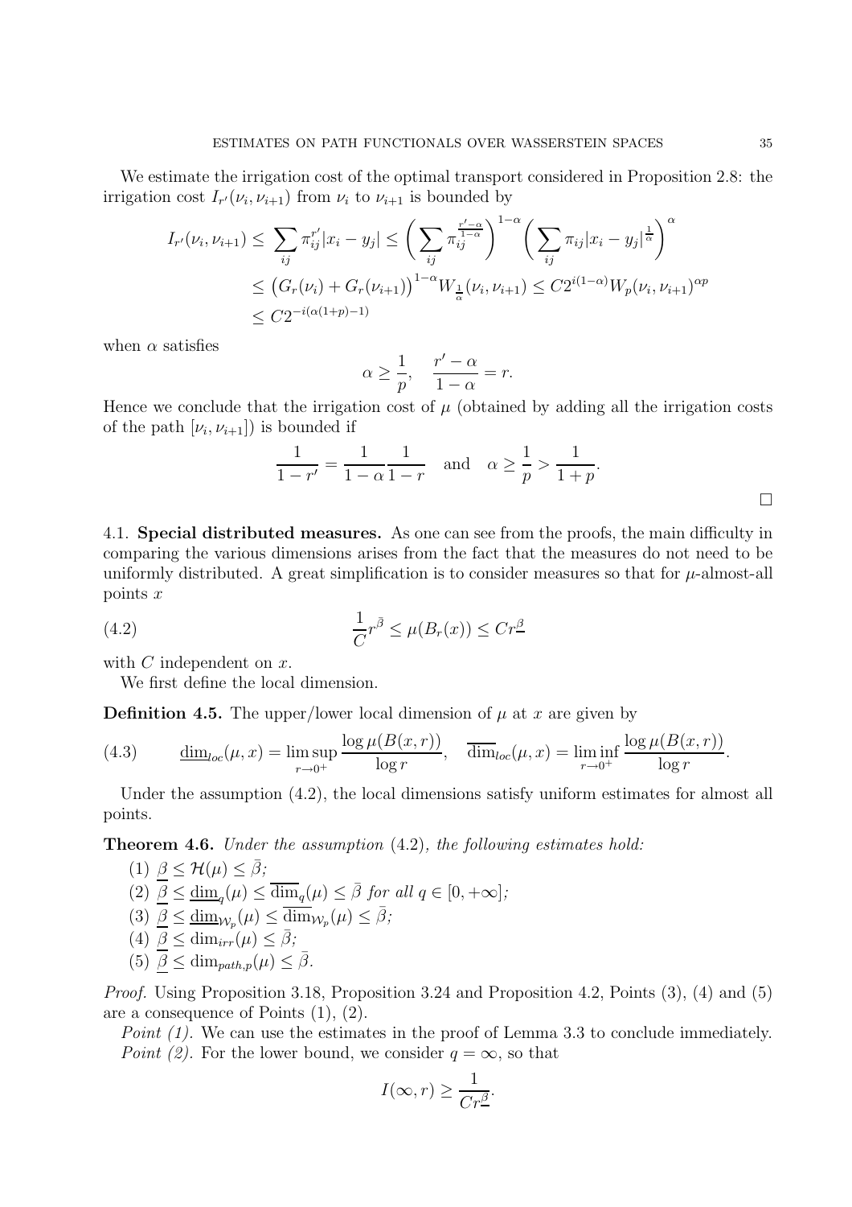We estimate the irrigation cost of the optimal transport considered in Proposition 2.8: the irrigation cost $I_{r'}(\nu_i,\nu_{i+1})$ from $\nu_i$ to $\nu_{i+1}$ is bounded by

$$
\begin{aligned}
I_{r'}(\nu_i,\nu_{i+1}) &\leq \sum_{ij} \pi_{ij}^{r'}|x_i-y_j| \leq \bigg(\sum_{ij}\pi_{ij}^{\frac{r'-\alpha}{1-\alpha}}\bigg)^{1-\alpha}\bigg(\sum_{ij}\pi_{ij}|x_i-y_j|^{\frac{1}{\alpha}}\bigg)^{\alpha} \\
&\leq \big(G_r(\nu_i)+G_r(\nu_{i+1})\big)^{1-\alpha} W_{\frac{1}{\alpha}}(\nu_i,\nu_{i+1}) \leq C2^{i(1-\alpha)}W_p(\nu_i,\nu_{i+1})^{\alpha p} \\
&\leq C2^{-i(\alpha(1+p)-1)}
\end{aligned}
$$

when $\alpha$ satisfies

$$
\alpha \geq \frac{1}{p}, \quad \frac{r'-\alpha}{1-\alpha} = r.
$$

Hence we conclude that the irrigation cost of $\mu$ (obtained by adding all the irrigation costs of the path $[\nu_i,\nu_{i+1}]$) is bounded if

$$
\frac{1}{1-r'} = \frac{1}{1-\alpha}\frac{1}{1-r} \quad \text{and} \quad \alpha \geq \frac{1}{p} > \frac{1}{1+p}.
$$

□

4.1. **Special distributed measures.** As one can see from the proofs, the main difficulty in comparing the various dimensions arises from the fact that the measures do not need to be uniformly distributed. A great simplification is to consider measures so that for $\mu$-almost-all points $x$

$$
\frac{1}{C}r^{\bar\beta} \leq \mu(B_r(x)) \leq Cr^{\underline{\beta}} \tag{4.2}
$$

with $C$ independent on $x$.

We first define the local dimension.

**Definition 4.5.** The upper/lower local dimension of $\mu$ at $x$ are given by

$$
\underline{\dim}_{loc}(\mu,x) = \limsup_{r\to 0^+}\frac{\log\mu(B(x,r))}{\log r}, \quad \overline{\dim}_{loc}(\mu,x) = \liminf_{r\to 0^+}\frac{\log\mu(B(x,r))}{\log r}. \tag{4.3}
$$

Under the assumption (4.2), the local dimensions satisfy uniform estimates for almost all points.

**Theorem 4.6.** *Under the assumption* (4.2)*, the following estimates hold:*

1. $\underline{\beta} \leq \mathcal{H}(\mu) \leq \bar\beta$;
2. $\underline{\beta} \leq \underline{\dim}_q(\mu) \leq \overline{\dim}_q(\mu) \leq \bar\beta$ *for all* $q\in[0,+\infty]$;
3. $\underline{\beta} \leq \underline{\dim}_{\mathcal{W}_p}(\mu) \leq \overline{\dim}_{\mathcal{W}_p}(\mu) \leq \bar\beta$;
4. $\underline{\beta} \leq \dim_{irr}(\mu) \leq \bar\beta$;
5. $\underline{\beta} \leq \dim_{path,p}(\mu) \leq \bar\beta$.

*Proof.* Using Proposition 3.18, Proposition 3.24 and Proposition 4.2, Points (3), (4) and (5) are a consequence of Points (1), (2).

*Point (1).* We can use the estimates in the proof of Lemma 3.3 to conclude immediately.

*Point (2).* For the lower bound, we consider $q=\infty$, so that

$$
I(\infty,r) \geq \frac{1}{Cr^{\underline{\beta}}}.
$$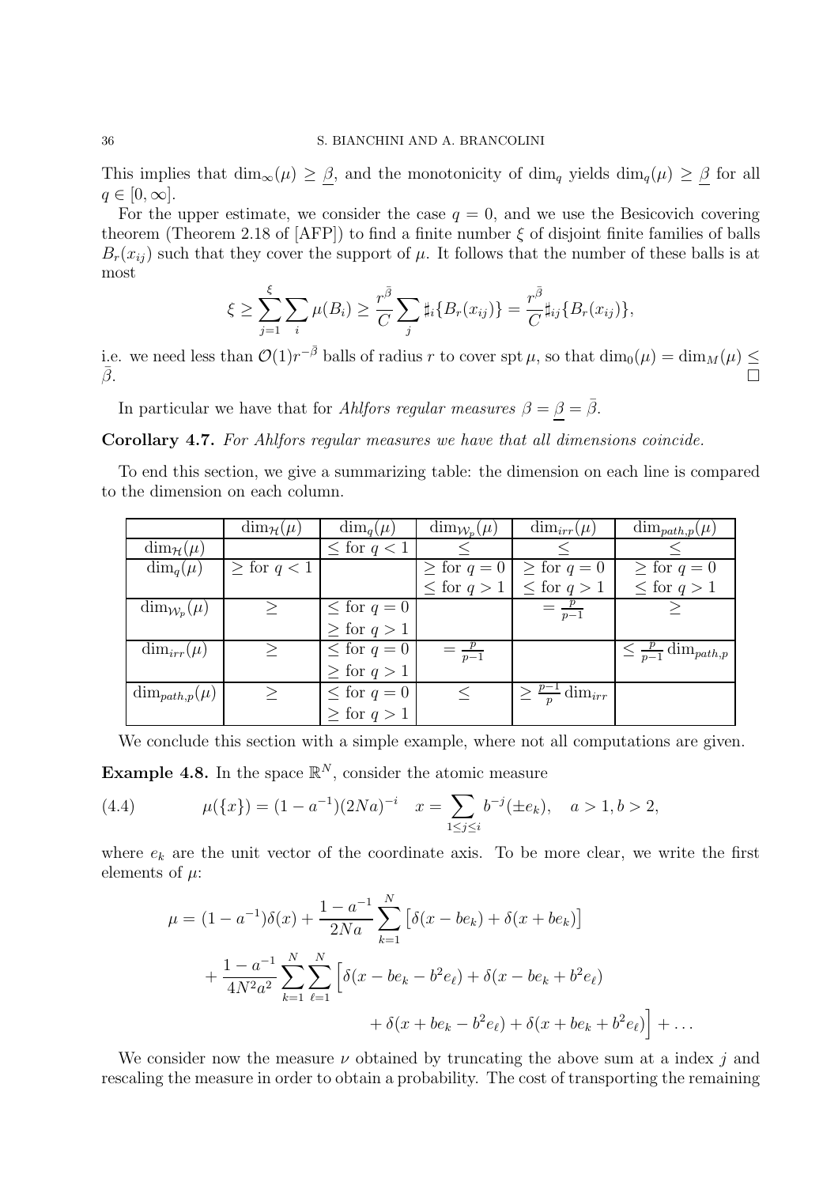This implies that $\dim_\infty(\mu) \geq \underline{\beta}$, and the monotonicity of $\dim_q$ yields $\dim_q(\mu) \geq \underline{\beta}$ for all $q \in [0, \infty]$.

For the upper estimate, we consider the case $q = 0$, and we use the Besicovich covering theorem (Theorem 2.18 of [AFP]) to find a finite number $\xi$ of disjoint finite families of balls $B_r(x_{ij})$ such that they cover the support of $\mu$. It follows that the number of these balls is at most

$$\xi \geq \sum_{j=1}^{\xi} \sum_i \mu(B_i) \geq \frac{r^{\bar{\beta}}}{C} \sum_j \sharp_i\{B_r(x_{ij})\} = \frac{r^{\bar{\beta}}}{C} \sharp_{ij}\{B_r(x_{ij})\},$$

i.e. we need less than $\mathcal{O}(1) r^{-\bar{\beta}}$ balls of radius $r$ to cover $\operatorname{spt} \mu$, so that $\dim_0(\mu) = \dim_M(\mu) \leq \bar{\beta}$. $\square$

In particular we have that for *Ahlfors regular measures* $\beta = \underline{\beta} = \bar{\beta}$.

**Corollary 4.7.** *For Ahlfors regular measures we have that all dimensions coincide.*

To end this section, we give a summarizing table: the dimension on each line is compared to the dimension on each column.

| | $\dim_{\mathcal{H}}(\mu)$ | $\dim_q(\mu)$ | $\dim_{\mathcal{W}_p}(\mu)$ | $\dim_{irr}(\mu)$ | $\dim_{path,p}(\mu)$ |
|---|---|---|---|---|---|
| $\dim_{\mathcal{H}}(\mu)$ | | $\leq$ for $q < 1$ | $\leq$ | $\leq$ | $\leq$ |
| $\dim_q(\mu)$ | $\geq$ for $q < 1$ | | $\geq$ for $q = 0$ <br> $\leq$ for $q > 1$ | $\geq$ for $q = 0$ <br> $\leq$ for $q > 1$ | $\geq$ for $q = 0$ <br> $\leq$ for $q > 1$ |
| $\dim_{\mathcal{W}_p}(\mu)$ | $\geq$ | $\leq$ for $q = 0$ <br> $\geq$ for $q > 1$ | | $= \frac{p}{p-1}$ | $\geq$ |
| $\dim_{irr}(\mu)$ | $\geq$ | $\leq$ for $q = 0$ <br> $\geq$ for $q > 1$ | $= \frac{p}{p-1}$ | | $\leq \frac{p}{p-1} \dim_{path,p}$ |
| $\dim_{path,p}(\mu)$ | $\geq$ | $\leq$ for $q = 0$ <br> $\geq$ for $q > 1$ | $\leq$ | $\geq \frac{p-1}{p} \dim_{irr}$ | |

We conclude this section with a simple example, where not all computations are given.

**Example 4.8.** In the space $\mathbb{R}^N$, consider the atomic measure

$$\mu(\{x\}) = (1 - a^{-1})(2Na)^{-i} \quad x = \sum_{1 \leq j \leq i} b^{-j}(\pm e_k), \quad a > 1, b > 2, \tag{4.4}$$

where $e_k$ are the unit vector of the coordinate axis. To be more clear, we write the first elements of $\mu$:

$$\begin{aligned}
\mu = (1 - a^{-1})\delta(x) &+ \frac{1 - a^{-1}}{2Na} \sum_{k=1}^{N} \big[\delta(x - be_k) + \delta(x + be_k)\big] \\
&+ \frac{1 - a^{-1}}{4N^2a^2} \sum_{k=1}^{N} \sum_{\ell=1}^{N} \Big[\delta(x - be_k - b^2 e_\ell) + \delta(x - be_k + b^2 e_\ell) \\
&\qquad + \delta(x + be_k - b^2 e_\ell) + \delta(x + be_k + b^2 e_\ell)\Big] + \ldots
\end{aligned}$$

We consider now the measure $\nu$ obtained by truncating the above sum at a index $j$ and rescaling the measure in order to obtain a probability. The cost of transporting the remaining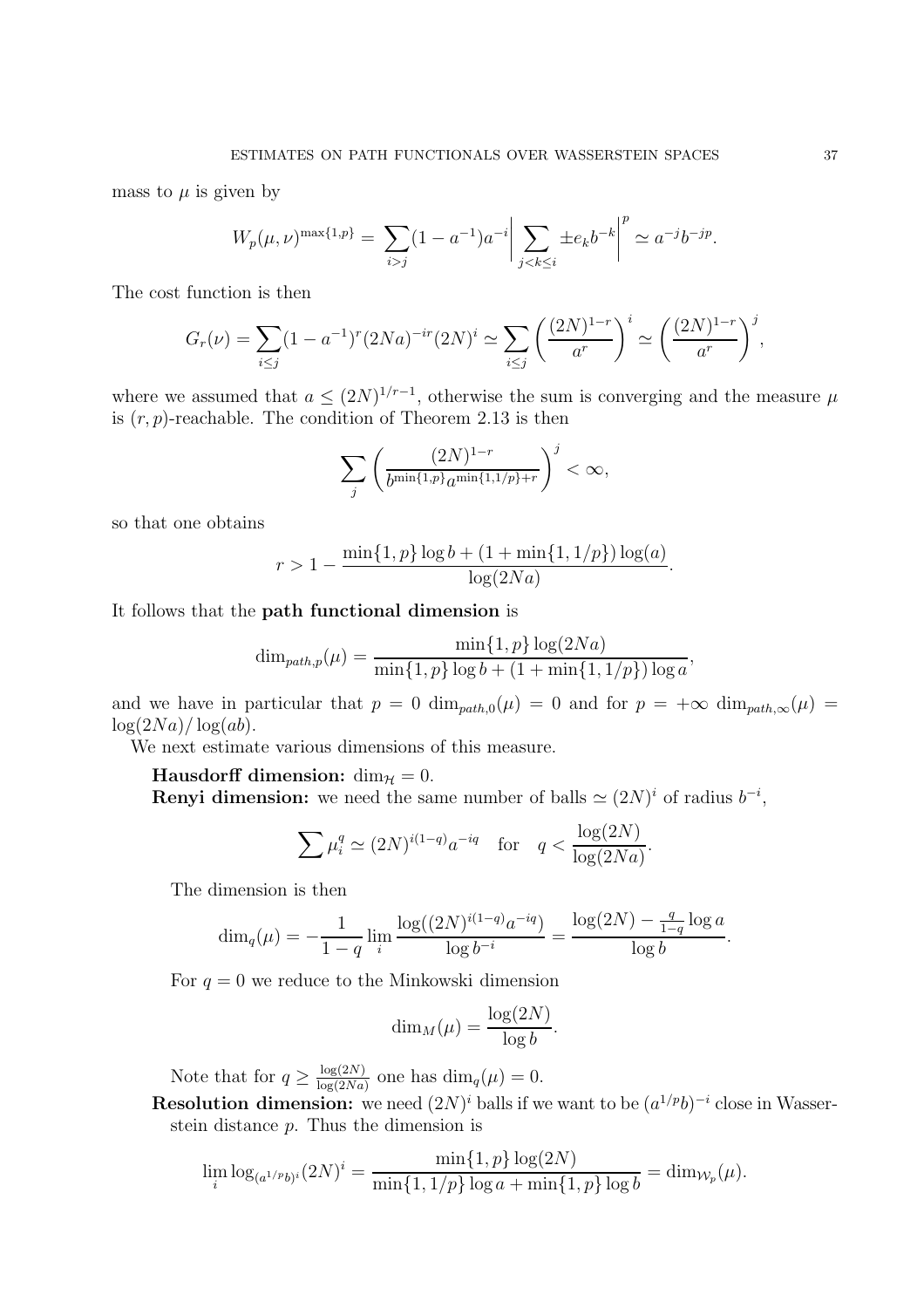mass to $\mu$ is given by

$$W_p(\mu,\nu)^{\max\{1,p\}} = \sum_{i>j}(1-a^{-1})a^{-i}\bigg|\sum_{j<k\leq i} \pm e_k b^{-k}\bigg|^p \simeq a^{-j}b^{-jp}.$$

The cost function is then

$$G_r(\nu) = \sum_{i\leq j}(1-a^{-1})^r(2Na)^{-ir}(2N)^i \simeq \sum_{i\leq j}\bigg(\frac{(2N)^{1-r}}{a^r}\bigg)^i \simeq \bigg(\frac{(2N)^{1-r}}{a^r}\bigg)^j,$$

where we assumed that $a \leq (2N)^{1/r-1}$, otherwise the sum is converging and the measure $\mu$ is $(r,p)$-reachable. The condition of Theorem 2.13 is then

$$\sum_j \bigg(\frac{(2N)^{1-r}}{b^{\min\{1,p\}}a^{\min\{1,1/p\}+r}}\bigg)^j < \infty,$$

so that one obtains

$$r > 1 - \frac{\min\{1,p\}\log b + (1+\min\{1,1/p\})\log(a)}{\log(2Na)}.$$

It follows that the **path functional dimension** is

$$\dim_{path,p}(\mu) = \frac{\min\{1,p\}\log(2Na)}{\min\{1,p\}\log b + (1+\min\{1,1/p\})\log a},$$

and we have in particular that $p=0$ $\dim_{path,0}(\mu) = 0$ and for $p=+\infty$ $\dim_{path,\infty}(\mu) = \log(2Na)/\log(ab)$.

We next estimate various dimensions of this measure.

**Hausdorff dimension:** $\dim_{\mathcal{H}} = 0$.

**Renyi dimension:** we need the same number of balls $\simeq (2N)^i$ of radius $b^{-i}$,

$$\sum \mu_i^q \simeq (2N)^{i(1-q)}a^{-iq} \quad \text{for} \quad q < \frac{\log(2N)}{\log(2Na)}.$$

The dimension is then

$$\dim_q(\mu) = -\frac{1}{1-q}\lim_i \frac{\log((2N)^{i(1-q)}a^{-iq})}{\log b^{-i}} = \frac{\log(2N) - \frac{q}{1-q}\log a}{\log b}.$$

For $q=0$ we reduce to the Minkowski dimension

$$\dim_M(\mu) = \frac{\log(2N)}{\log b}.$$

Note that for $q \geq \frac{\log(2N)}{\log(2Na)}$ one has $\dim_q(\mu) = 0$.

**Resolution dimension:** we need $(2N)^i$ balls if we want to be $(a^{1/p}b)^{-i}$ close in Wasserstein distance $p$. Thus the dimension is

$$\lim_i \log_{(a^{1/p}b)^i}(2N)^i = \frac{\min\{1,p\}\log(2N)}{\min\{1,1/p\}\log a + \min\{1,p\}\log b} = \dim_{\mathcal{W}_p}(\mu).$$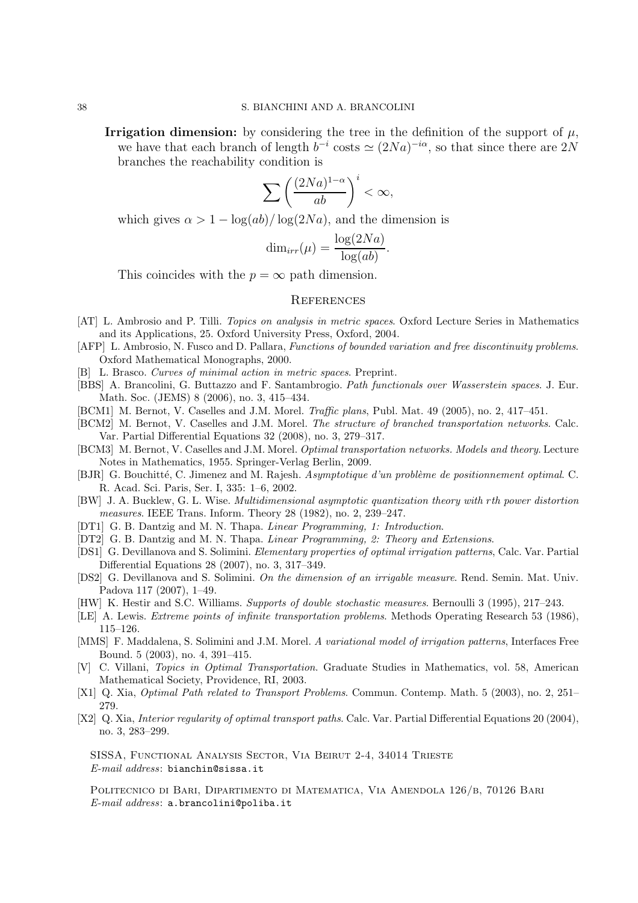**Irrigation dimension:** by considering the tree in the definition of the support of $\mu$, we have that each branch of length $b^{-i}$ costs $\simeq (2Na)^{-i\alpha}$, so that since there are $2N$ branches the reachability condition is

$$\sum \left( \frac{(2Na)^{1-\alpha}}{ab} \right)^i < \infty,$$

which gives $\alpha > 1 - \log(ab)/\log(2Na)$, and the dimension is

$$\dim_{irr}(\mu) = \frac{\log(2Na)}{\log(ab)}.$$

This coincides with the $p = \infty$ path dimension.

## References

[AT] L. Ambrosio and P. Tilli. *Topics on analysis in metric spaces*. Oxford Lecture Series in Mathematics and its Applications, 25. Oxford University Press, Oxford, 2004.

[AFP] L. Ambrosio, N. Fusco and D. Pallara, *Functions of bounded variation and free discontinuity problems*. Oxford Mathematical Monographs, 2000.

[B] L. Brasco. *Curves of minimal action in metric spaces*. Preprint.

[BBS] A. Brancolini, G. Buttazzo and F. Santambrogio. *Path functionals over Wasserstein spaces*. J. Eur. Math. Soc. (JEMS) 8 (2006), no. 3, 415–434.

[BCM1] M. Bernot, V. Caselles and J.M. Morel. *Traffic plans*, Publ. Mat. 49 (2005), no. 2, 417–451.

[BCM2] M. Bernot, V. Caselles and J.M. Morel. *The structure of branched transportation networks*. Calc. Var. Partial Differential Equations 32 (2008), no. 3, 279–317.

[BCM3] M. Bernot, V. Caselles and J.M. Morel. *Optimal transportation networks. Models and theory.* Lecture Notes in Mathematics, 1955. Springer-Verlag Berlin, 2009.

[BJR] G. Bouchitté, C. Jimenez and M. Rajesh. *Asymptotique d'un problème de positionnement optimal*. C. R. Acad. Sci. Paris, Ser. I, 335: 1–6, 2002.

[BW] J. A. Bucklew, G. L. Wise. *Multidimensional asymptotic quantization theory with rth power distortion measures*. IEEE Trans. Inform. Theory 28 (1982), no. 2, 239–247.

[DT1] G. B. Dantzig and M. N. Thapa. *Linear Programming, 1: Introduction*.

[DT2] G. B. Dantzig and M. N. Thapa. *Linear Programming, 2: Theory and Extensions*.

[DS1] G. Devillanova and S. Solimini. *Elementary properties of optimal irrigation patterns*, Calc. Var. Partial Differential Equations 28 (2007), no. 3, 317–349.

[DS2] G. Devillanova and S. Solimini. *On the dimension of an irrigable measure*. Rend. Semin. Mat. Univ. Padova 117 (2007), 1–49.

[HW] K. Hestir and S.C. Williams. *Supports of double stochastic measures*. Bernoulli 3 (1995), 217–243.

[LE] A. Lewis. *Extreme points of infinite transportation problems*. Methods Operating Research 53 (1986), 115–126.

[MMS] F. Maddalena, S. Solimini and J.M. Morel. *A variational model of irrigation patterns*, Interfaces Free Bound. 5 (2003), no. 4, 391–415.

[V] C. Villani, *Topics in Optimal Transportation*. Graduate Studies in Mathematics, vol. 58, American Mathematical Society, Providence, RI, 2003.

[X1] Q. Xia, *Optimal Path related to Transport Problems*. Commun. Contemp. Math. 5 (2003), no. 2, 251–279.

[X2] Q. Xia, *Interior regularity of optimal transport paths*. Calc. Var. Partial Differential Equations 20 (2004), no. 3, 283–299.

SISSA, Functional Analysis Sector, Via Beirut 2-4, 34014 Trieste
*E-mail address*: bianchin@sissa.it

Politecnico di Bari, Dipartimento di Matematica, Via Amendola 126/b, 70126 Bari
*E-mail address*: a.brancolini@poliba.it